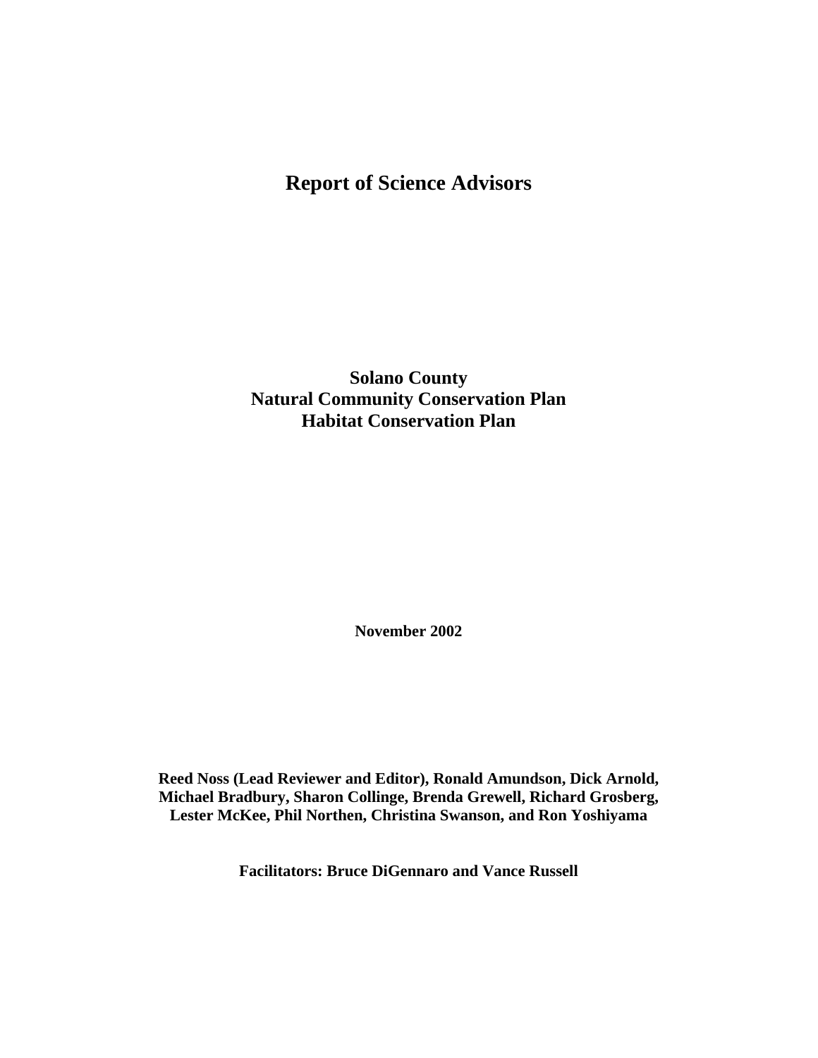# Report of Science Advisors

## Solano County
## Natural Community Conservation Plan
## Habitat Conservation Plan

**November 2002**

**Reed Noss (Lead Reviewer and Editor), Ronald Amundson, Dick Arnold, Michael Bradbury, Sharon Collinge, Brenda Grewell, Richard Grosberg, Lester McKee, Phil Northen, Christina Swanson, and Ron Yoshiyama**

**Facilitators: Bruce DiGennaro and Vance Russell**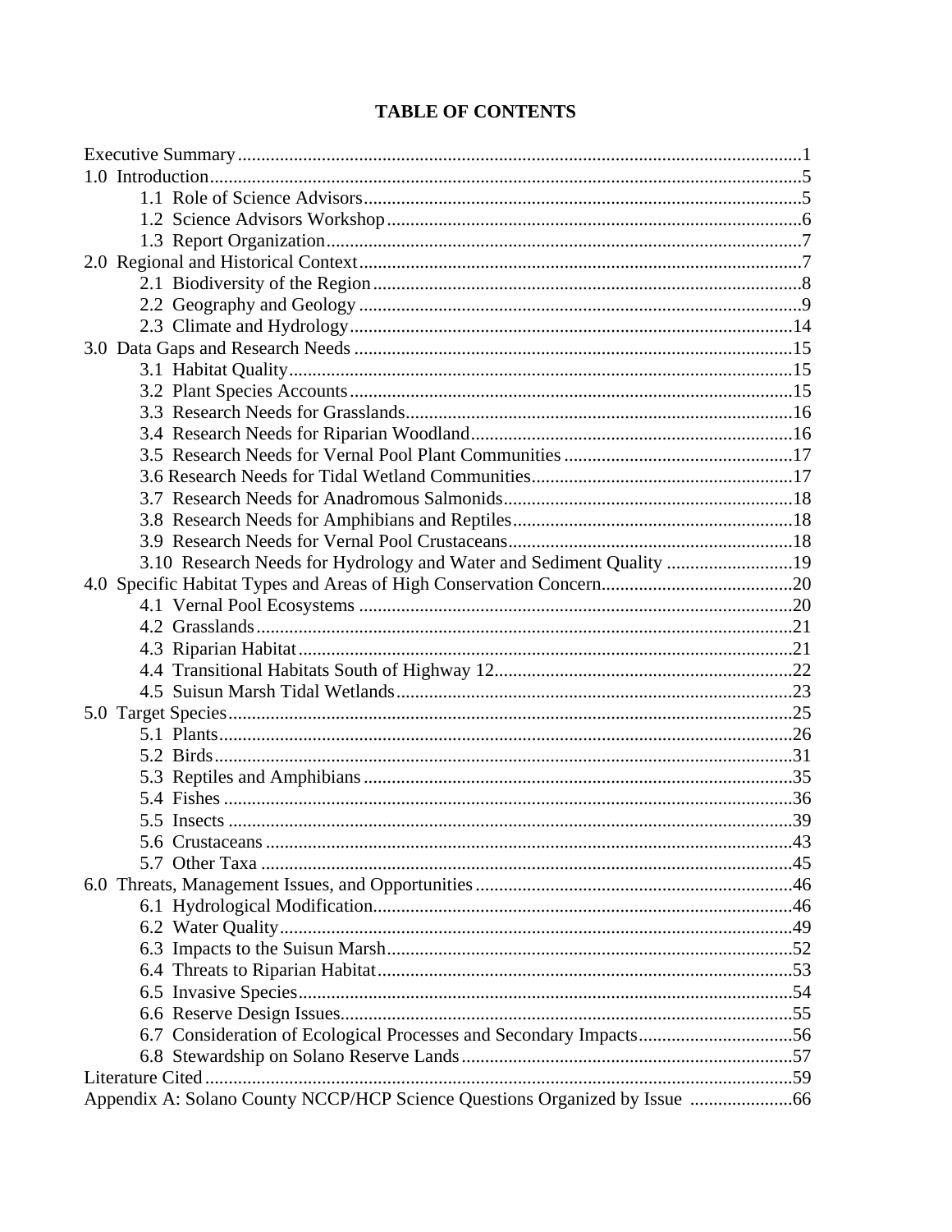# TABLE OF CONTENTS

Executive Summary ........................................................................................................1
1.0 Introduction..............................................................................................................5
- 1.1 Role of Science Advisors.............................................................................5
- 1.2 Science Advisors Workshop........................................................................6
- 1.3 Report Organization.....................................................................................7

2.0 Regional and Historical Context..............................................................................7
- 2.1 Biodiversity of the Region............................................................................8
- 2.2 Geography and Geology ..............................................................................9
- 2.3 Climate and Hydrology...............................................................................14

3.0 Data Gaps and Research Needs ..............................................................................15
- 3.1 Habitat Quality............................................................................................15
- 3.2 Plant Species Accounts...............................................................................15
- 3.3 Research Needs for Grasslands...................................................................16
- 3.4 Research Needs for Riparian Woodland.....................................................16
- 3.5 Research Needs for Vernal Pool Plant Communities .................................17
- 3.6 Research Needs for Tidal Wetland Communities........................................17
- 3.7 Research Needs for Anadromous Salmonids..............................................18
- 3.8 Research Needs for Amphibians and Reptiles............................................18
- 3.9 Research Needs for Vernal Pool Crustaceans.............................................18
- 3.10 Research Needs for Hydrology and Water and Sediment Quality ...........19

4.0 Specific Habitat Types and Areas of High Conservation Concern.........................20
- 4.1 Vernal Pool Ecosystems .............................................................................20
- 4.2 Grasslands...................................................................................................21
- 4.3 Riparian Habitat..........................................................................................21
- 4.4 Transitional Habitats South of Highway 12................................................22
- 4.5 Suisun Marsh Tidal Wetlands.....................................................................23

5.0 Target Species.........................................................................................................25
- 5.1 Plants..........................................................................................................26
- 5.2 Birds...........................................................................................................31
- 5.3 Reptiles and Amphibians............................................................................35
- 5.4 Fishes .........................................................................................................36
- 5.5 Insects ........................................................................................................39
- 5.6 Crustaceans ................................................................................................43
- 5.7 Other Taxa .................................................................................................45

6.0 Threats, Management Issues, and Opportunities...................................................46
- 6.1 Hydrological Modification.........................................................................46
- 6.2 Water Quality..............................................................................................49
- 6.3 Impacts to the Suisun Marsh.......................................................................52
- 6.4 Threats to Riparian Habitat.........................................................................53
- 6.5 Invasive Species..........................................................................................54
- 6.6 Reserve Design Issues.................................................................................55
- 6.7 Consideration of Ecological Processes and Secondary Impacts.................56
- 6.8 Stewardship on Solano Reserve Lands.......................................................57

Literature Cited ...........................................................................................................59
Appendix A: Solano County NCCP/HCP Science Questions Organized by Issue ......................66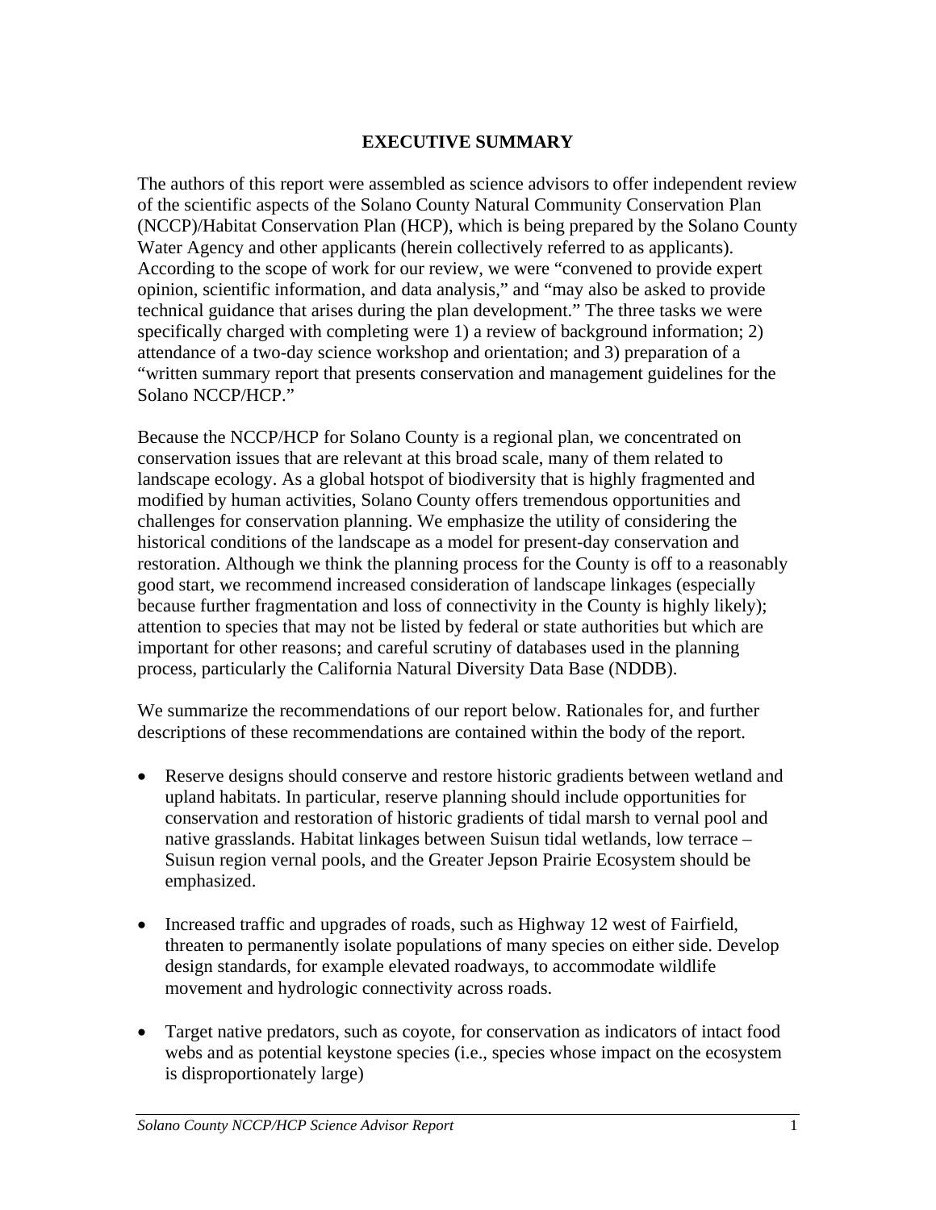# EXECUTIVE SUMMARY

The authors of this report were assembled as science advisors to offer independent review of the scientific aspects of the Solano County Natural Community Conservation Plan (NCCP)/Habitat Conservation Plan (HCP), which is being prepared by the Solano County Water Agency and other applicants (herein collectively referred to as applicants). According to the scope of work for our review, we were "convened to provide expert opinion, scientific information, and data analysis," and "may also be asked to provide technical guidance that arises during the plan development." The three tasks we were specifically charged with completing were 1) a review of background information; 2) attendance of a two-day science workshop and orientation; and 3) preparation of a "written summary report that presents conservation and management guidelines for the Solano NCCP/HCP."

Because the NCCP/HCP for Solano County is a regional plan, we concentrated on conservation issues that are relevant at this broad scale, many of them related to landscape ecology. As a global hotspot of biodiversity that is highly fragmented and modified by human activities, Solano County offers tremendous opportunities and challenges for conservation planning. We emphasize the utility of considering the historical conditions of the landscape as a model for present-day conservation and restoration. Although we think the planning process for the County is off to a reasonably good start, we recommend increased consideration of landscape linkages (especially because further fragmentation and loss of connectivity in the County is highly likely); attention to species that may not be listed by federal or state authorities but which are important for other reasons; and careful scrutiny of databases used in the planning process, particularly the California Natural Diversity Data Base (NDDB).

We summarize the recommendations of our report below. Rationales for, and further descriptions of these recommendations are contained within the body of the report.

- Reserve designs should conserve and restore historic gradients between wetland and upland habitats. In particular, reserve planning should include opportunities for conservation and restoration of historic gradients of tidal marsh to vernal pool and native grasslands. Habitat linkages between Suisun tidal wetlands, low terrace – Suisun region vernal pools, and the Greater Jepson Prairie Ecosystem should be emphasized.

- Increased traffic and upgrades of roads, such as Highway 12 west of Fairfield, threaten to permanently isolate populations of many species on either side. Develop design standards, for example elevated roadways, to accommodate wildlife movement and hydrologic connectivity across roads.

- Target native predators, such as coyote, for conservation as indicators of intact food webs and as potential keystone species (i.e., species whose impact on the ecosystem is disproportionately large)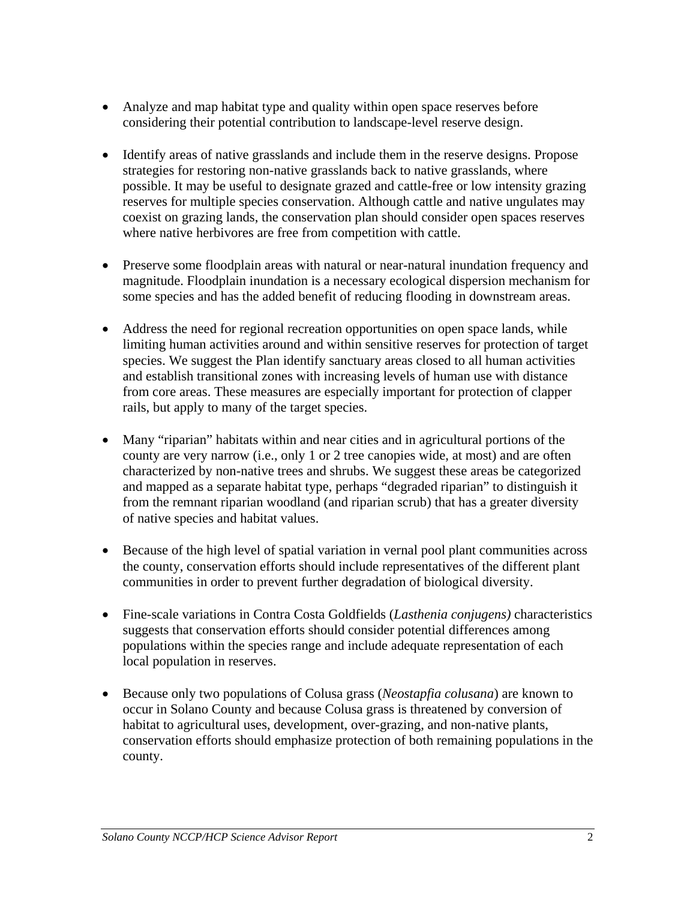- Analyze and map habitat type and quality within open space reserves before considering their potential contribution to landscape-level reserve design.

- Identify areas of native grasslands and include them in the reserve designs. Propose strategies for restoring non-native grasslands back to native grasslands, where possible. It may be useful to designate grazed and cattle-free or low intensity grazing reserves for multiple species conservation. Although cattle and native ungulates may coexist on grazing lands, the conservation plan should consider open spaces reserves where native herbivores are free from competition with cattle.

- Preserve some floodplain areas with natural or near-natural inundation frequency and magnitude. Floodplain inundation is a necessary ecological dispersion mechanism for some species and has the added benefit of reducing flooding in downstream areas.

- Address the need for regional recreation opportunities on open space lands, while limiting human activities around and within sensitive reserves for protection of target species. We suggest the Plan identify sanctuary areas closed to all human activities and establish transitional zones with increasing levels of human use with distance from core areas. These measures are especially important for protection of clapper rails, but apply to many of the target species.

- Many "riparian" habitats within and near cities and in agricultural portions of the county are very narrow (i.e., only 1 or 2 tree canopies wide, at most) and are often characterized by non-native trees and shrubs. We suggest these areas be categorized and mapped as a separate habitat type, perhaps "degraded riparian" to distinguish it from the remnant riparian woodland (and riparian scrub) that has a greater diversity of native species and habitat values.

- Because of the high level of spatial variation in vernal pool plant communities across the county, conservation efforts should include representatives of the different plant communities in order to prevent further degradation of biological diversity.

- Fine-scale variations in Contra Costa Goldfields (*Lasthenia conjugens)* characteristics suggests that conservation efforts should consider potential differences among populations within the species range and include adequate representation of each local population in reserves.

- Because only two populations of Colusa grass (*Neostapfia colusana*) are known to occur in Solano County and because Colusa grass is threatened by conversion of habitat to agricultural uses, development, over-grazing, and non-native plants, conservation efforts should emphasize protection of both remaining populations in the county.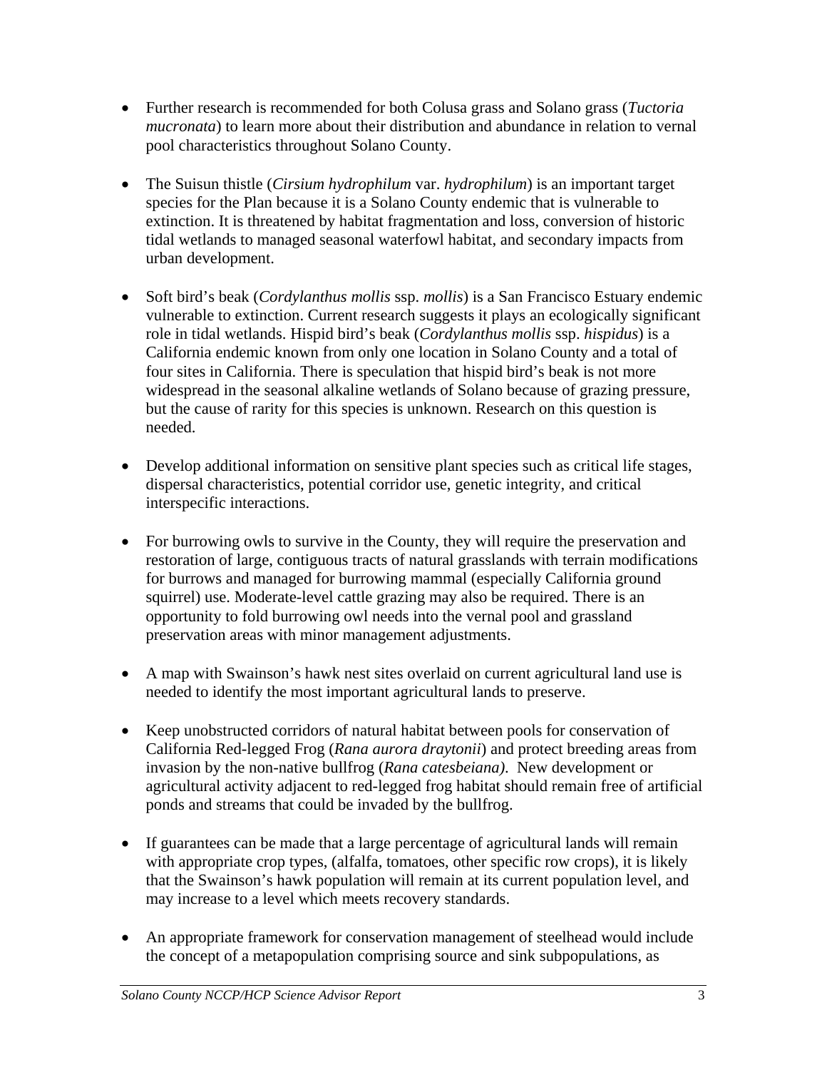- Further research is recommended for both Colusa grass and Solano grass (*Tuctoria mucronata*) to learn more about their distribution and abundance in relation to vernal pool characteristics throughout Solano County.

- The Suisun thistle (*Cirsium hydrophilum* var. *hydrophilum*) is an important target species for the Plan because it is a Solano County endemic that is vulnerable to extinction. It is threatened by habitat fragmentation and loss, conversion of historic tidal wetlands to managed seasonal waterfowl habitat, and secondary impacts from urban development.

- Soft bird's beak (*Cordylanthus mollis* ssp. *mollis*) is a San Francisco Estuary endemic vulnerable to extinction. Current research suggests it plays an ecologically significant role in tidal wetlands. Hispid bird's beak (*Cordylanthus mollis* ssp. *hispidus*) is a California endemic known from only one location in Solano County and a total of four sites in California. There is speculation that hispid bird's beak is not more widespread in the seasonal alkaline wetlands of Solano because of grazing pressure, but the cause of rarity for this species is unknown. Research on this question is needed.

- Develop additional information on sensitive plant species such as critical life stages, dispersal characteristics, potential corridor use, genetic integrity, and critical interspecific interactions.

- For burrowing owls to survive in the County, they will require the preservation and restoration of large, contiguous tracts of natural grasslands with terrain modifications for burrows and managed for burrowing mammal (especially California ground squirrel) use. Moderate-level cattle grazing may also be required. There is an opportunity to fold burrowing owl needs into the vernal pool and grassland preservation areas with minor management adjustments.

- A map with Swainson's hawk nest sites overlaid on current agricultural land use is needed to identify the most important agricultural lands to preserve.

- Keep unobstructed corridors of natural habitat between pools for conservation of California Red-legged Frog (*Rana aurora draytonii*) and protect breeding areas from invasion by the non-native bullfrog (*Rana catesbeiana)*. New development or agricultural activity adjacent to red-legged frog habitat should remain free of artificial ponds and streams that could be invaded by the bullfrog.

- If guarantees can be made that a large percentage of agricultural lands will remain with appropriate crop types, (alfalfa, tomatoes, other specific row crops), it is likely that the Swainson's hawk population will remain at its current population level, and may increase to a level which meets recovery standards.

- An appropriate framework for conservation management of steelhead would include the concept of a metapopulation comprising source and sink subpopulations, as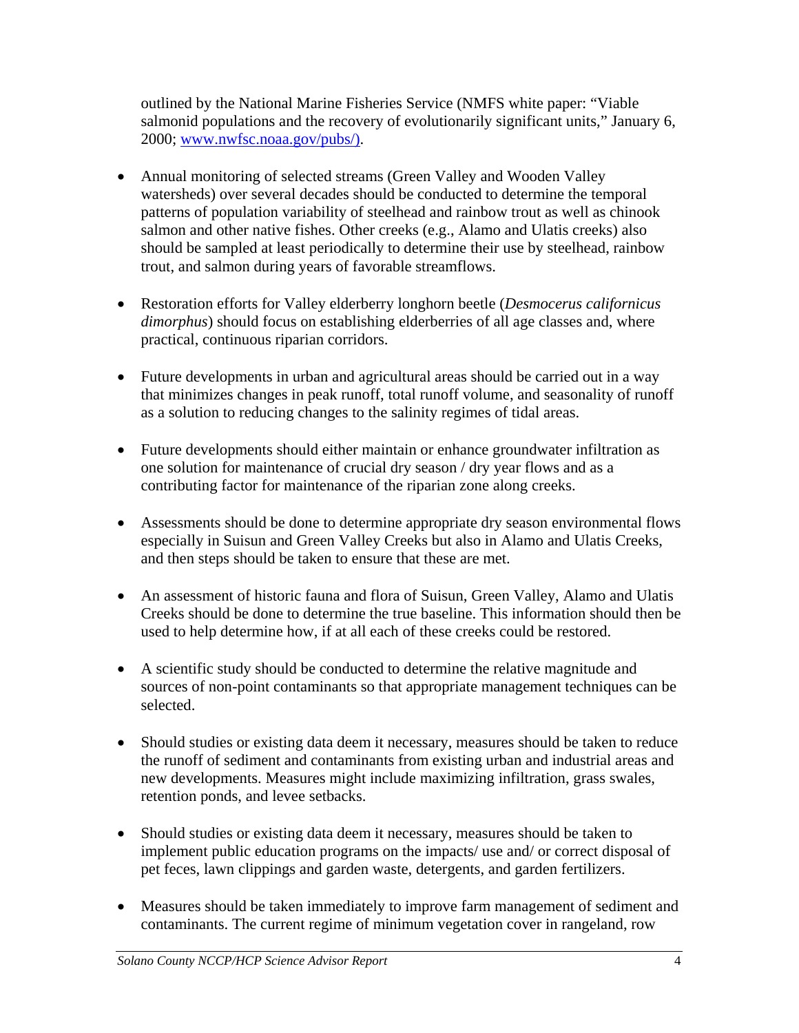outlined by the National Marine Fisheries Service (NMFS white paper: "Viable salmonid populations and the recovery of evolutionarily significant units," January 6, 2000; [www.nwfsc.noaa.gov/pubs/)](www.nwfsc.noaa.gov/pubs/).

- Annual monitoring of selected streams (Green Valley and Wooden Valley watersheds) over several decades should be conducted to determine the temporal patterns of population variability of steelhead and rainbow trout as well as chinook salmon and other native fishes. Other creeks (e.g., Alamo and Ulatis creeks) also should be sampled at least periodically to determine their use by steelhead, rainbow trout, and salmon during years of favorable streamflows.

- Restoration efforts for Valley elderberry longhorn beetle (*Desmocerus californicus dimorphus*) should focus on establishing elderberries of all age classes and, where practical, continuous riparian corridors.

- Future developments in urban and agricultural areas should be carried out in a way that minimizes changes in peak runoff, total runoff volume, and seasonality of runoff as a solution to reducing changes to the salinity regimes of tidal areas.

- Future developments should either maintain or enhance groundwater infiltration as one solution for maintenance of crucial dry season / dry year flows and as a contributing factor for maintenance of the riparian zone along creeks.

- Assessments should be done to determine appropriate dry season environmental flows especially in Suisun and Green Valley Creeks but also in Alamo and Ulatis Creeks, and then steps should be taken to ensure that these are met.

- An assessment of historic fauna and flora of Suisun, Green Valley, Alamo and Ulatis Creeks should be done to determine the true baseline. This information should then be used to help determine how, if at all each of these creeks could be restored.

- A scientific study should be conducted to determine the relative magnitude and sources of non-point contaminants so that appropriate management techniques can be selected.

- Should studies or existing data deem it necessary, measures should be taken to reduce the runoff of sediment and contaminants from existing urban and industrial areas and new developments. Measures might include maximizing infiltration, grass swales, retention ponds, and levee setbacks.

- Should studies or existing data deem it necessary, measures should be taken to implement public education programs on the impacts/ use and/ or correct disposal of pet feces, lawn clippings and garden waste, detergents, and garden fertilizers.

- Measures should be taken immediately to improve farm management of sediment and contaminants. The current regime of minimum vegetation cover in rangeland, row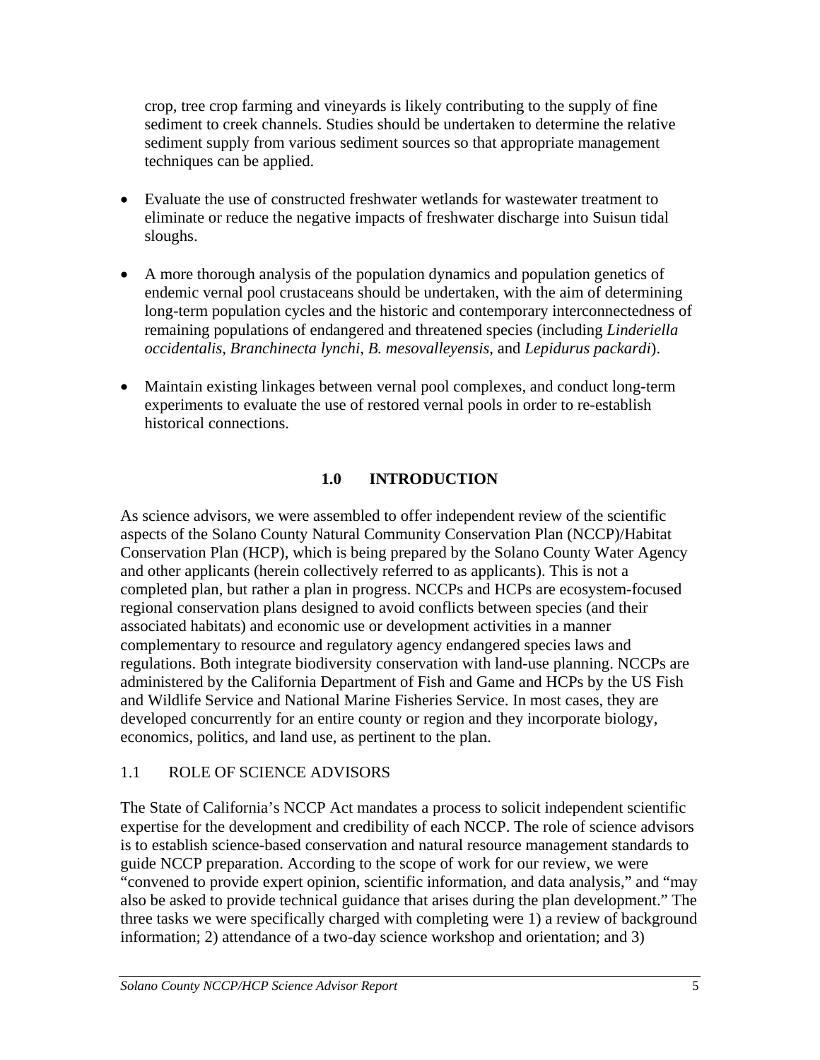crop, tree crop farming and vineyards is likely contributing to the supply of fine sediment to creek channels. Studies should be undertaken to determine the relative sediment supply from various sediment sources so that appropriate management techniques can be applied.

- Evaluate the use of constructed freshwater wetlands for wastewater treatment to eliminate or reduce the negative impacts of freshwater discharge into Suisun tidal sloughs.

- A more thorough analysis of the population dynamics and population genetics of endemic vernal pool crustaceans should be undertaken, with the aim of determining long-term population cycles and the historic and contemporary interconnectedness of remaining populations of endangered and threatened species (including *Linderiella occidentalis*, *Branchinecta lynchi*, *B. mesovalleyensis*, and *Lepidurus packardi*).

- Maintain existing linkages between vernal pool complexes, and conduct long-term experiments to evaluate the use of restored vernal pools in order to re-establish historical connections.

# 1.0 INTRODUCTION

As science advisors, we were assembled to offer independent review of the scientific aspects of the Solano County Natural Community Conservation Plan (NCCP)/Habitat Conservation Plan (HCP), which is being prepared by the Solano County Water Agency and other applicants (herein collectively referred to as applicants). This is not a completed plan, but rather a plan in progress. NCCPs and HCPs are ecosystem-focused regional conservation plans designed to avoid conflicts between species (and their associated habitats) and economic use or development activities in a manner complementary to resource and regulatory agency endangered species laws and regulations. Both integrate biodiversity conservation with land-use planning. NCCPs are administered by the California Department of Fish and Game and HCPs by the US Fish and Wildlife Service and National Marine Fisheries Service. In most cases, they are developed concurrently for an entire county or region and they incorporate biology, economics, politics, and land use, as pertinent to the plan.

## 1.1 ROLE OF SCIENCE ADVISORS

The State of California's NCCP Act mandates a process to solicit independent scientific expertise for the development and credibility of each NCCP. The role of science advisors is to establish science-based conservation and natural resource management standards to guide NCCP preparation. According to the scope of work for our review, we were "convened to provide expert opinion, scientific information, and data analysis," and "may also be asked to provide technical guidance that arises during the plan development." The three tasks we were specifically charged with completing were 1) a review of background information; 2) attendance of a two-day science workshop and orientation; and 3)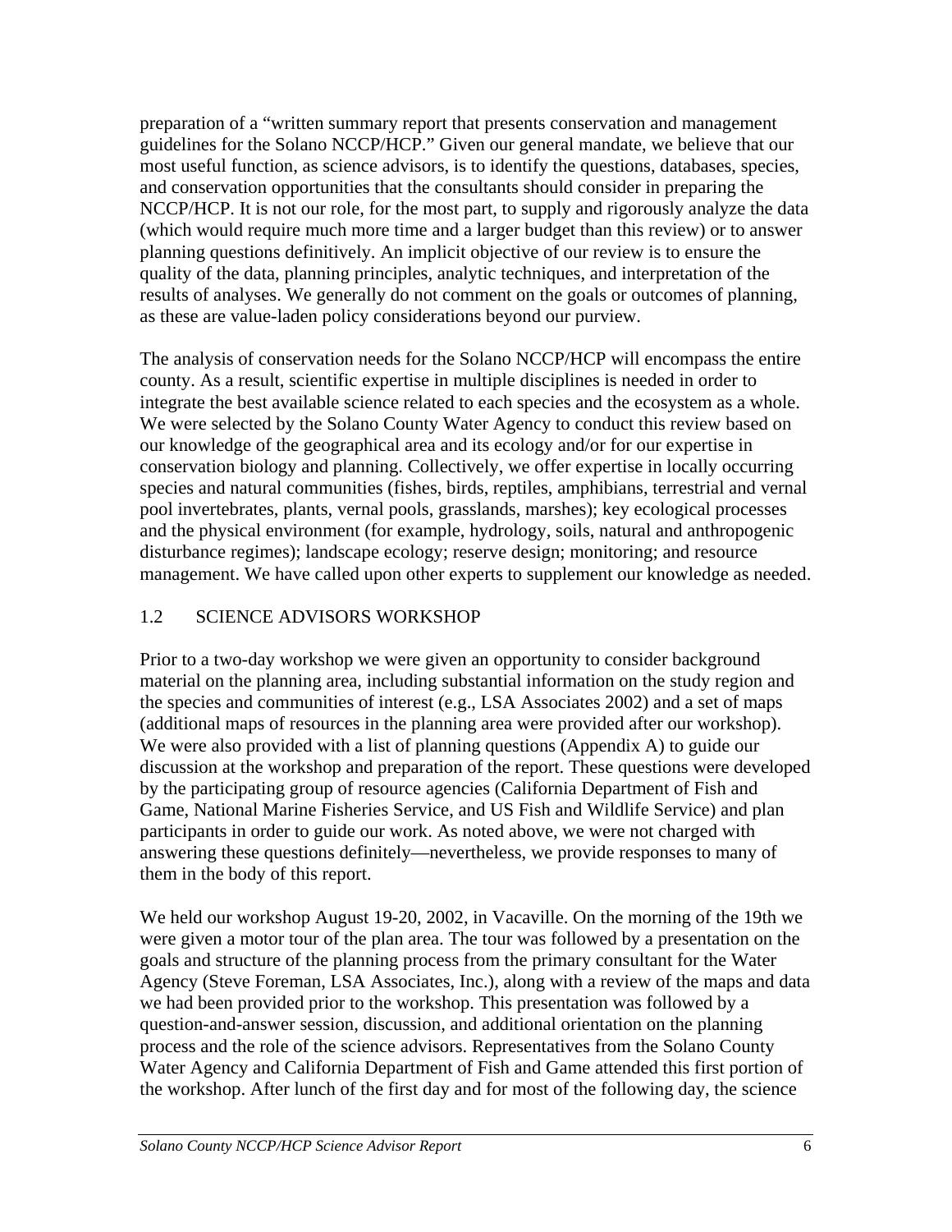preparation of a "written summary report that presents conservation and management guidelines for the Solano NCCP/HCP." Given our general mandate, we believe that our most useful function, as science advisors, is to identify the questions, databases, species, and conservation opportunities that the consultants should consider in preparing the NCCP/HCP. It is not our role, for the most part, to supply and rigorously analyze the data (which would require much more time and a larger budget than this review) or to answer planning questions definitively. An implicit objective of our review is to ensure the quality of the data, planning principles, analytic techniques, and interpretation of the results of analyses. We generally do not comment on the goals or outcomes of planning, as these are value-laden policy considerations beyond our purview.

The analysis of conservation needs for the Solano NCCP/HCP will encompass the entire county. As a result, scientific expertise in multiple disciplines is needed in order to integrate the best available science related to each species and the ecosystem as a whole. We were selected by the Solano County Water Agency to conduct this review based on our knowledge of the geographical area and its ecology and/or for our expertise in conservation biology and planning. Collectively, we offer expertise in locally occurring species and natural communities (fishes, birds, reptiles, amphibians, terrestrial and vernal pool invertebrates, plants, vernal pools, grasslands, marshes); key ecological processes and the physical environment (for example, hydrology, soils, natural and anthropogenic disturbance regimes); landscape ecology; reserve design; monitoring; and resource management. We have called upon other experts to supplement our knowledge as needed.

## 1.2 SCIENCE ADVISORS WORKSHOP

Prior to a two-day workshop we were given an opportunity to consider background material on the planning area, including substantial information on the study region and the species and communities of interest (e.g., LSA Associates 2002) and a set of maps (additional maps of resources in the planning area were provided after our workshop). We were also provided with a list of planning questions (Appendix A) to guide our discussion at the workshop and preparation of the report. These questions were developed by the participating group of resource agencies (California Department of Fish and Game, National Marine Fisheries Service, and US Fish and Wildlife Service) and plan participants in order to guide our work. As noted above, we were not charged with answering these questions definitely—nevertheless, we provide responses to many of them in the body of this report.

We held our workshop August 19-20, 2002, in Vacaville. On the morning of the 19th we were given a motor tour of the plan area. The tour was followed by a presentation on the goals and structure of the planning process from the primary consultant for the Water Agency (Steve Foreman, LSA Associates, Inc.), along with a review of the maps and data we had been provided prior to the workshop. This presentation was followed by a question-and-answer session, discussion, and additional orientation on the planning process and the role of the science advisors. Representatives from the Solano County Water Agency and California Department of Fish and Game attended this first portion of the workshop. After lunch of the first day and for most of the following day, the science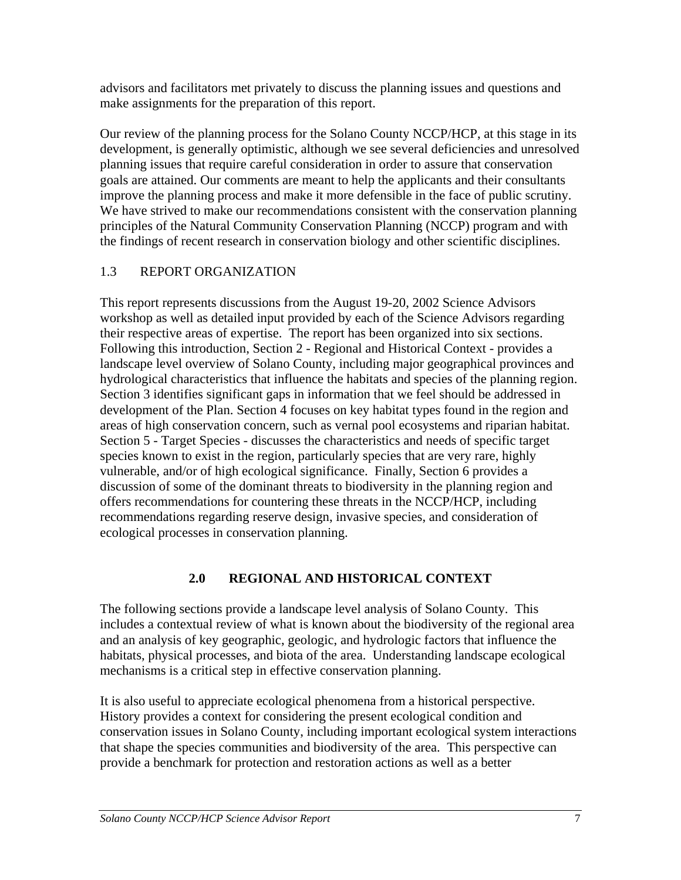advisors and facilitators met privately to discuss the planning issues and questions and make assignments for the preparation of this report.

Our review of the planning process for the Solano County NCCP/HCP, at this stage in its development, is generally optimistic, although we see several deficiencies and unresolved planning issues that require careful consideration in order to assure that conservation goals are attained. Our comments are meant to help the applicants and their consultants improve the planning process and make it more defensible in the face of public scrutiny. We have strived to make our recommendations consistent with the conservation planning principles of the Natural Community Conservation Planning (NCCP) program and with the findings of recent research in conservation biology and other scientific disciplines.

### 1.3 REPORT ORGANIZATION

This report represents discussions from the August 19-20, 2002 Science Advisors workshop as well as detailed input provided by each of the Science Advisors regarding their respective areas of expertise. The report has been organized into six sections. Following this introduction, Section 2 - Regional and Historical Context - provides a landscape level overview of Solano County, including major geographical provinces and hydrological characteristics that influence the habitats and species of the planning region. Section 3 identifies significant gaps in information that we feel should be addressed in development of the Plan. Section 4 focuses on key habitat types found in the region and areas of high conservation concern, such as vernal pool ecosystems and riparian habitat. Section 5 - Target Species - discusses the characteristics and needs of specific target species known to exist in the region, particularly species that are very rare, highly vulnerable, and/or of high ecological significance. Finally, Section 6 provides a discussion of some of the dominant threats to biodiversity in the planning region and offers recommendations for countering these threats in the NCCP/HCP, including recommendations regarding reserve design, invasive species, and consideration of ecological processes in conservation planning.

## 2.0 REGIONAL AND HISTORICAL CONTEXT

The following sections provide a landscape level analysis of Solano County. This includes a contextual review of what is known about the biodiversity of the regional area and an analysis of key geographic, geologic, and hydrologic factors that influence the habitats, physical processes, and biota of the area. Understanding landscape ecological mechanisms is a critical step in effective conservation planning.

It is also useful to appreciate ecological phenomena from a historical perspective. History provides a context for considering the present ecological condition and conservation issues in Solano County, including important ecological system interactions that shape the species communities and biodiversity of the area. This perspective can provide a benchmark for protection and restoration actions as well as a better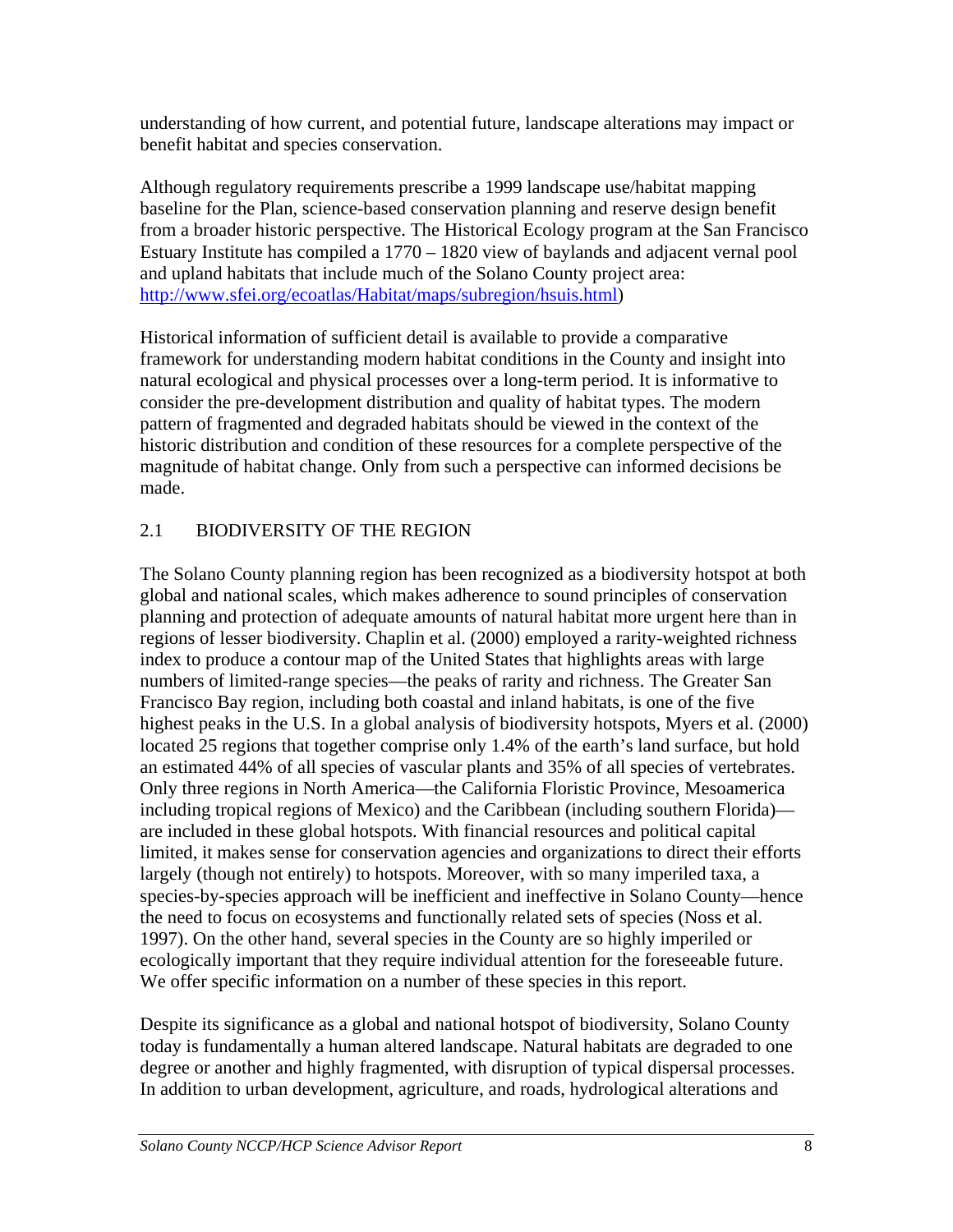understanding of how current, and potential future, landscape alterations may impact or benefit habitat and species conservation.

Although regulatory requirements prescribe a 1999 landscape use/habitat mapping baseline for the Plan, science-based conservation planning and reserve design benefit from a broader historic perspective. The Historical Ecology program at the San Francisco Estuary Institute has compiled a 1770 – 1820 view of baylands and adjacent vernal pool and upland habitats that include much of the Solano County project area: [http://www.sfei.org/ecoatlas/Habitat/maps/subregion/hsuis.html](http://www.sfei.org/ecoatlas/Habitat/maps/subregion/hsuis.html))

Historical information of sufficient detail is available to provide a comparative framework for understanding modern habitat conditions in the County and insight into natural ecological and physical processes over a long-term period. It is informative to consider the pre-development distribution and quality of habitat types. The modern pattern of fragmented and degraded habitats should be viewed in the context of the historic distribution and condition of these resources for a complete perspective of the magnitude of habitat change. Only from such a perspective can informed decisions be made.

## 2.1 BIODIVERSITY OF THE REGION

The Solano County planning region has been recognized as a biodiversity hotspot at both global and national scales, which makes adherence to sound principles of conservation planning and protection of adequate amounts of natural habitat more urgent here than in regions of lesser biodiversity. Chaplin et al. (2000) employed a rarity-weighted richness index to produce a contour map of the United States that highlights areas with large numbers of limited-range species—the peaks of rarity and richness. The Greater San Francisco Bay region, including both coastal and inland habitats, is one of the five highest peaks in the U.S. In a global analysis of biodiversity hotspots, Myers et al. (2000) located 25 regions that together comprise only 1.4% of the earth's land surface, but hold an estimated 44% of all species of vascular plants and 35% of all species of vertebrates. Only three regions in North America—the California Floristic Province, Mesoamerica including tropical regions of Mexico) and the Caribbean (including southern Florida)—are included in these global hotspots. With financial resources and political capital limited, it makes sense for conservation agencies and organizations to direct their efforts largely (though not entirely) to hotspots. Moreover, with so many imperiled taxa, a species-by-species approach will be inefficient and ineffective in Solano County—hence the need to focus on ecosystems and functionally related sets of species (Noss et al. 1997). On the other hand, several species in the County are so highly imperiled or ecologically important that they require individual attention for the foreseeable future. We offer specific information on a number of these species in this report.

Despite its significance as a global and national hotspot of biodiversity, Solano County today is fundamentally a human altered landscape. Natural habitats are degraded to one degree or another and highly fragmented, with disruption of typical dispersal processes. In addition to urban development, agriculture, and roads, hydrological alterations and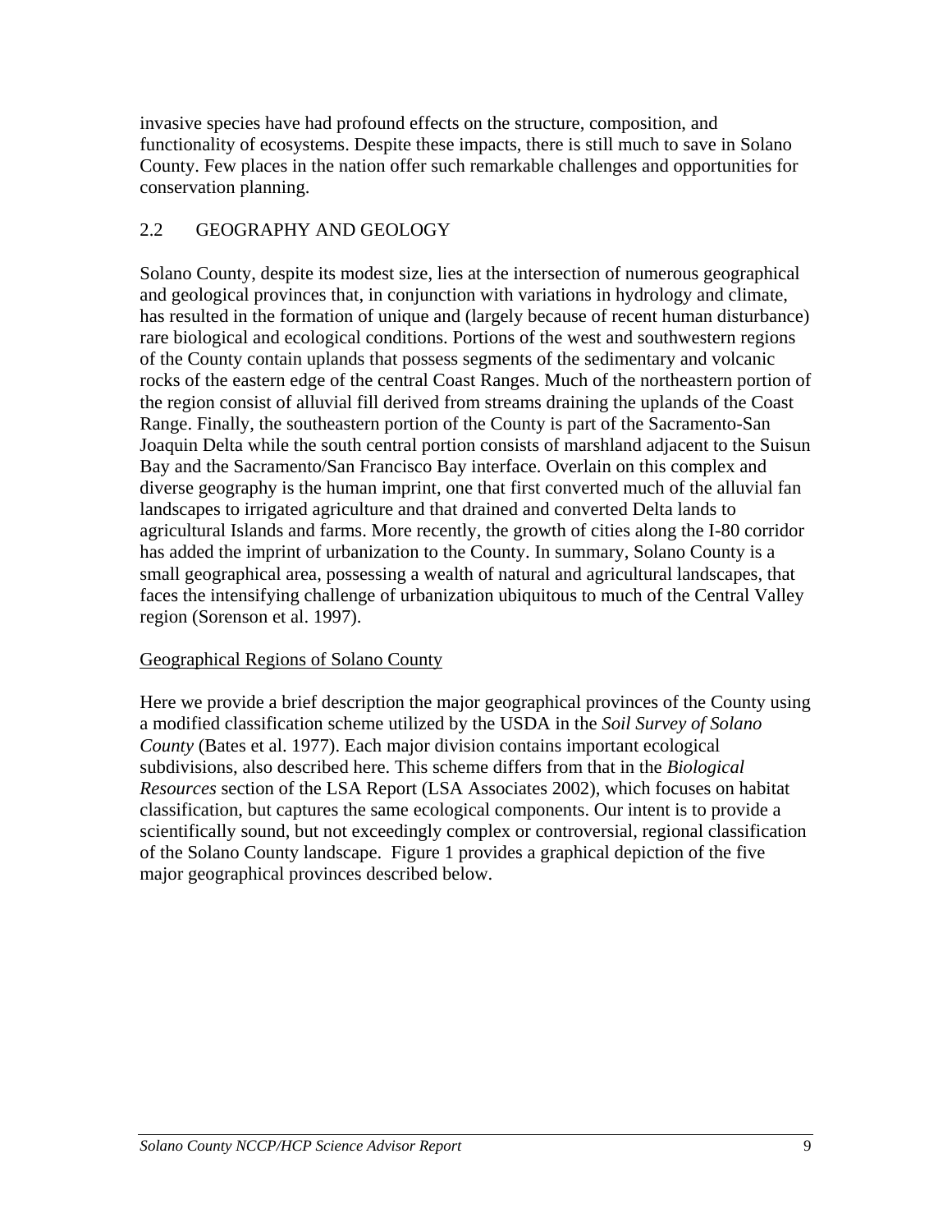invasive species have had profound effects on the structure, composition, and functionality of ecosystems. Despite these impacts, there is still much to save in Solano County. Few places in the nation offer such remarkable challenges and opportunities for conservation planning.

## 2.2 GEOGRAPHY AND GEOLOGY

Solano County, despite its modest size, lies at the intersection of numerous geographical and geological provinces that, in conjunction with variations in hydrology and climate, has resulted in the formation of unique and (largely because of recent human disturbance) rare biological and ecological conditions. Portions of the west and southwestern regions of the County contain uplands that possess segments of the sedimentary and volcanic rocks of the eastern edge of the central Coast Ranges. Much of the northeastern portion of the region consist of alluvial fill derived from streams draining the uplands of the Coast Range. Finally, the southeastern portion of the County is part of the Sacramento-San Joaquin Delta while the south central portion consists of marshland adjacent to the Suisun Bay and the Sacramento/San Francisco Bay interface. Overlain on this complex and diverse geography is the human imprint, one that first converted much of the alluvial fan landscapes to irrigated agriculture and that drained and converted Delta lands to agricultural Islands and farms. More recently, the growth of cities along the I-80 corridor has added the imprint of urbanization to the County. In summary, Solano County is a small geographical area, possessing a wealth of natural and agricultural landscapes, that faces the intensifying challenge of urbanization ubiquitous to much of the Central Valley region (Sorenson et al. 1997).

### Geographical Regions of Solano County

Here we provide a brief description the major geographical provinces of the County using a modified classification scheme utilized by the USDA in the *Soil Survey of Solano County* (Bates et al. 1977). Each major division contains important ecological subdivisions, also described here. This scheme differs from that in the *Biological Resources* section of the LSA Report (LSA Associates 2002), which focuses on habitat classification, but captures the same ecological components. Our intent is to provide a scientifically sound, but not exceedingly complex or controversial, regional classification of the Solano County landscape. Figure 1 provides a graphical depiction of the five major geographical provinces described below.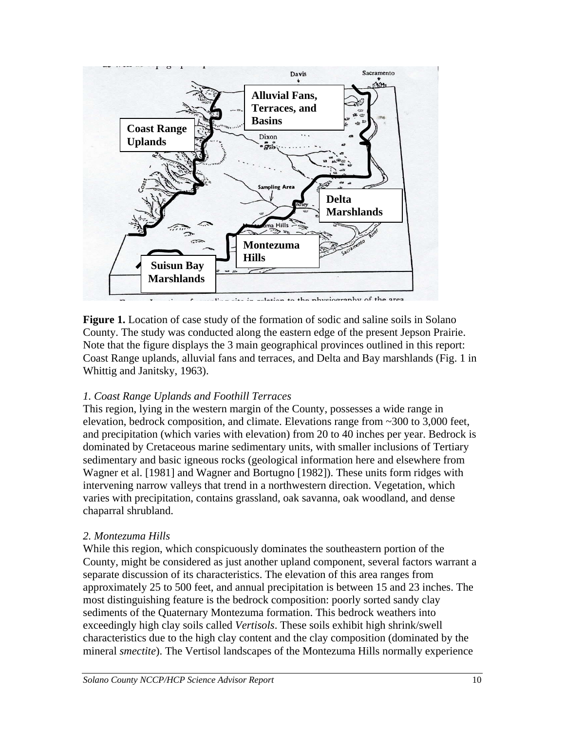**Figure 1.** Location of case study of the formation of sodic and saline soils in Solano County. The study was conducted along the eastern edge of the present Jepson Prairie. Note that the figure displays the 3 main geographical provinces outlined in this report: Coast Range uplands, alluvial fans and terraces, and Delta and Bay marshlands (Fig. 1 in Whittig and Janitsky, 1963).

*1. Coast Range Uplands and Foothill Terraces*

This region, lying in the western margin of the County, possesses a wide range in elevation, bedrock composition, and climate. Elevations range from ~300 to 3,000 feet, and precipitation (which varies with elevation) from 20 to 40 inches per year. Bedrock is dominated by Cretaceous marine sedimentary units, with smaller inclusions of Tertiary sedimentary and basic igneous rocks (geological information here and elsewhere from Wagner et al. [1981] and Wagner and Bortugno [1982]). These units form ridges with intervening narrow valleys that trend in a northwestern direction. Vegetation, which varies with precipitation, contains grassland, oak savanna, oak woodland, and dense chaparral shrubland.

*2. Montezuma Hills*

While this region, which conspicuously dominates the southeastern portion of the County, might be considered as just another upland component, several factors warrant a separate discussion of its characteristics. The elevation of this area ranges from approximately 25 to 500 feet, and annual precipitation is between 15 and 23 inches. The most distinguishing feature is the bedrock composition: poorly sorted sandy clay sediments of the Quaternary Montezuma formation. This bedrock weathers into exceedingly high clay soils called *Vertisols*. These soils exhibit high shrink/swell characteristics due to the high clay content and the clay composition (dominated by the mineral *smectite*). The Vertisol landscapes of the Montezuma Hills normally experience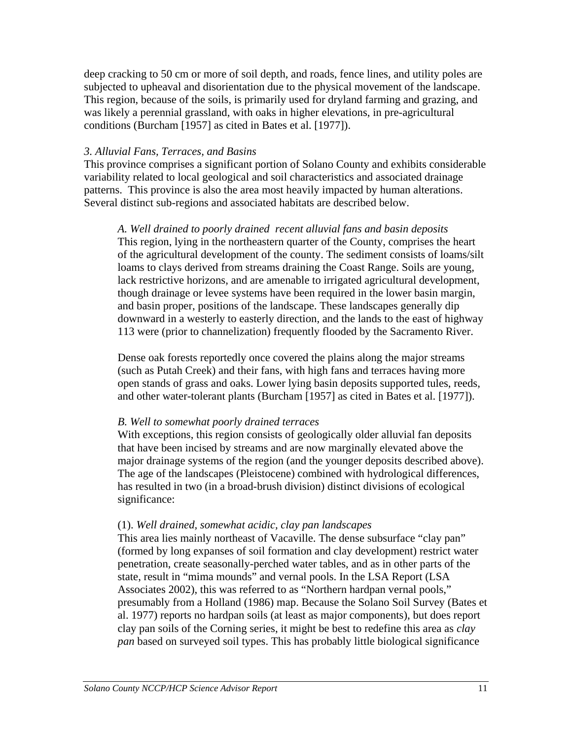deep cracking to 50 cm or more of soil depth, and roads, fence lines, and utility poles are subjected to upheaval and disorientation due to the physical movement of the landscape. This region, because of the soils, is primarily used for dryland farming and grazing, and was likely a perennial grassland, with oaks in higher elevations, in pre-agricultural conditions (Burcham [1957] as cited in Bates et al. [1977]).

*3. Alluvial Fans, Terraces, and Basins*

This province comprises a significant portion of Solano County and exhibits considerable variability related to local geological and soil characteristics and associated drainage patterns. This province is also the area most heavily impacted by human alterations. Several distinct sub-regions and associated habitats are described below.

*A. Well drained to poorly drained recent alluvial fans and basin deposits*

This region, lying in the northeastern quarter of the County, comprises the heart of the agricultural development of the county. The sediment consists of loams/silt loams to clays derived from streams draining the Coast Range. Soils are young, lack restrictive horizons, and are amenable to irrigated agricultural development, though drainage or levee systems have been required in the lower basin margin, and basin proper, positions of the landscape. These landscapes generally dip downward in a westerly to easterly direction, and the lands to the east of highway 113 were (prior to channelization) frequently flooded by the Sacramento River.

Dense oak forests reportedly once covered the plains along the major streams (such as Putah Creek) and their fans, with high fans and terraces having more open stands of grass and oaks. Lower lying basin deposits supported tules, reeds, and other water-tolerant plants (Burcham [1957] as cited in Bates et al. [1977]).

*B. Well to somewhat poorly drained terraces*

With exceptions, this region consists of geologically older alluvial fan deposits that have been incised by streams and are now marginally elevated above the major drainage systems of the region (and the younger deposits described above). The age of the landscapes (Pleistocene) combined with hydrological differences, has resulted in two (in a broad-brush division) distinct divisions of ecological significance:

(1). *Well drained, somewhat acidic, clay pan landscapes*

This area lies mainly northeast of Vacaville. The dense subsurface "clay pan" (formed by long expanses of soil formation and clay development) restrict water penetration, create seasonally-perched water tables, and as in other parts of the state, result in "mima mounds" and vernal pools. In the LSA Report (LSA Associates 2002), this was referred to as "Northern hardpan vernal pools," presumably from a Holland (1986) map. Because the Solano Soil Survey (Bates et al. 1977) reports no hardpan soils (at least as major components), but does report clay pan soils of the Corning series, it might be best to redefine this area as *clay pan* based on surveyed soil types. This has probably little biological significance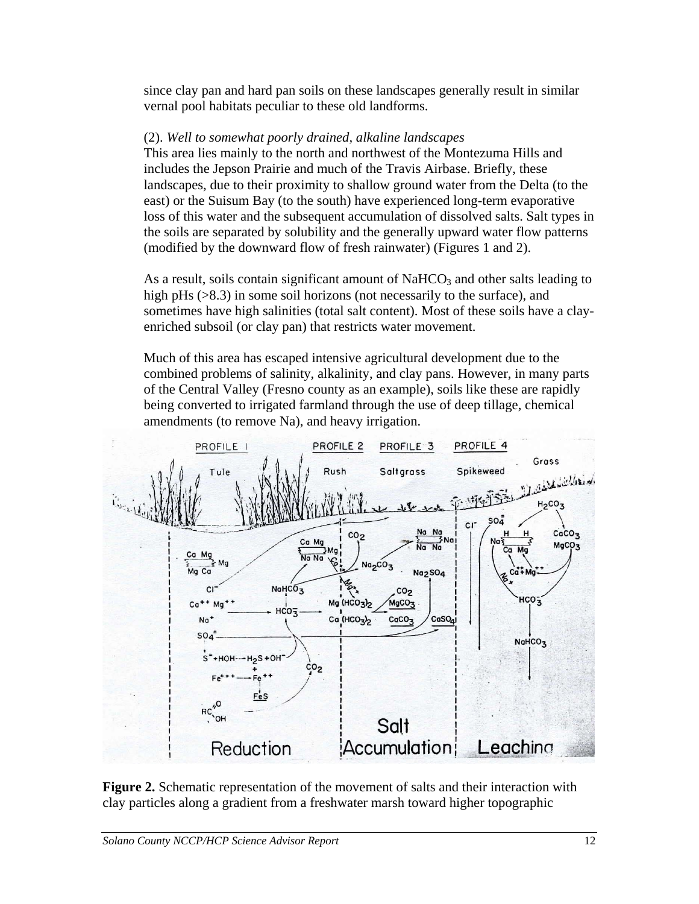since clay pan and hard pan soils on these landscapes generally result in similar vernal pool habitats peculiar to these old landforms.

(2). *Well to somewhat poorly drained, alkaline landscapes*
This area lies mainly to the north and northwest of the Montezuma Hills and includes the Jepson Prairie and much of the Travis Airbase. Briefly, these landscapes, due to their proximity to shallow ground water from the Delta (to the east) or the Suisum Bay (to the south) have experienced long-term evaporative loss of this water and the subsequent accumulation of dissolved salts. Salt types in the soils are separated by solubility and the generally upward water flow patterns (modified by the downward flow of fresh rainwater) (Figures 1 and 2).

As a result, soils contain significant amount of $NaHCO_3$ and other salts leading to high pHs (>8.3) in some soil horizons (not necessarily to the surface), and sometimes have high salinities (total salt content). Most of these soils have a clay-enriched subsoil (or clay pan) that restricts water movement.

Much of this area has escaped intensive agricultural development due to the combined problems of salinity, alkalinity, and clay pans. However, in many parts of the Central Valley (Fresno county as an example), soils like these are rapidly being converted to irrigated farmland through the use of deep tillage, chemical amendments (to remove Na), and heavy irrigation.

**Figure 2.** Schematic representation of the movement of salts and their interaction with clay particles along a gradient from a freshwater marsh toward higher topographic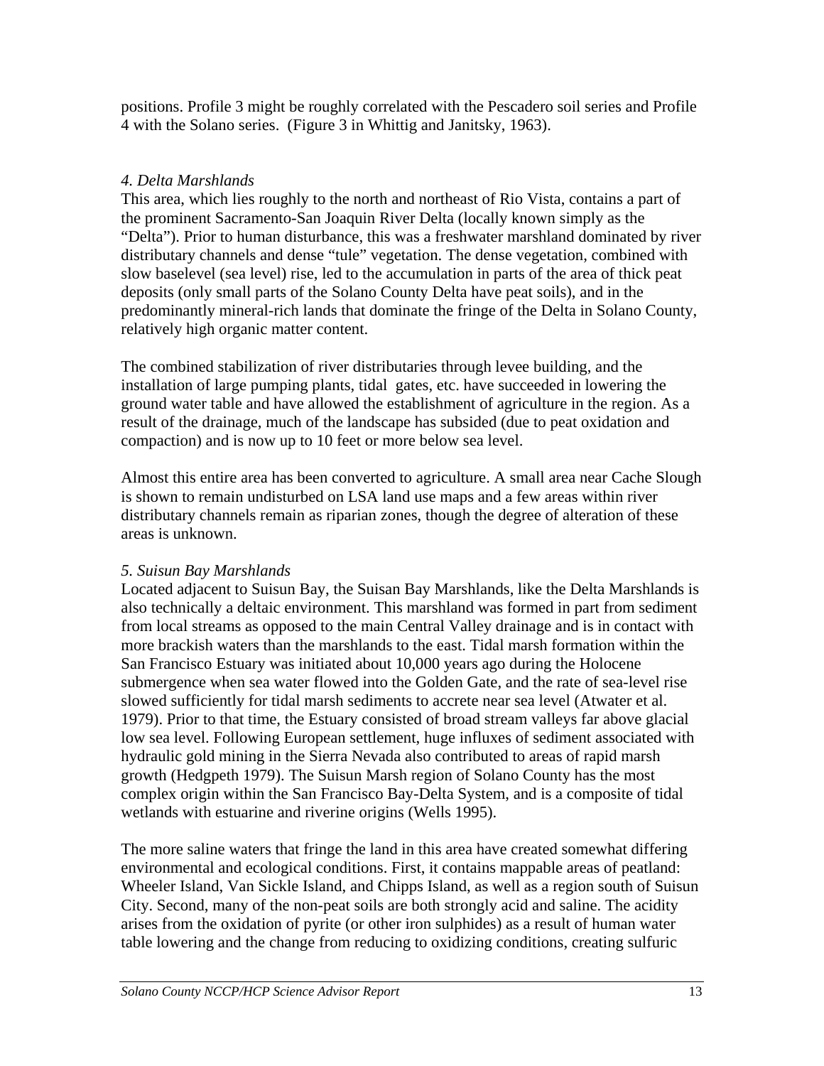positions. Profile 3 might be roughly correlated with the Pescadero soil series and Profile 4 with the Solano series. (Figure 3 in Whittig and Janitsky, 1963).

*4. Delta Marshlands*

This area, which lies roughly to the north and northeast of Rio Vista, contains a part of the prominent Sacramento-San Joaquin River Delta (locally known simply as the "Delta"). Prior to human disturbance, this was a freshwater marshland dominated by river distributary channels and dense "tule" vegetation. The dense vegetation, combined with slow baselevel (sea level) rise, led to the accumulation in parts of the area of thick peat deposits (only small parts of the Solano County Delta have peat soils), and in the predominantly mineral-rich lands that dominate the fringe of the Delta in Solano County, relatively high organic matter content.

The combined stabilization of river distributaries through levee building, and the installation of large pumping plants, tidal gates, etc. have succeeded in lowering the ground water table and have allowed the establishment of agriculture in the region. As a result of the drainage, much of the landscape has subsided (due to peat oxidation and compaction) and is now up to 10 feet or more below sea level.

Almost this entire area has been converted to agriculture. A small area near Cache Slough is shown to remain undisturbed on LSA land use maps and a few areas within river distributary channels remain as riparian zones, though the degree of alteration of these areas is unknown.

*5. Suisun Bay Marshlands*

Located adjacent to Suisun Bay, the Suisan Bay Marshlands, like the Delta Marshlands is also technically a deltaic environment. This marshland was formed in part from sediment from local streams as opposed to the main Central Valley drainage and is in contact with more brackish waters than the marshlands to the east. Tidal marsh formation within the San Francisco Estuary was initiated about 10,000 years ago during the Holocene submergence when sea water flowed into the Golden Gate, and the rate of sea-level rise slowed sufficiently for tidal marsh sediments to accrete near sea level (Atwater et al. 1979). Prior to that time, the Estuary consisted of broad stream valleys far above glacial low sea level. Following European settlement, huge influxes of sediment associated with hydraulic gold mining in the Sierra Nevada also contributed to areas of rapid marsh growth (Hedgpeth 1979). The Suisun Marsh region of Solano County has the most complex origin within the San Francisco Bay-Delta System, and is a composite of tidal wetlands with estuarine and riverine origins (Wells 1995).

The more saline waters that fringe the land in this area have created somewhat differing environmental and ecological conditions. First, it contains mappable areas of peatland: Wheeler Island, Van Sickle Island, and Chipps Island, as well as a region south of Suisun City. Second, many of the non-peat soils are both strongly acid and saline. The acidity arises from the oxidation of pyrite (or other iron sulphides) as a result of human water table lowering and the change from reducing to oxidizing conditions, creating sulfuric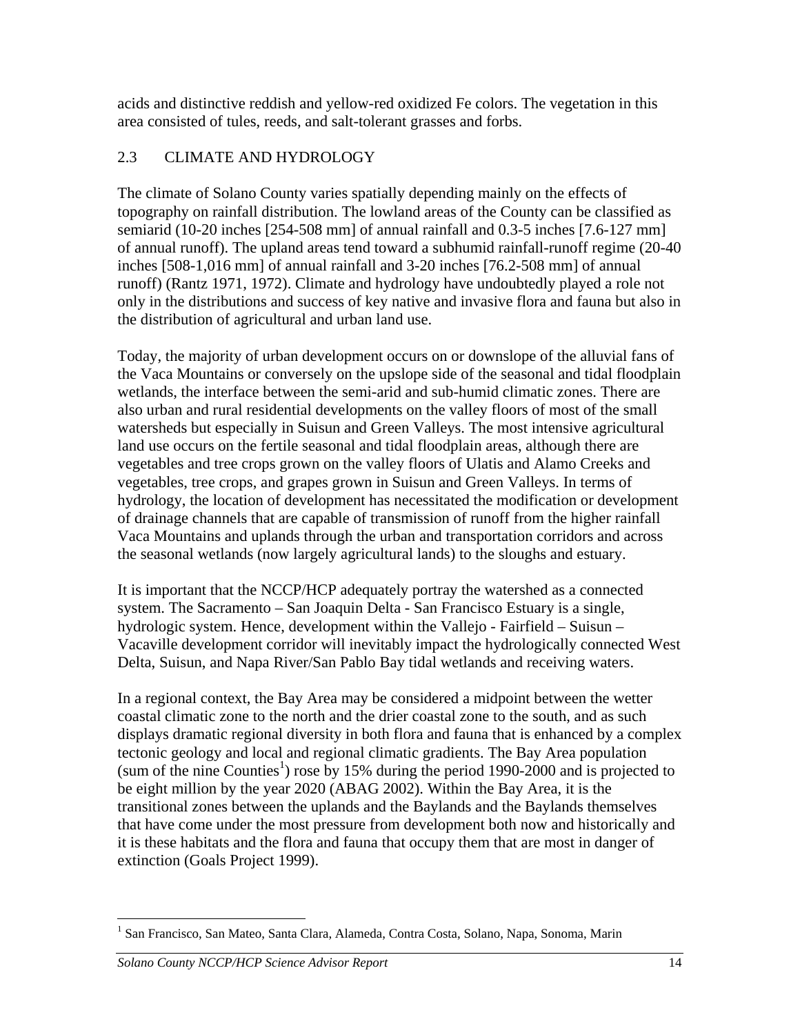acids and distinctive reddish and yellow-red oxidized Fe colors. The vegetation in this area consisted of tules, reeds, and salt-tolerant grasses and forbs.

## 2.3 CLIMATE AND HYDROLOGY

The climate of Solano County varies spatially depending mainly on the effects of topography on rainfall distribution. The lowland areas of the County can be classified as semiarid (10-20 inches [254-508 mm] of annual rainfall and 0.3-5 inches [7.6-127 mm] of annual runoff). The upland areas tend toward a subhumid rainfall-runoff regime (20-40 inches [508-1,016 mm] of annual rainfall and 3-20 inches [76.2-508 mm] of annual runoff) (Rantz 1971, 1972). Climate and hydrology have undoubtedly played a role not only in the distributions and success of key native and invasive flora and fauna but also in the distribution of agricultural and urban land use.

Today, the majority of urban development occurs on or downslope of the alluvial fans of the Vaca Mountains or conversely on the upslope side of the seasonal and tidal floodplain wetlands, the interface between the semi-arid and sub-humid climatic zones. There are also urban and rural residential developments on the valley floors of most of the small watersheds but especially in Suisun and Green Valleys. The most intensive agricultural land use occurs on the fertile seasonal and tidal floodplain areas, although there are vegetables and tree crops grown on the valley floors of Ulatis and Alamo Creeks and vegetables, tree crops, and grapes grown in Suisun and Green Valleys. In terms of hydrology, the location of development has necessitated the modification or development of drainage channels that are capable of transmission of runoff from the higher rainfall Vaca Mountains and uplands through the urban and transportation corridors and across the seasonal wetlands (now largely agricultural lands) to the sloughs and estuary.

It is important that the NCCP/HCP adequately portray the watershed as a connected system. The Sacramento – San Joaquin Delta - San Francisco Estuary is a single, hydrologic system. Hence, development within the Vallejo - Fairfield – Suisun – Vacaville development corridor will inevitably impact the hydrologically connected West Delta, Suisun, and Napa River/San Pablo Bay tidal wetlands and receiving waters.

In a regional context, the Bay Area may be considered a midpoint between the wetter coastal climatic zone to the north and the drier coastal zone to the south, and as such displays dramatic regional diversity in both flora and fauna that is enhanced by a complex tectonic geology and local and regional climatic gradients. The Bay Area population (sum of the nine Counties[1]) rose by 15% during the period 1990-2000 and is projected to be eight million by the year 2020 (ABAG 2002). Within the Bay Area, it is the transitional zones between the uplands and the Baylands and the Baylands themselves that have come under the most pressure from development both now and historically and it is these habitats and the flora and fauna that occupy them that are most in danger of extinction (Goals Project 1999).

[1] San Francisco, San Mateo, Santa Clara, Alameda, Contra Costa, Solano, Napa, Sonoma, Marin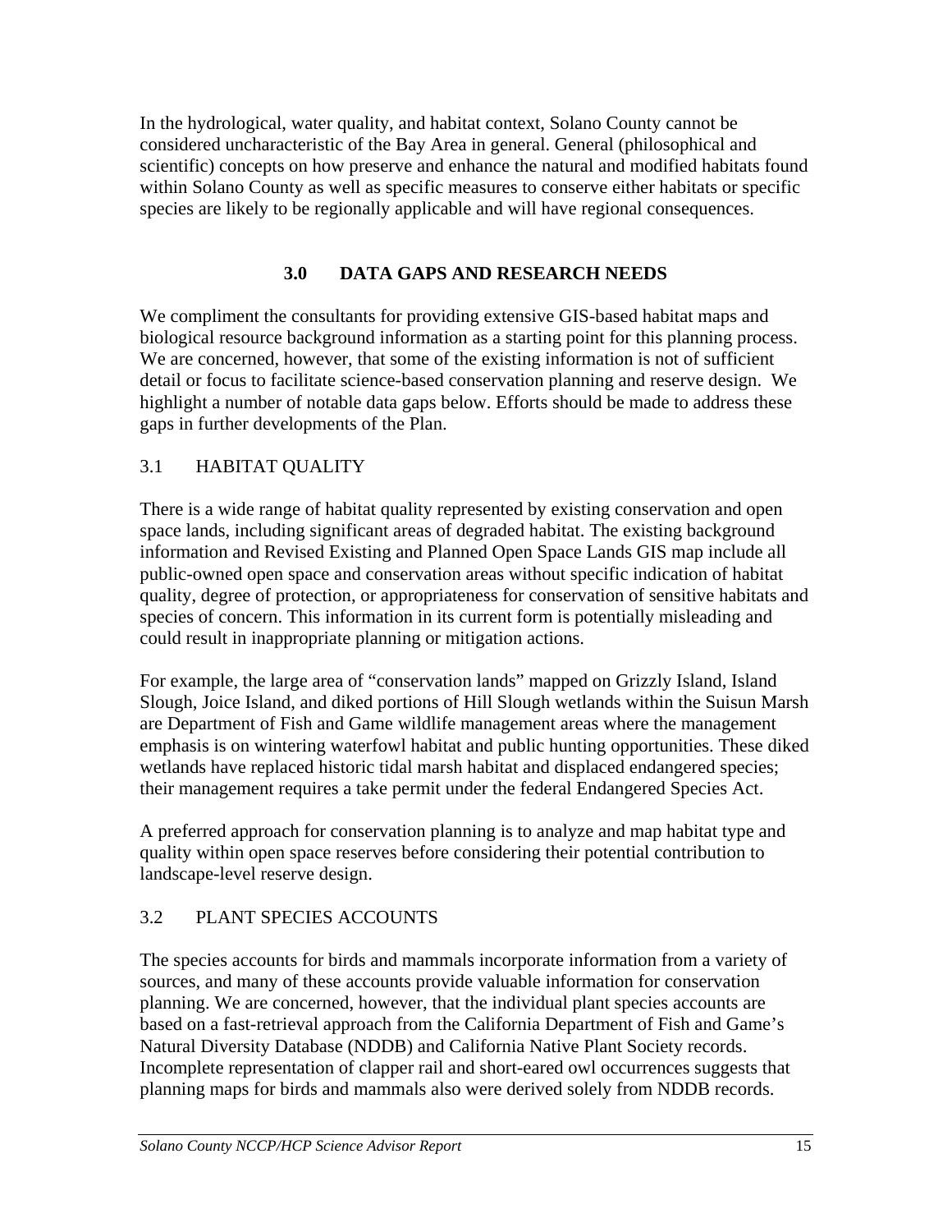In the hydrological, water quality, and habitat context, Solano County cannot be considered uncharacteristic of the Bay Area in general. General (philosophical and scientific) concepts on how preserve and enhance the natural and modified habitats found within Solano County as well as specific measures to conserve either habitats or specific species are likely to be regionally applicable and will have regional consequences.

# 3.0 DATA GAPS AND RESEARCH NEEDS

We compliment the consultants for providing extensive GIS-based habitat maps and biological resource background information as a starting point for this planning process. We are concerned, however, that some of the existing information is not of sufficient detail or focus to facilitate science-based conservation planning and reserve design. We highlight a number of notable data gaps below. Efforts should be made to address these gaps in further developments of the Plan.

## 3.1 HABITAT QUALITY

There is a wide range of habitat quality represented by existing conservation and open space lands, including significant areas of degraded habitat. The existing background information and Revised Existing and Planned Open Space Lands GIS map include all public-owned open space and conservation areas without specific indication of habitat quality, degree of protection, or appropriateness for conservation of sensitive habitats and species of concern. This information in its current form is potentially misleading and could result in inappropriate planning or mitigation actions.

For example, the large area of "conservation lands" mapped on Grizzly Island, Island Slough, Joice Island, and diked portions of Hill Slough wetlands within the Suisun Marsh are Department of Fish and Game wildlife management areas where the management emphasis is on wintering waterfowl habitat and public hunting opportunities. These diked wetlands have replaced historic tidal marsh habitat and displaced endangered species; their management requires a take permit under the federal Endangered Species Act.

A preferred approach for conservation planning is to analyze and map habitat type and quality within open space reserves before considering their potential contribution to landscape-level reserve design.

## 3.2 PLANT SPECIES ACCOUNTS

The species accounts for birds and mammals incorporate information from a variety of sources, and many of these accounts provide valuable information for conservation planning. We are concerned, however, that the individual plant species accounts are based on a fast-retrieval approach from the California Department of Fish and Game's Natural Diversity Database (NDDB) and California Native Plant Society records. Incomplete representation of clapper rail and short-eared owl occurrences suggests that planning maps for birds and mammals also were derived solely from NDDB records.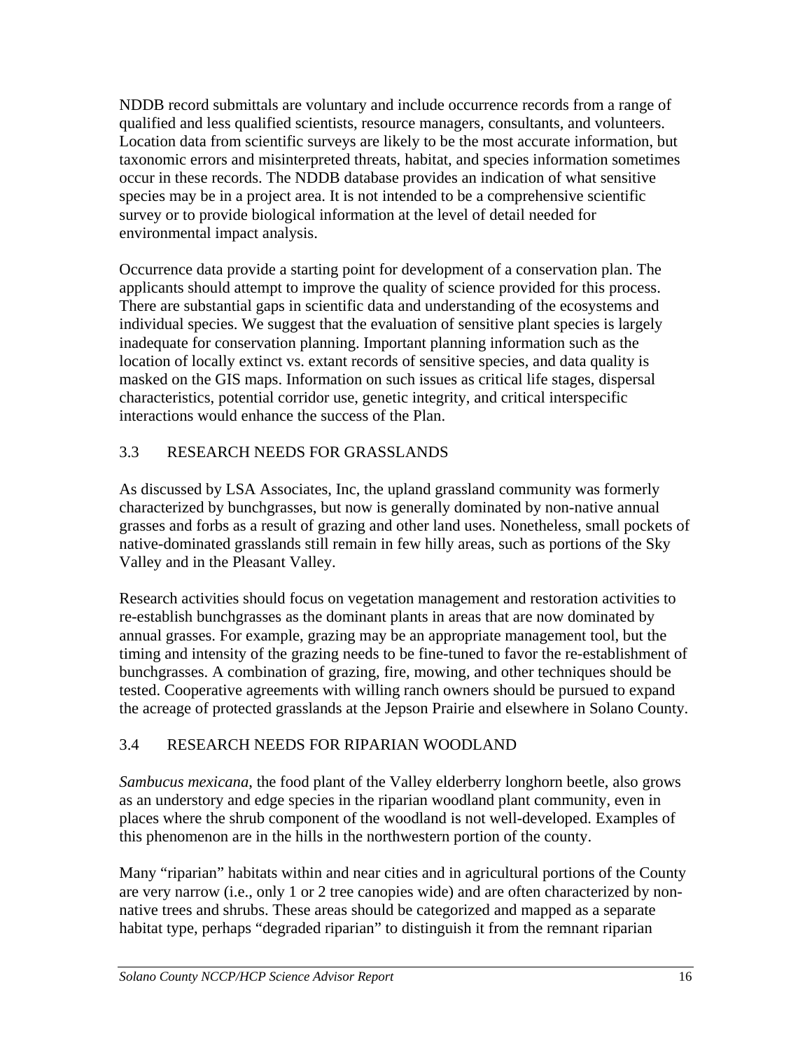NDDB record submittals are voluntary and include occurrence records from a range of qualified and less qualified scientists, resource managers, consultants, and volunteers. Location data from scientific surveys are likely to be the most accurate information, but taxonomic errors and misinterpreted threats, habitat, and species information sometimes occur in these records. The NDDB database provides an indication of what sensitive species may be in a project area. It is not intended to be a comprehensive scientific survey or to provide biological information at the level of detail needed for environmental impact analysis.

Occurrence data provide a starting point for development of a conservation plan. The applicants should attempt to improve the quality of science provided for this process. There are substantial gaps in scientific data and understanding of the ecosystems and individual species. We suggest that the evaluation of sensitive plant species is largely inadequate for conservation planning. Important planning information such as the location of locally extinct vs. extant records of sensitive species, and data quality is masked on the GIS maps. Information on such issues as critical life stages, dispersal characteristics, potential corridor use, genetic integrity, and critical interspecific interactions would enhance the success of the Plan.

## 3.3 RESEARCH NEEDS FOR GRASSLANDS

As discussed by LSA Associates, Inc, the upland grassland community was formerly characterized by bunchgrasses, but now is generally dominated by non-native annual grasses and forbs as a result of grazing and other land uses. Nonetheless, small pockets of native-dominated grasslands still remain in few hilly areas, such as portions of the Sky Valley and in the Pleasant Valley.

Research activities should focus on vegetation management and restoration activities to re-establish bunchgrasses as the dominant plants in areas that are now dominated by annual grasses. For example, grazing may be an appropriate management tool, but the timing and intensity of the grazing needs to be fine-tuned to favor the re-establishment of bunchgrasses. A combination of grazing, fire, mowing, and other techniques should be tested. Cooperative agreements with willing ranch owners should be pursued to expand the acreage of protected grasslands at the Jepson Prairie and elsewhere in Solano County.

## 3.4 RESEARCH NEEDS FOR RIPARIAN WOODLAND

*Sambucus mexicana*, the food plant of the Valley elderberry longhorn beetle, also grows as an understory and edge species in the riparian woodland plant community, even in places where the shrub component of the woodland is not well-developed. Examples of this phenomenon are in the hills in the northwestern portion of the county.

Many "riparian" habitats within and near cities and in agricultural portions of the County are very narrow (i.e., only 1 or 2 tree canopies wide) and are often characterized by non-native trees and shrubs. These areas should be categorized and mapped as a separate habitat type, perhaps "degraded riparian" to distinguish it from the remnant riparian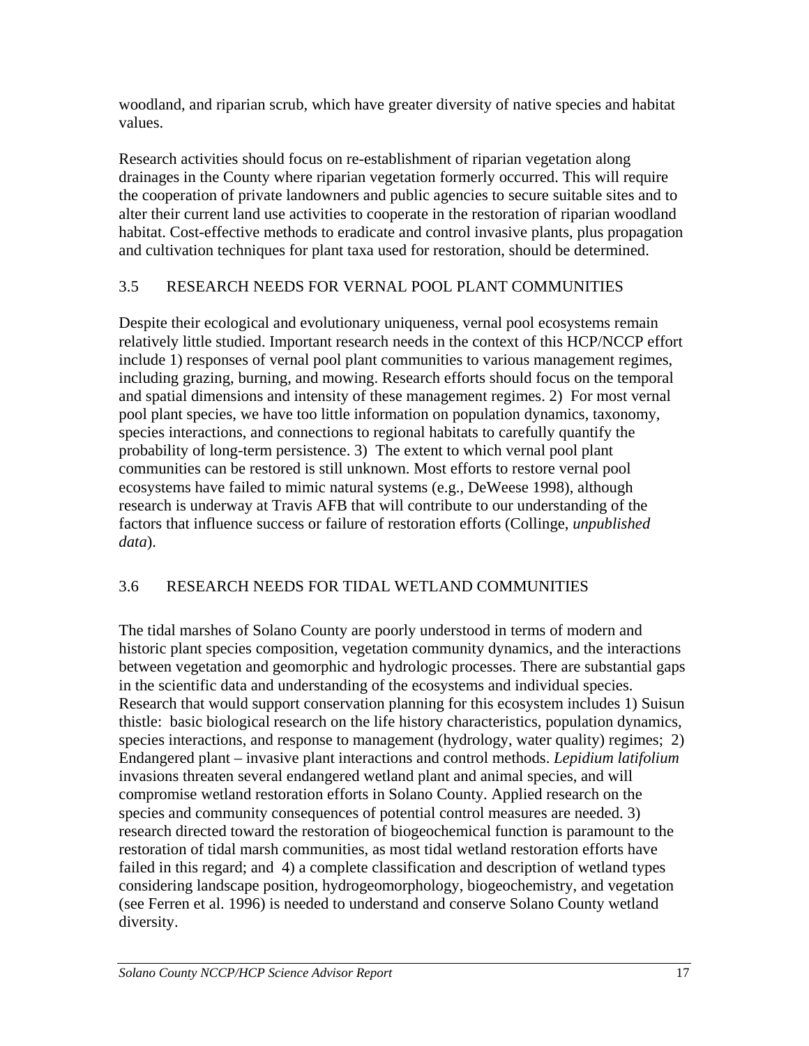woodland, and riparian scrub, which have greater diversity of native species and habitat values.

Research activities should focus on re-establishment of riparian vegetation along drainages in the County where riparian vegetation formerly occurred. This will require the cooperation of private landowners and public agencies to secure suitable sites and to alter their current land use activities to cooperate in the restoration of riparian woodland habitat. Cost-effective methods to eradicate and control invasive plants, plus propagation and cultivation techniques for plant taxa used for restoration, should be determined.

## 3.5 RESEARCH NEEDS FOR VERNAL POOL PLANT COMMUNITIES

Despite their ecological and evolutionary uniqueness, vernal pool ecosystems remain relatively little studied. Important research needs in the context of this HCP/NCCP effort include 1) responses of vernal pool plant communities to various management regimes, including grazing, burning, and mowing. Research efforts should focus on the temporal and spatial dimensions and intensity of these management regimes. 2) For most vernal pool plant species, we have too little information on population dynamics, taxonomy, species interactions, and connections to regional habitats to carefully quantify the probability of long-term persistence. 3) The extent to which vernal pool plant communities can be restored is still unknown. Most efforts to restore vernal pool ecosystems have failed to mimic natural systems (e.g., DeWeese 1998), although research is underway at Travis AFB that will contribute to our understanding of the factors that influence success or failure of restoration efforts (Collinge, *unpublished data*).

## 3.6 RESEARCH NEEDS FOR TIDAL WETLAND COMMUNITIES

The tidal marshes of Solano County are poorly understood in terms of modern and historic plant species composition, vegetation community dynamics, and the interactions between vegetation and geomorphic and hydrologic processes. There are substantial gaps in the scientific data and understanding of the ecosystems and individual species. Research that would support conservation planning for this ecosystem includes 1) Suisun thistle: basic biological research on the life history characteristics, population dynamics, species interactions, and response to management (hydrology, water quality) regimes; 2) Endangered plant – invasive plant interactions and control methods. *Lepidium latifolium* invasions threaten several endangered wetland plant and animal species, and will compromise wetland restoration efforts in Solano County. Applied research on the species and community consequences of potential control measures are needed. 3) research directed toward the restoration of biogeochemical function is paramount to the restoration of tidal marsh communities, as most tidal wetland restoration efforts have failed in this regard; and 4) a complete classification and description of wetland types considering landscape position, hydrogeomorphology, biogeochemistry, and vegetation (see Ferren et al. 1996) is needed to understand and conserve Solano County wetland diversity.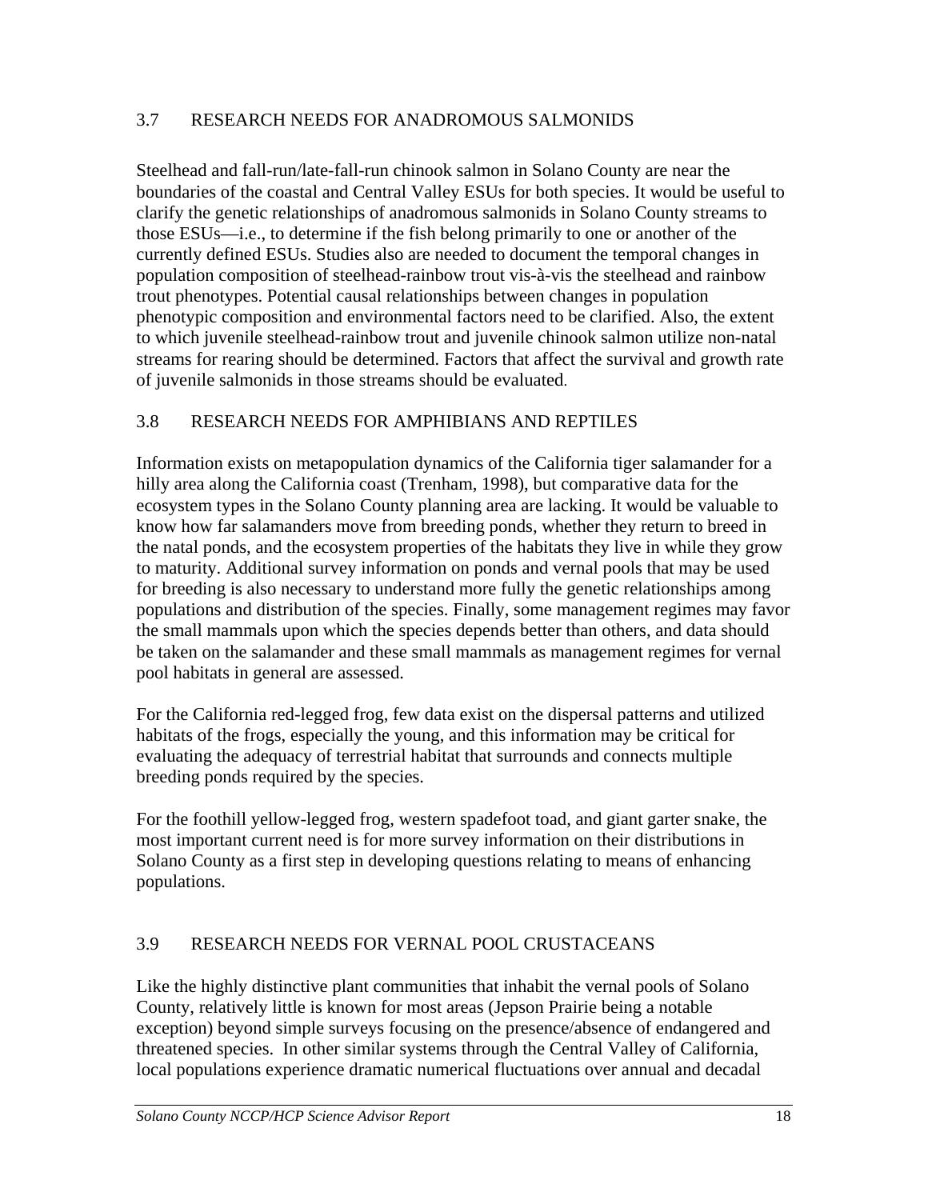## 3.7 RESEARCH NEEDS FOR ANADROMOUS SALMONIDS

Steelhead and fall-run/late-fall-run chinook salmon in Solano County are near the boundaries of the coastal and Central Valley ESUs for both species. It would be useful to clarify the genetic relationships of anadromous salmonids in Solano County streams to those ESUs—i.e., to determine if the fish belong primarily to one or another of the currently defined ESUs. Studies also are needed to document the temporal changes in population composition of steelhead-rainbow trout vis-à-vis the steelhead and rainbow trout phenotypes. Potential causal relationships between changes in population phenotypic composition and environmental factors need to be clarified. Also, the extent to which juvenile steelhead-rainbow trout and juvenile chinook salmon utilize non-natal streams for rearing should be determined. Factors that affect the survival and growth rate of juvenile salmonids in those streams should be evaluated.

## 3.8 RESEARCH NEEDS FOR AMPHIBIANS AND REPTILES

Information exists on metapopulation dynamics of the California tiger salamander for a hilly area along the California coast (Trenham, 1998), but comparative data for the ecosystem types in the Solano County planning area are lacking. It would be valuable to know how far salamanders move from breeding ponds, whether they return to breed in the natal ponds, and the ecosystem properties of the habitats they live in while they grow to maturity. Additional survey information on ponds and vernal pools that may be used for breeding is also necessary to understand more fully the genetic relationships among populations and distribution of the species. Finally, some management regimes may favor the small mammals upon which the species depends better than others, and data should be taken on the salamander and these small mammals as management regimes for vernal pool habitats in general are assessed.

For the California red-legged frog, few data exist on the dispersal patterns and utilized habitats of the frogs, especially the young, and this information may be critical for evaluating the adequacy of terrestrial habitat that surrounds and connects multiple breeding ponds required by the species.

For the foothill yellow-legged frog, western spadefoot toad, and giant garter snake, the most important current need is for more survey information on their distributions in Solano County as a first step in developing questions relating to means of enhancing populations.

## 3.9 RESEARCH NEEDS FOR VERNAL POOL CRUSTACEANS

Like the highly distinctive plant communities that inhabit the vernal pools of Solano County, relatively little is known for most areas (Jepson Prairie being a notable exception) beyond simple surveys focusing on the presence/absence of endangered and threatened species. In other similar systems through the Central Valley of California, local populations experience dramatic numerical fluctuations over annual and decadal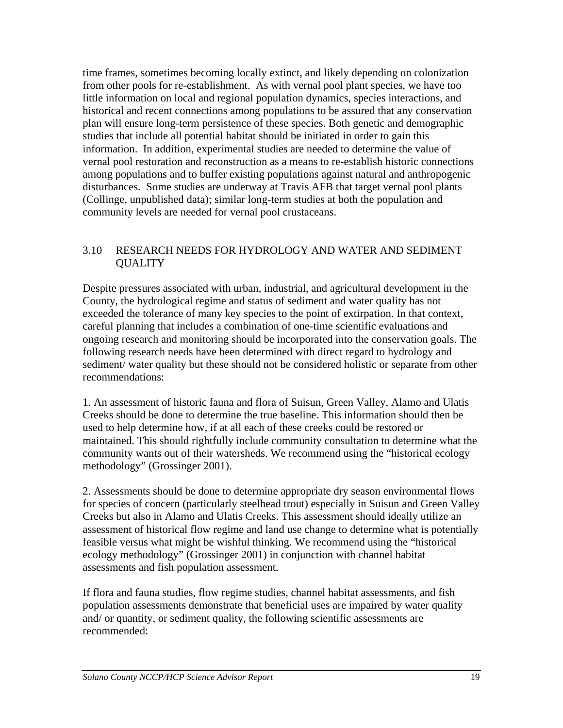time frames, sometimes becoming locally extinct, and likely depending on colonization from other pools for re-establishment. As with vernal pool plant species, we have too little information on local and regional population dynamics, species interactions, and historical and recent connections among populations to be assured that any conservation plan will ensure long-term persistence of these species. Both genetic and demographic studies that include all potential habitat should be initiated in order to gain this information. In addition, experimental studies are needed to determine the value of vernal pool restoration and reconstruction as a means to re-establish historic connections among populations and to buffer existing populations against natural and anthropogenic disturbances. Some studies are underway at Travis AFB that target vernal pool plants (Collinge, unpublished data); similar long-term studies at both the population and community levels are needed for vernal pool crustaceans.

## 3.10 RESEARCH NEEDS FOR HYDROLOGY AND WATER AND SEDIMENT QUALITY

Despite pressures associated with urban, industrial, and agricultural development in the County, the hydrological regime and status of sediment and water quality has not exceeded the tolerance of many key species to the point of extirpation. In that context, careful planning that includes a combination of one-time scientific evaluations and ongoing research and monitoring should be incorporated into the conservation goals. The following research needs have been determined with direct regard to hydrology and sediment/ water quality but these should not be considered holistic or separate from other recommendations:

1. An assessment of historic fauna and flora of Suisun, Green Valley, Alamo and Ulatis Creeks should be done to determine the true baseline. This information should then be used to help determine how, if at all each of these creeks could be restored or maintained. This should rightfully include community consultation to determine what the community wants out of their watersheds. We recommend using the "historical ecology methodology" (Grossinger 2001).

2. Assessments should be done to determine appropriate dry season environmental flows for species of concern (particularly steelhead trout) especially in Suisun and Green Valley Creeks but also in Alamo and Ulatis Creeks. This assessment should ideally utilize an assessment of historical flow regime and land use change to determine what is potentially feasible versus what might be wishful thinking. We recommend using the "historical ecology methodology" (Grossinger 2001) in conjunction with channel habitat assessments and fish population assessment.

If flora and fauna studies, flow regime studies, channel habitat assessments, and fish population assessments demonstrate that beneficial uses are impaired by water quality and/ or quantity, or sediment quality, the following scientific assessments are recommended: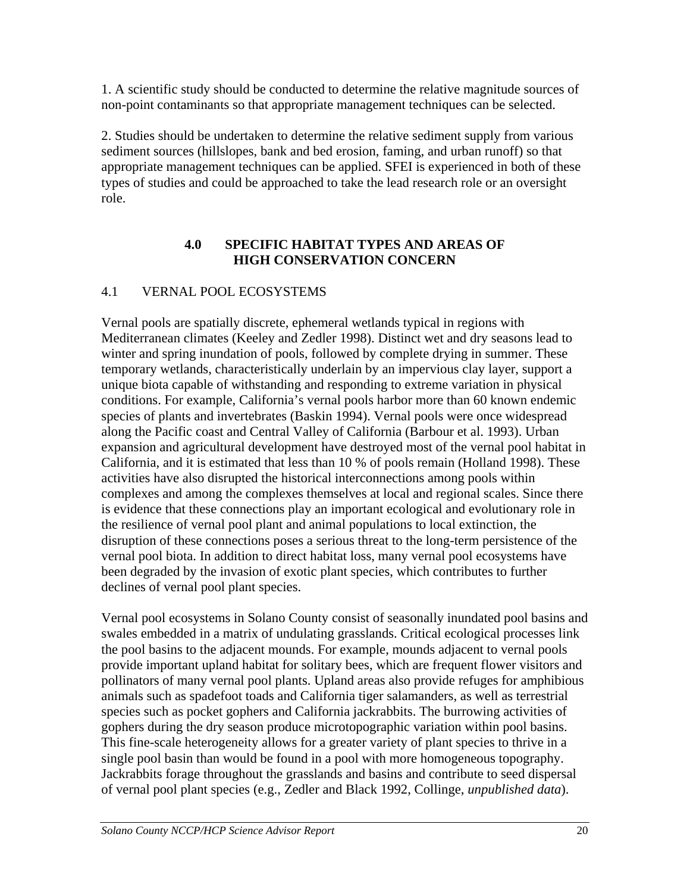1. A scientific study should be conducted to determine the relative magnitude sources of non-point contaminants so that appropriate management techniques can be selected.

2. Studies should be undertaken to determine the relative sediment supply from various sediment sources (hillslopes, bank and bed erosion, faming, and urban runoff) so that appropriate management techniques can be applied. SFEI is experienced in both of these types of studies and could be approached to take the lead research role or an oversight role.

# 4.0 SPECIFIC HABITAT TYPES AND AREAS OF HIGH CONSERVATION CONCERN

## 4.1 VERNAL POOL ECOSYSTEMS

Vernal pools are spatially discrete, ephemeral wetlands typical in regions with Mediterranean climates (Keeley and Zedler 1998). Distinct wet and dry seasons lead to winter and spring inundation of pools, followed by complete drying in summer. These temporary wetlands, characteristically underlain by an impervious clay layer, support a unique biota capable of withstanding and responding to extreme variation in physical conditions. For example, California's vernal pools harbor more than 60 known endemic species of plants and invertebrates (Baskin 1994). Vernal pools were once widespread along the Pacific coast and Central Valley of California (Barbour et al. 1993). Urban expansion and agricultural development have destroyed most of the vernal pool habitat in California, and it is estimated that less than 10 % of pools remain (Holland 1998). These activities have also disrupted the historical interconnections among pools within complexes and among the complexes themselves at local and regional scales. Since there is evidence that these connections play an important ecological and evolutionary role in the resilience of vernal pool plant and animal populations to local extinction, the disruption of these connections poses a serious threat to the long-term persistence of the vernal pool biota. In addition to direct habitat loss, many vernal pool ecosystems have been degraded by the invasion of exotic plant species, which contributes to further declines of vernal pool plant species.

Vernal pool ecosystems in Solano County consist of seasonally inundated pool basins and swales embedded in a matrix of undulating grasslands. Critical ecological processes link the pool basins to the adjacent mounds. For example, mounds adjacent to vernal pools provide important upland habitat for solitary bees, which are frequent flower visitors and pollinators of many vernal pool plants. Upland areas also provide refuges for amphibious animals such as spadefoot toads and California tiger salamanders, as well as terrestrial species such as pocket gophers and California jackrabbits. The burrowing activities of gophers during the dry season produce microtopographic variation within pool basins. This fine-scale heterogeneity allows for a greater variety of plant species to thrive in a single pool basin than would be found in a pool with more homogeneous topography. Jackrabbits forage throughout the grasslands and basins and contribute to seed dispersal of vernal pool plant species (e.g., Zedler and Black 1992, Collinge, *unpublished data*).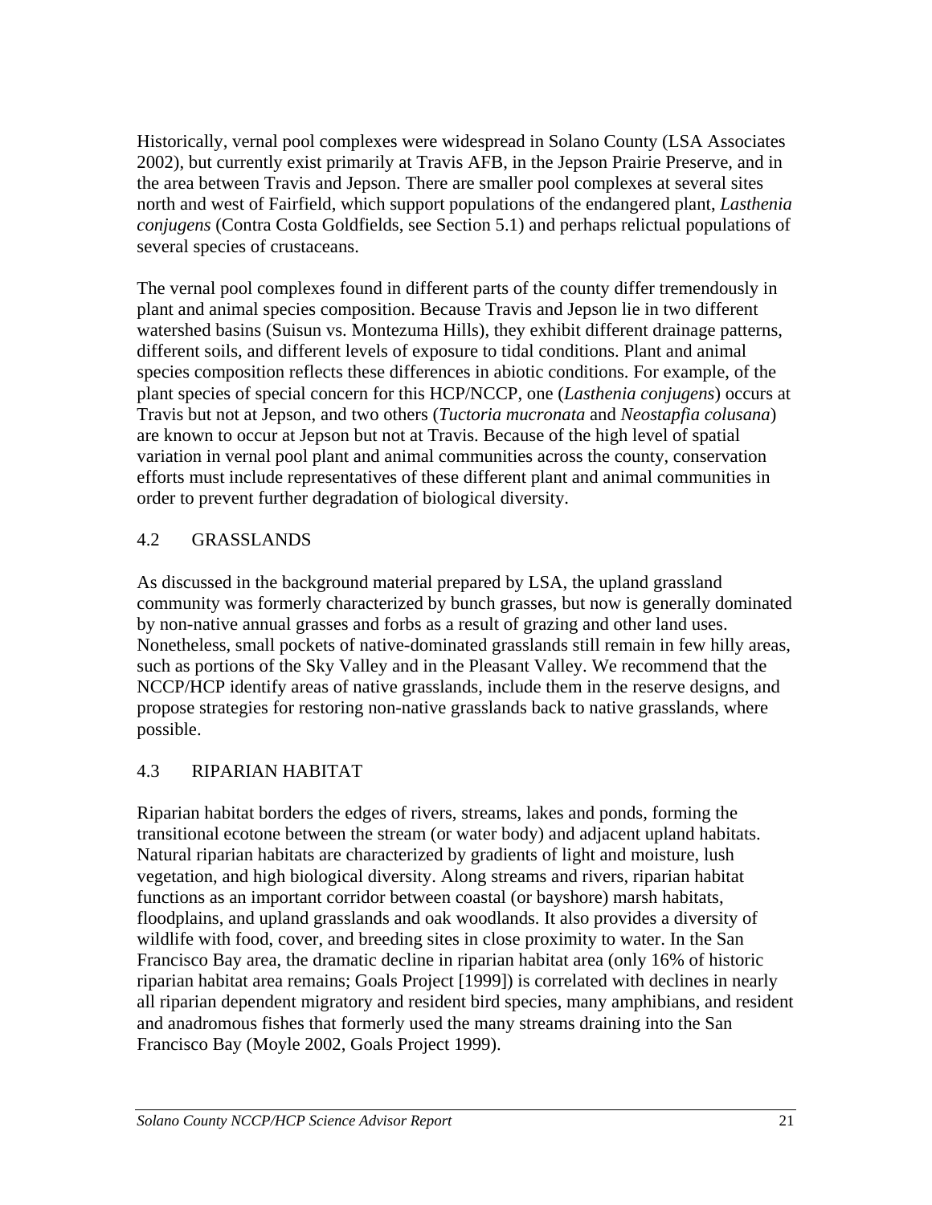Historically, vernal pool complexes were widespread in Solano County (LSA Associates 2002), but currently exist primarily at Travis AFB, in the Jepson Prairie Preserve, and in the area between Travis and Jepson. There are smaller pool complexes at several sites north and west of Fairfield, which support populations of the endangered plant, *Lasthenia conjugens* (Contra Costa Goldfields, see Section 5.1) and perhaps relictual populations of several species of crustaceans.

The vernal pool complexes found in different parts of the county differ tremendously in plant and animal species composition. Because Travis and Jepson lie in two different watershed basins (Suisun vs. Montezuma Hills), they exhibit different drainage patterns, different soils, and different levels of exposure to tidal conditions. Plant and animal species composition reflects these differences in abiotic conditions. For example, of the plant species of special concern for this HCP/NCCP, one (*Lasthenia conjugens*) occurs at Travis but not at Jepson, and two others (*Tuctoria mucronata* and *Neostapfia colusana*) are known to occur at Jepson but not at Travis. Because of the high level of spatial variation in vernal pool plant and animal communities across the county, conservation efforts must include representatives of these different plant and animal communities in order to prevent further degradation of biological diversity.

## 4.2 GRASSLANDS

As discussed in the background material prepared by LSA, the upland grassland community was formerly characterized by bunch grasses, but now is generally dominated by non-native annual grasses and forbs as a result of grazing and other land uses. Nonetheless, small pockets of native-dominated grasslands still remain in few hilly areas, such as portions of the Sky Valley and in the Pleasant Valley. We recommend that the NCCP/HCP identify areas of native grasslands, include them in the reserve designs, and propose strategies for restoring non-native grasslands back to native grasslands, where possible.

## 4.3 RIPARIAN HABITAT

Riparian habitat borders the edges of rivers, streams, lakes and ponds, forming the transitional ecotone between the stream (or water body) and adjacent upland habitats. Natural riparian habitats are characterized by gradients of light and moisture, lush vegetation, and high biological diversity. Along streams and rivers, riparian habitat functions as an important corridor between coastal (or bayshore) marsh habitats, floodplains, and upland grasslands and oak woodlands. It also provides a diversity of wildlife with food, cover, and breeding sites in close proximity to water. In the San Francisco Bay area, the dramatic decline in riparian habitat area (only 16% of historic riparian habitat area remains; Goals Project [1999]) is correlated with declines in nearly all riparian dependent migratory and resident bird species, many amphibians, and resident and anadromous fishes that formerly used the many streams draining into the San Francisco Bay (Moyle 2002, Goals Project 1999).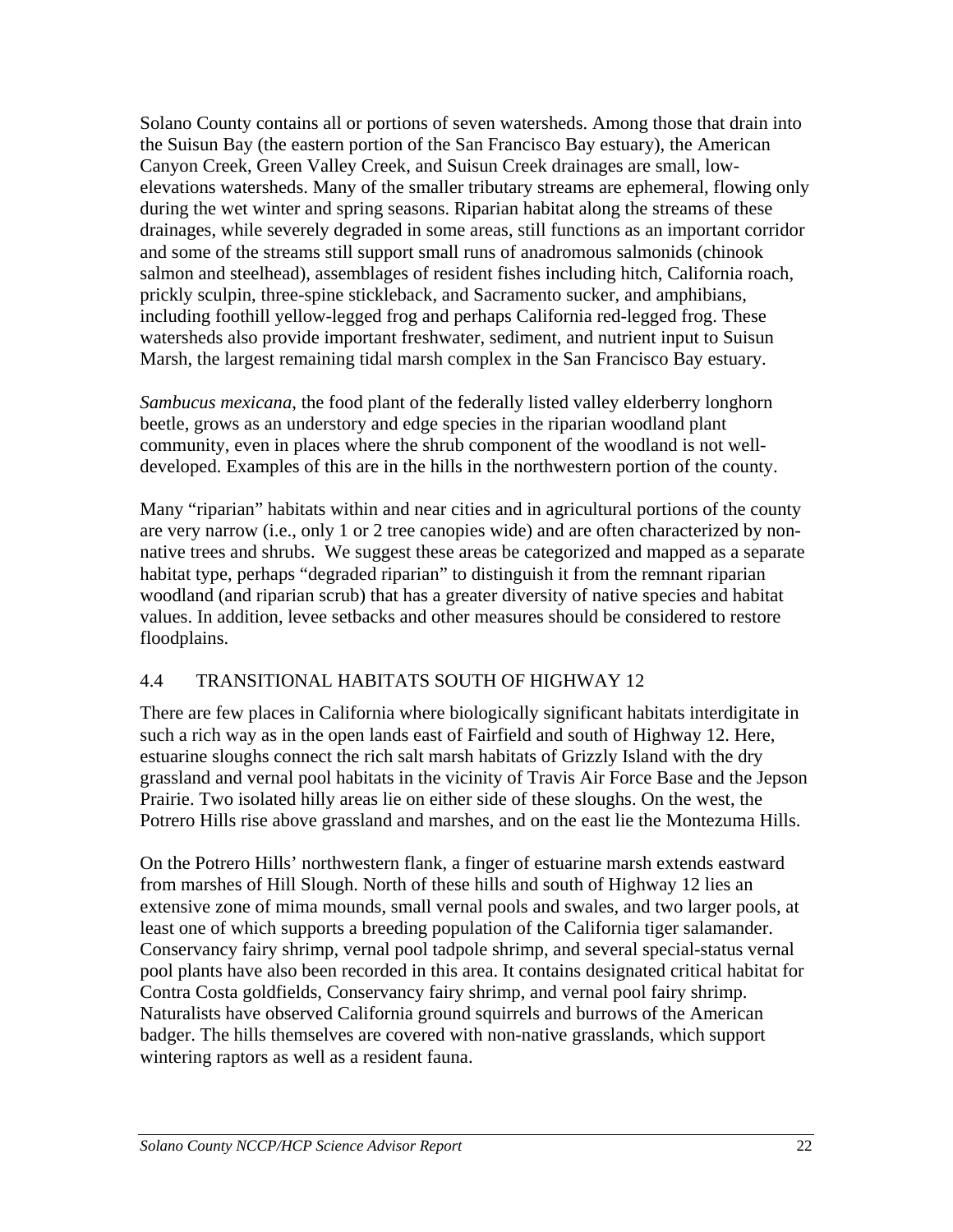Solano County contains all or portions of seven watersheds. Among those that drain into the Suisun Bay (the eastern portion of the San Francisco Bay estuary), the American Canyon Creek, Green Valley Creek, and Suisun Creek drainages are small, low-elevations watersheds. Many of the smaller tributary streams are ephemeral, flowing only during the wet winter and spring seasons. Riparian habitat along the streams of these drainages, while severely degraded in some areas, still functions as an important corridor and some of the streams still support small runs of anadromous salmonids (chinook salmon and steelhead), assemblages of resident fishes including hitch, California roach, prickly sculpin, three-spine stickleback, and Sacramento sucker, and amphibians, including foothill yellow-legged frog and perhaps California red-legged frog. These watersheds also provide important freshwater, sediment, and nutrient input to Suisun Marsh, the largest remaining tidal marsh complex in the San Francisco Bay estuary.

*Sambucus mexicana*, the food plant of the federally listed valley elderberry longhorn beetle, grows as an understory and edge species in the riparian woodland plant community, even in places where the shrub component of the woodland is not well-developed. Examples of this are in the hills in the northwestern portion of the county.

Many "riparian" habitats within and near cities and in agricultural portions of the county are very narrow (i.e., only 1 or 2 tree canopies wide) and are often characterized by non-native trees and shrubs. We suggest these areas be categorized and mapped as a separate habitat type, perhaps "degraded riparian" to distinguish it from the remnant riparian woodland (and riparian scrub) that has a greater diversity of native species and habitat values. In addition, levee setbacks and other measures should be considered to restore floodplains.

## 4.4 TRANSITIONAL HABITATS SOUTH OF HIGHWAY 12

There are few places in California where biologically significant habitats interdigitate in such a rich way as in the open lands east of Fairfield and south of Highway 12. Here, estuarine sloughs connect the rich salt marsh habitats of Grizzly Island with the dry grassland and vernal pool habitats in the vicinity of Travis Air Force Base and the Jepson Prairie. Two isolated hilly areas lie on either side of these sloughs. On the west, the Potrero Hills rise above grassland and marshes, and on the east lie the Montezuma Hills.

On the Potrero Hills' northwestern flank, a finger of estuarine marsh extends eastward from marshes of Hill Slough. North of these hills and south of Highway 12 lies an extensive zone of mima mounds, small vernal pools and swales, and two larger pools, at least one of which supports a breeding population of the California tiger salamander. Conservancy fairy shrimp, vernal pool tadpole shrimp, and several special-status vernal pool plants have also been recorded in this area. It contains designated critical habitat for Contra Costa goldfields, Conservancy fairy shrimp, and vernal pool fairy shrimp. Naturalists have observed California ground squirrels and burrows of the American badger. The hills themselves are covered with non-native grasslands, which support wintering raptors as well as a resident fauna.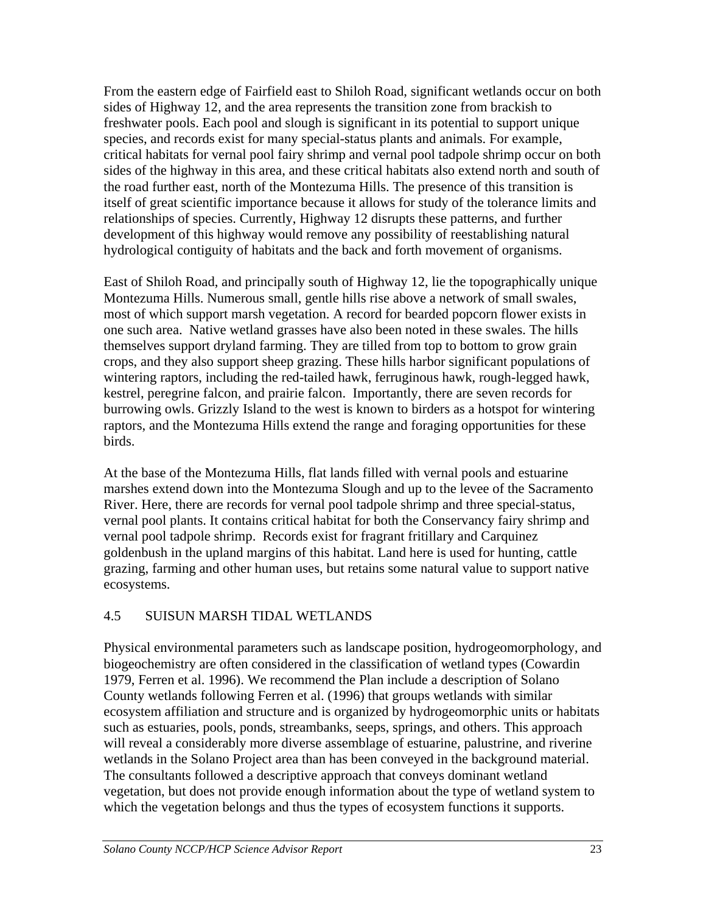From the eastern edge of Fairfield east to Shiloh Road, significant wetlands occur on both sides of Highway 12, and the area represents the transition zone from brackish to freshwater pools. Each pool and slough is significant in its potential to support unique species, and records exist for many special-status plants and animals. For example, critical habitats for vernal pool fairy shrimp and vernal pool tadpole shrimp occur on both sides of the highway in this area, and these critical habitats also extend north and south of the road further east, north of the Montezuma Hills. The presence of this transition is itself of great scientific importance because it allows for study of the tolerance limits and relationships of species. Currently, Highway 12 disrupts these patterns, and further development of this highway would remove any possibility of reestablishing natural hydrological contiguity of habitats and the back and forth movement of organisms.

East of Shiloh Road, and principally south of Highway 12, lie the topographically unique Montezuma Hills. Numerous small, gentle hills rise above a network of small swales, most of which support marsh vegetation. A record for bearded popcorn flower exists in one such area. Native wetland grasses have also been noted in these swales. The hills themselves support dryland farming. They are tilled from top to bottom to grow grain crops, and they also support sheep grazing. These hills harbor significant populations of wintering raptors, including the red-tailed hawk, ferruginous hawk, rough-legged hawk, kestrel, peregrine falcon, and prairie falcon. Importantly, there are seven records for burrowing owls. Grizzly Island to the west is known to birders as a hotspot for wintering raptors, and the Montezuma Hills extend the range and foraging opportunities for these birds.

At the base of the Montezuma Hills, flat lands filled with vernal pools and estuarine marshes extend down into the Montezuma Slough and up to the levee of the Sacramento River. Here, there are records for vernal pool tadpole shrimp and three special-status, vernal pool plants. It contains critical habitat for both the Conservancy fairy shrimp and vernal pool tadpole shrimp. Records exist for fragrant fritillary and Carquinez goldenbush in the upland margins of this habitat. Land here is used for hunting, cattle grazing, farming and other human uses, but retains some natural value to support native ecosystems.

## 4.5 SUISUN MARSH TIDAL WETLANDS

Physical environmental parameters such as landscape position, hydrogeomorphology, and biogeochemistry are often considered in the classification of wetland types (Cowardin 1979, Ferren et al. 1996). We recommend the Plan include a description of Solano County wetlands following Ferren et al. (1996) that groups wetlands with similar ecosystem affiliation and structure and is organized by hydrogeomorphic units or habitats such as estuaries, pools, ponds, streambanks, seeps, springs, and others. This approach will reveal a considerably more diverse assemblage of estuarine, palustrine, and riverine wetlands in the Solano Project area than has been conveyed in the background material. The consultants followed a descriptive approach that conveys dominant wetland vegetation, but does not provide enough information about the type of wetland system to which the vegetation belongs and thus the types of ecosystem functions it supports.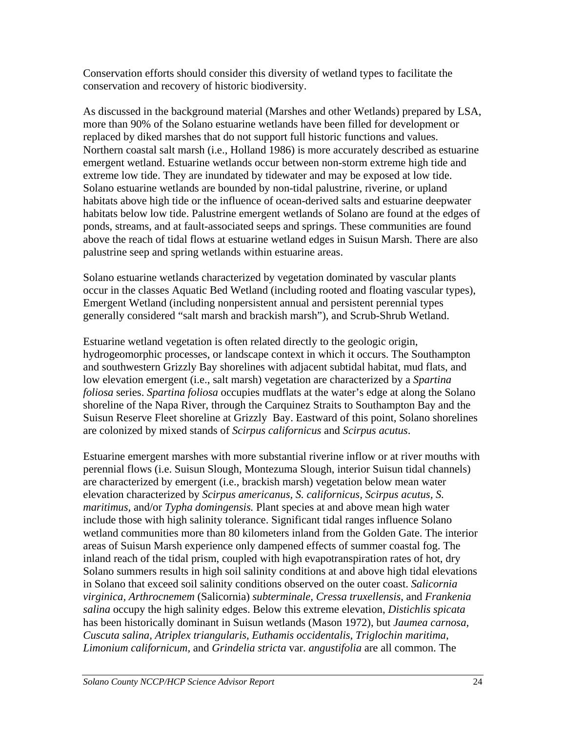Conservation efforts should consider this diversity of wetland types to facilitate the conservation and recovery of historic biodiversity.

As discussed in the background material (Marshes and other Wetlands) prepared by LSA, more than 90% of the Solano estuarine wetlands have been filled for development or replaced by diked marshes that do not support full historic functions and values. Northern coastal salt marsh (i.e., Holland 1986) is more accurately described as estuarine emergent wetland. Estuarine wetlands occur between non-storm extreme high tide and extreme low tide. They are inundated by tidewater and may be exposed at low tide. Solano estuarine wetlands are bounded by non-tidal palustrine, riverine, or upland habitats above high tide or the influence of ocean-derived salts and estuarine deepwater habitats below low tide. Palustrine emergent wetlands of Solano are found at the edges of ponds, streams, and at fault-associated seeps and springs. These communities are found above the reach of tidal flows at estuarine wetland edges in Suisun Marsh. There are also palustrine seep and spring wetlands within estuarine areas.

Solano estuarine wetlands characterized by vegetation dominated by vascular plants occur in the classes Aquatic Bed Wetland (including rooted and floating vascular types), Emergent Wetland (including nonpersistent annual and persistent perennial types generally considered "salt marsh and brackish marsh"), and Scrub-Shrub Wetland.

Estuarine wetland vegetation is often related directly to the geologic origin, hydrogeomorphic processes, or landscape context in which it occurs. The Southampton and southwestern Grizzly Bay shorelines with adjacent subtidal habitat, mud flats, and low elevation emergent (i.e., salt marsh) vegetation are characterized by a *Spartina foliosa* series. *Spartina foliosa* occupies mudflats at the water's edge at along the Solano shoreline of the Napa River, through the Carquinez Straits to Southampton Bay and the Suisun Reserve Fleet shoreline at Grizzly Bay. Eastward of this point, Solano shorelines are colonized by mixed stands of *Scirpus californicus* and *Scirpus acutus*.

Estuarine emergent marshes with more substantial riverine inflow or at river mouths with perennial flows (i.e. Suisun Slough, Montezuma Slough, interior Suisun tidal channels) are characterized by emergent (i.e., brackish marsh) vegetation below mean water elevation characterized by *Scirpus americanus, S. californicus, Scirpus acutus, S. maritimus,* and/or *Typha domingensis.* Plant species at and above mean high water include those with high salinity tolerance. Significant tidal ranges influence Solano wetland communities more than 80 kilometers inland from the Golden Gate. The interior areas of Suisun Marsh experience only dampened effects of summer coastal fog. The inland reach of the tidal prism, coupled with high evapotranspiration rates of hot, dry Solano summers results in high soil salinity conditions at and above high tidal elevations in Solano that exceed soil salinity conditions observed on the outer coast. *Salicornia virginica, Arthrocnemem* (Salicornia) *subterminale, Cressa truxellensis,* and *Frankenia salina* occupy the high salinity edges. Below this extreme elevation, *Distichlis spicata* has been historically dominant in Suisun wetlands (Mason 1972), but *Jaumea carnosa, Cuscuta salina, Atriplex triangularis, Euthamis occidentalis, Triglochin maritima, Limonium californicum,* and *Grindelia stricta* var. *angustifolia* are all common. The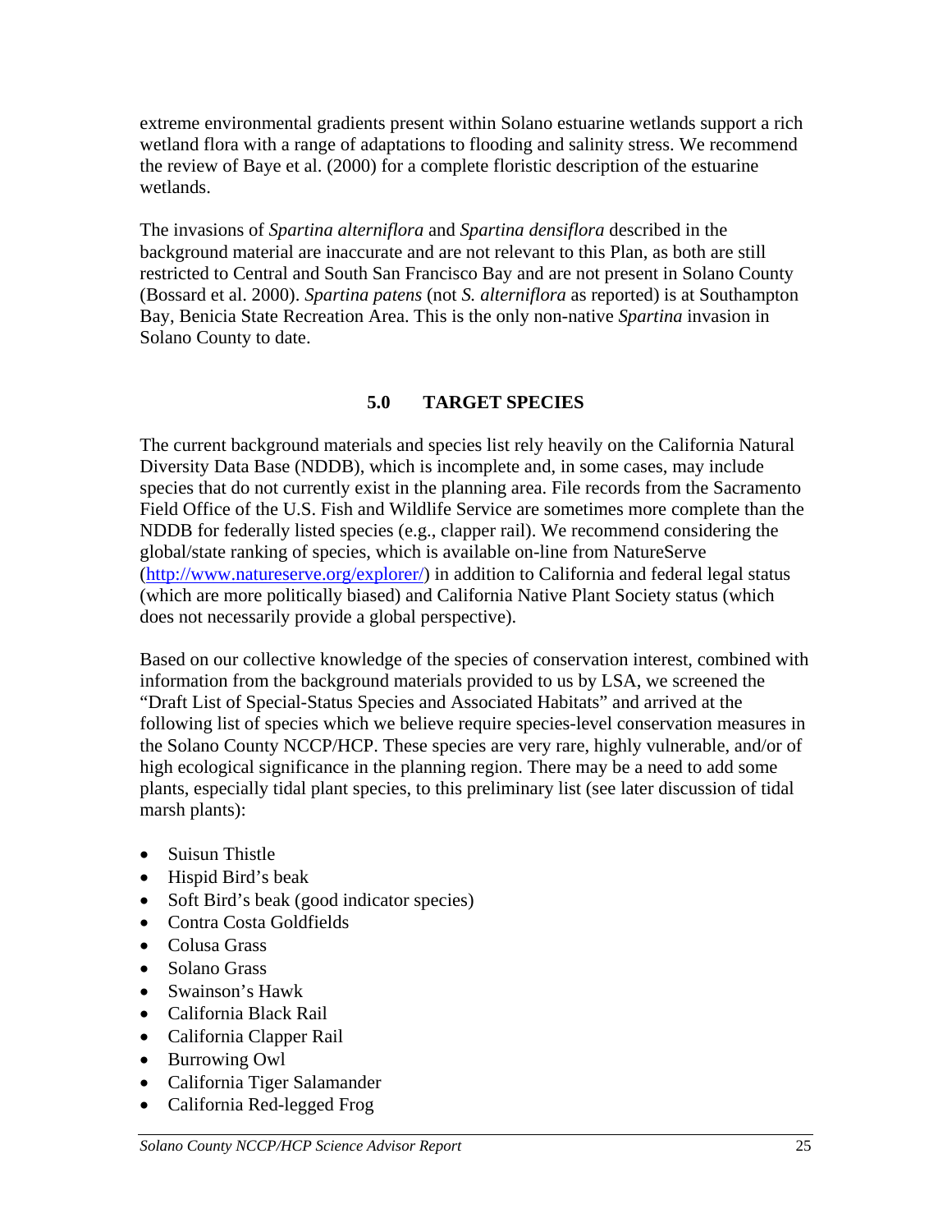extreme environmental gradients present within Solano estuarine wetlands support a rich wetland flora with a range of adaptations to flooding and salinity stress. We recommend the review of Baye et al. (2000) for a complete floristic description of the estuarine wetlands.

The invasions of *Spartina alterniflora* and *Spartina densiflora* described in the background material are inaccurate and are not relevant to this Plan, as both are still restricted to Central and South San Francisco Bay and are not present in Solano County (Bossard et al. 2000). *Spartina patens* (not *S. alterniflora* as reported) is at Southampton Bay, Benicia State Recreation Area. This is the only non-native *Spartina* invasion in Solano County to date.

## 5.0 TARGET SPECIES

The current background materials and species list rely heavily on the California Natural Diversity Data Base (NDDB), which is incomplete and, in some cases, may include species that do not currently exist in the planning area. File records from the Sacramento Field Office of the U.S. Fish and Wildlife Service are sometimes more complete than the NDDB for federally listed species (e.g., clapper rail). We recommend considering the global/state ranking of species, which is available on-line from NatureServe (http://www.natureserve.org/explorer/) in addition to California and federal legal status (which are more politically biased) and California Native Plant Society status (which does not necessarily provide a global perspective).

Based on our collective knowledge of the species of conservation interest, combined with information from the background materials provided to us by LSA, we screened the "Draft List of Special-Status Species and Associated Habitats" and arrived at the following list of species which we believe require species-level conservation measures in the Solano County NCCP/HCP. These species are very rare, highly vulnerable, and/or of high ecological significance in the planning region. There may be a need to add some plants, especially tidal plant species, to this preliminary list (see later discussion of tidal marsh plants):

- Suisun Thistle
- Hispid Bird's beak
- Soft Bird's beak (good indicator species)
- Contra Costa Goldfields
- Colusa Grass
- Solano Grass
- Swainson's Hawk
- California Black Rail
- California Clapper Rail
- Burrowing Owl
- California Tiger Salamander
- California Red-legged Frog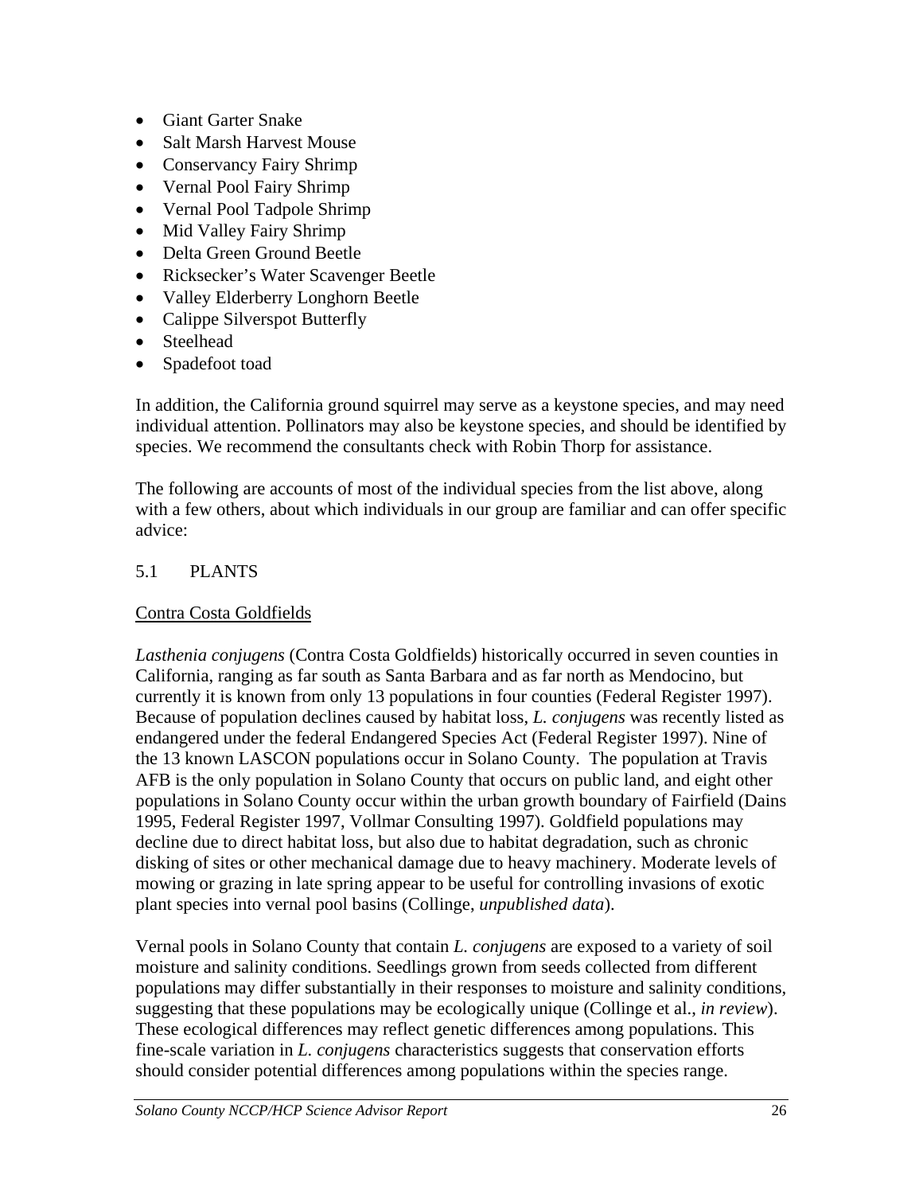- Giant Garter Snake
- Salt Marsh Harvest Mouse
- Conservancy Fairy Shrimp
- Vernal Pool Fairy Shrimp
- Vernal Pool Tadpole Shrimp
- Mid Valley Fairy Shrimp
- Delta Green Ground Beetle
- Ricksecker's Water Scavenger Beetle
- Valley Elderberry Longhorn Beetle
- Calippe Silverspot Butterfly
- Steelhead
- Spadefoot toad

In addition, the California ground squirrel may serve as a keystone species, and may need individual attention. Pollinators may also be keystone species, and should be identified by species. We recommend the consultants check with Robin Thorp for assistance.

The following are accounts of most of the individual species from the list above, along with a few others, about which individuals in our group are familiar and can offer specific advice:

## 5.1 PLANTS

### Contra Costa Goldfields

*Lasthenia conjugens* (Contra Costa Goldfields) historically occurred in seven counties in California, ranging as far south as Santa Barbara and as far north as Mendocino, but currently it is known from only 13 populations in four counties (Federal Register 1997). Because of population declines caused by habitat loss, *L. conjugens* was recently listed as endangered under the federal Endangered Species Act (Federal Register 1997). Nine of the 13 known LASCON populations occur in Solano County. The population at Travis AFB is the only population in Solano County that occurs on public land, and eight other populations in Solano County occur within the urban growth boundary of Fairfield (Dains 1995, Federal Register 1997, Vollmar Consulting 1997). Goldfield populations may decline due to direct habitat loss, but also due to habitat degradation, such as chronic disking of sites or other mechanical damage due to heavy machinery. Moderate levels of mowing or grazing in late spring appear to be useful for controlling invasions of exotic plant species into vernal pool basins (Collinge, *unpublished data*).

Vernal pools in Solano County that contain *L. conjugens* are exposed to a variety of soil moisture and salinity conditions. Seedlings grown from seeds collected from different populations may differ substantially in their responses to moisture and salinity conditions, suggesting that these populations may be ecologically unique (Collinge et al., *in review*). These ecological differences may reflect genetic differences among populations. This fine-scale variation in *L. conjugens* characteristics suggests that conservation efforts should consider potential differences among populations within the species range.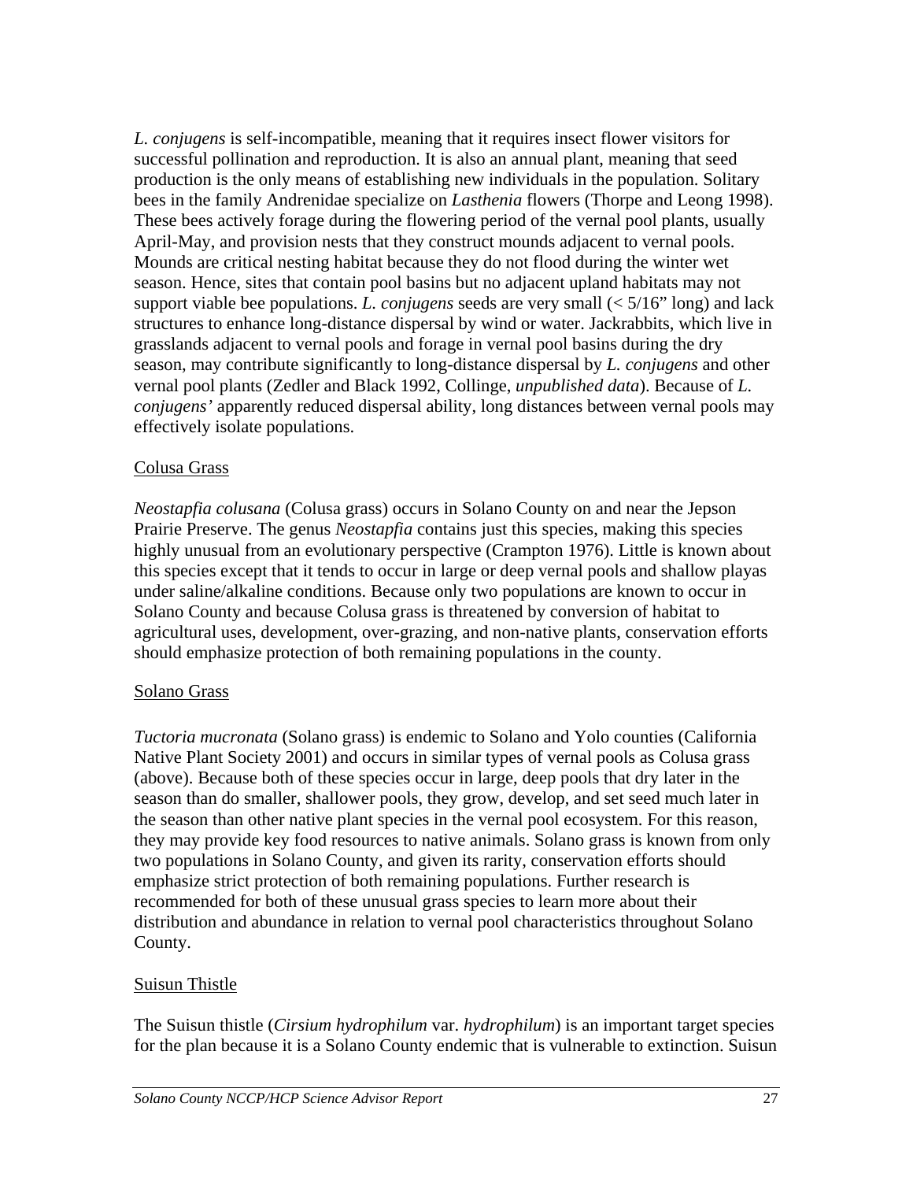*L. conjugens* is self-incompatible, meaning that it requires insect flower visitors for successful pollination and reproduction. It is also an annual plant, meaning that seed production is the only means of establishing new individuals in the population. Solitary bees in the family Andrenidae specialize on *Lasthenia* flowers (Thorpe and Leong 1998). These bees actively forage during the flowering period of the vernal pool plants, usually April-May, and provision nests that they construct mounds adjacent to vernal pools. Mounds are critical nesting habitat because they do not flood during the winter wet season. Hence, sites that contain pool basins but no adjacent upland habitats may not support viable bee populations. *L. conjugens* seeds are very small (< 5/16" long) and lack structures to enhance long-distance dispersal by wind or water. Jackrabbits, which live in grasslands adjacent to vernal pools and forage in vernal pool basins during the dry season, may contribute significantly to long-distance dispersal by *L. conjugens* and other vernal pool plants (Zedler and Black 1992, Collinge, *unpublished data*). Because of *L. conjugens'* apparently reduced dispersal ability, long distances between vernal pools may effectively isolate populations.

<u>Colusa Grass</u>

*Neostapfia colusana* (Colusa grass) occurs in Solano County on and near the Jepson Prairie Preserve. The genus *Neostapfia* contains just this species, making this species highly unusual from an evolutionary perspective (Crampton 1976). Little is known about this species except that it tends to occur in large or deep vernal pools and shallow playas under saline/alkaline conditions. Because only two populations are known to occur in Solano County and because Colusa grass is threatened by conversion of habitat to agricultural uses, development, over-grazing, and non-native plants, conservation efforts should emphasize protection of both remaining populations in the county.

<u>Solano Grass</u>

*Tuctoria mucronata* (Solano grass) is endemic to Solano and Yolo counties (California Native Plant Society 2001) and occurs in similar types of vernal pools as Colusa grass (above). Because both of these species occur in large, deep pools that dry later in the season than do smaller, shallower pools, they grow, develop, and set seed much later in the season than other native plant species in the vernal pool ecosystem. For this reason, they may provide key food resources to native animals. Solano grass is known from only two populations in Solano County, and given its rarity, conservation efforts should emphasize strict protection of both remaining populations. Further research is recommended for both of these unusual grass species to learn more about their distribution and abundance in relation to vernal pool characteristics throughout Solano County.

<u>Suisun Thistle</u>

The Suisun thistle (*Cirsium hydrophilum* var. *hydrophilum*) is an important target species for the plan because it is a Solano County endemic that is vulnerable to extinction. Suisun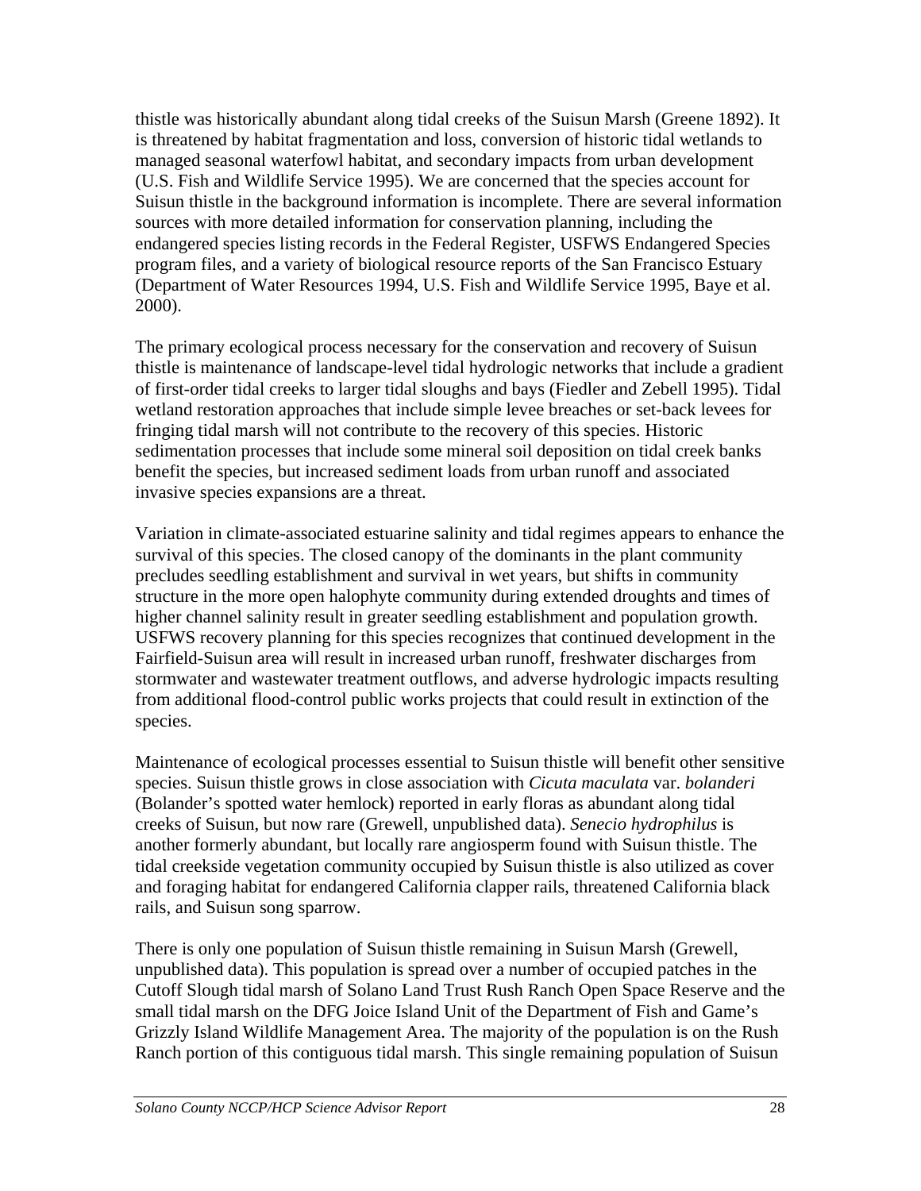thistle was historically abundant along tidal creeks of the Suisun Marsh (Greene 1892). It is threatened by habitat fragmentation and loss, conversion of historic tidal wetlands to managed seasonal waterfowl habitat, and secondary impacts from urban development (U.S. Fish and Wildlife Service 1995). We are concerned that the species account for Suisun thistle in the background information is incomplete. There are several information sources with more detailed information for conservation planning, including the endangered species listing records in the Federal Register, USFWS Endangered Species program files, and a variety of biological resource reports of the San Francisco Estuary (Department of Water Resources 1994, U.S. Fish and Wildlife Service 1995, Baye et al. 2000).

The primary ecological process necessary for the conservation and recovery of Suisun thistle is maintenance of landscape-level tidal hydrologic networks that include a gradient of first-order tidal creeks to larger tidal sloughs and bays (Fiedler and Zebell 1995). Tidal wetland restoration approaches that include simple levee breaches or set-back levees for fringing tidal marsh will not contribute to the recovery of this species. Historic sedimentation processes that include some mineral soil deposition on tidal creek banks benefit the species, but increased sediment loads from urban runoff and associated invasive species expansions are a threat.

Variation in climate-associated estuarine salinity and tidal regimes appears to enhance the survival of this species. The closed canopy of the dominants in the plant community precludes seedling establishment and survival in wet years, but shifts in community structure in the more open halophyte community during extended droughts and times of higher channel salinity result in greater seedling establishment and population growth. USFWS recovery planning for this species recognizes that continued development in the Fairfield-Suisun area will result in increased urban runoff, freshwater discharges from stormwater and wastewater treatment outflows, and adverse hydrologic impacts resulting from additional flood-control public works projects that could result in extinction of the species.

Maintenance of ecological processes essential to Suisun thistle will benefit other sensitive species. Suisun thistle grows in close association with *Cicuta maculata* var. *bolanderi* (Bolander's spotted water hemlock) reported in early floras as abundant along tidal creeks of Suisun, but now rare (Grewell, unpublished data). *Senecio hydrophilus* is another formerly abundant, but locally rare angiosperm found with Suisun thistle. The tidal creekside vegetation community occupied by Suisun thistle is also utilized as cover and foraging habitat for endangered California clapper rails, threatened California black rails, and Suisun song sparrow.

There is only one population of Suisun thistle remaining in Suisun Marsh (Grewell, unpublished data). This population is spread over a number of occupied patches in the Cutoff Slough tidal marsh of Solano Land Trust Rush Ranch Open Space Reserve and the small tidal marsh on the DFG Joice Island Unit of the Department of Fish and Game's Grizzly Island Wildlife Management Area. The majority of the population is on the Rush Ranch portion of this contiguous tidal marsh. This single remaining population of Suisun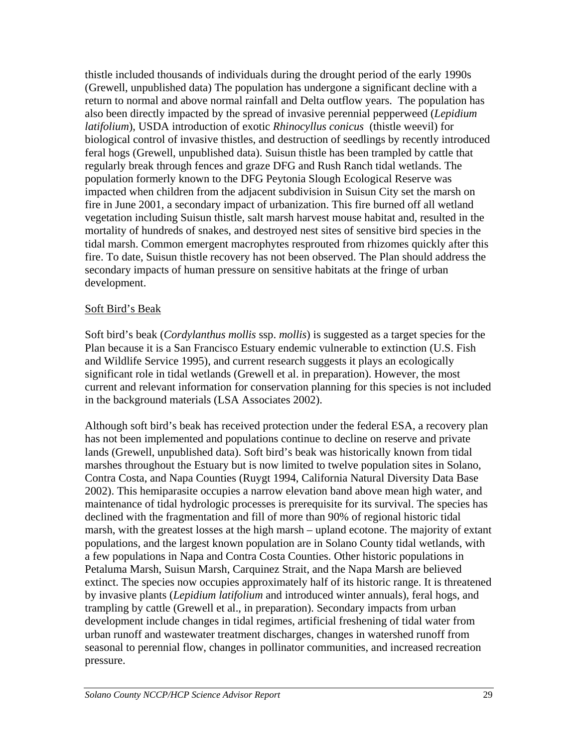thistle included thousands of individuals during the drought period of the early 1990s (Grewell, unpublished data) The population has undergone a significant decline with a return to normal and above normal rainfall and Delta outflow years. The population has also been directly impacted by the spread of invasive perennial pepperweed (*Lepidium latifolium*), USDA introduction of exotic *Rhinocyllus conicus* (thistle weevil) for biological control of invasive thistles, and destruction of seedlings by recently introduced feral hogs (Grewell, unpublished data). Suisun thistle has been trampled by cattle that regularly break through fences and graze DFG and Rush Ranch tidal wetlands. The population formerly known to the DFG Peytonia Slough Ecological Reserve was impacted when children from the adjacent subdivision in Suisun City set the marsh on fire in June 2001, a secondary impact of urbanization. This fire burned off all wetland vegetation including Suisun thistle, salt marsh harvest mouse habitat and, resulted in the mortality of hundreds of snakes, and destroyed nest sites of sensitive bird species in the tidal marsh. Common emergent macrophytes resprouted from rhizomes quickly after this fire. To date, Suisun thistle recovery has not been observed. The Plan should address the secondary impacts of human pressure on sensitive habitats at the fringe of urban development.

Soft Bird's Beak

Soft bird's beak (*Cordylanthus mollis* ssp. *mollis*) is suggested as a target species for the Plan because it is a San Francisco Estuary endemic vulnerable to extinction (U.S. Fish and Wildlife Service 1995), and current research suggests it plays an ecologically significant role in tidal wetlands (Grewell et al. in preparation). However, the most current and relevant information for conservation planning for this species is not included in the background materials (LSA Associates 2002).

Although soft bird's beak has received protection under the federal ESA, a recovery plan has not been implemented and populations continue to decline on reserve and private lands (Grewell, unpublished data). Soft bird's beak was historically known from tidal marshes throughout the Estuary but is now limited to twelve population sites in Solano, Contra Costa, and Napa Counties (Ruygt 1994, California Natural Diversity Data Base 2002). This hemiparasite occupies a narrow elevation band above mean high water, and maintenance of tidal hydrologic processes is prerequisite for its survival. The species has declined with the fragmentation and fill of more than 90% of regional historic tidal marsh, with the greatest losses at the high marsh – upland ecotone. The majority of extant populations, and the largest known population are in Solano County tidal wetlands, with a few populations in Napa and Contra Costa Counties. Other historic populations in Petaluma Marsh, Suisun Marsh, Carquinez Strait, and the Napa Marsh are believed extinct. The species now occupies approximately half of its historic range. It is threatened by invasive plants (*Lepidium latifolium* and introduced winter annuals), feral hogs, and trampling by cattle (Grewell et al., in preparation). Secondary impacts from urban development include changes in tidal regimes, artificial freshening of tidal water from urban runoff and wastewater treatment discharges, changes in watershed runoff from seasonal to perennial flow, changes in pollinator communities, and increased recreation pressure.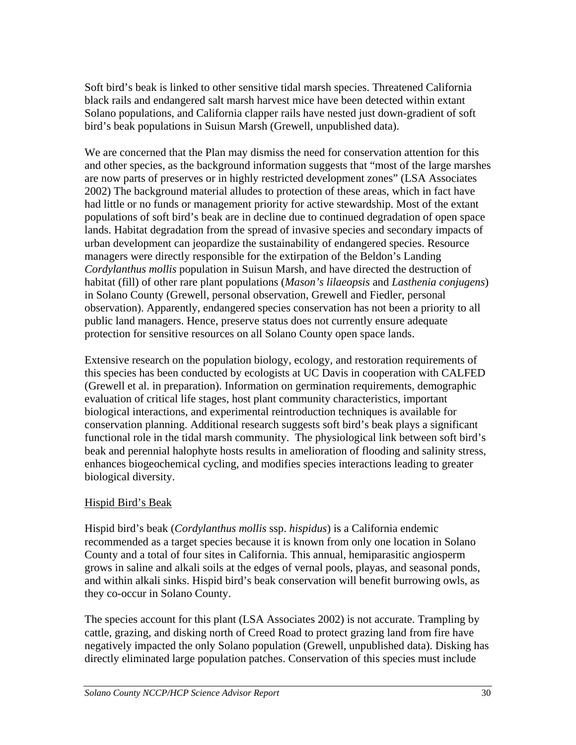Soft bird's beak is linked to other sensitive tidal marsh species. Threatened California black rails and endangered salt marsh harvest mice have been detected within extant Solano populations, and California clapper rails have nested just down-gradient of soft bird's beak populations in Suisun Marsh (Grewell, unpublished data).

We are concerned that the Plan may dismiss the need for conservation attention for this and other species, as the background information suggests that "most of the large marshes are now parts of preserves or in highly restricted development zones" (LSA Associates 2002) The background material alludes to protection of these areas, which in fact have had little or no funds or management priority for active stewardship. Most of the extant populations of soft bird's beak are in decline due to continued degradation of open space lands. Habitat degradation from the spread of invasive species and secondary impacts of urban development can jeopardize the sustainability of endangered species. Resource managers were directly responsible for the extirpation of the Beldon's Landing *Cordylanthus mollis* population in Suisun Marsh, and have directed the destruction of habitat (fill) of other rare plant populations (*Mason's lilaeopsis* and *Lasthenia conjugens*) in Solano County (Grewell, personal observation, Grewell and Fiedler, personal observation). Apparently, endangered species conservation has not been a priority to all public land managers. Hence, preserve status does not currently ensure adequate protection for sensitive resources on all Solano County open space lands.

Extensive research on the population biology, ecology, and restoration requirements of this species has been conducted by ecologists at UC Davis in cooperation with CALFED (Grewell et al. in preparation). Information on germination requirements, demographic evaluation of critical life stages, host plant community characteristics, important biological interactions, and experimental reintroduction techniques is available for conservation planning. Additional research suggests soft bird's beak plays a significant functional role in the tidal marsh community. The physiological link between soft bird's beak and perennial halophyte hosts results in amelioration of flooding and salinity stress, enhances biogeochemical cycling, and modifies species interactions leading to greater biological diversity.

<u>Hispid Bird's Beak</u>

Hispid bird's beak (*Cordylanthus mollis* ssp. *hispidus*) is a California endemic recommended as a target species because it is known from only one location in Solano County and a total of four sites in California. This annual, hemiparasitic angiosperm grows in saline and alkali soils at the edges of vernal pools, playas, and seasonal ponds, and within alkali sinks. Hispid bird's beak conservation will benefit burrowing owls, as they co-occur in Solano County.

The species account for this plant (LSA Associates 2002) is not accurate. Trampling by cattle, grazing, and disking north of Creed Road to protect grazing land from fire have negatively impacted the only Solano population (Grewell, unpublished data). Disking has directly eliminated large population patches. Conservation of this species must include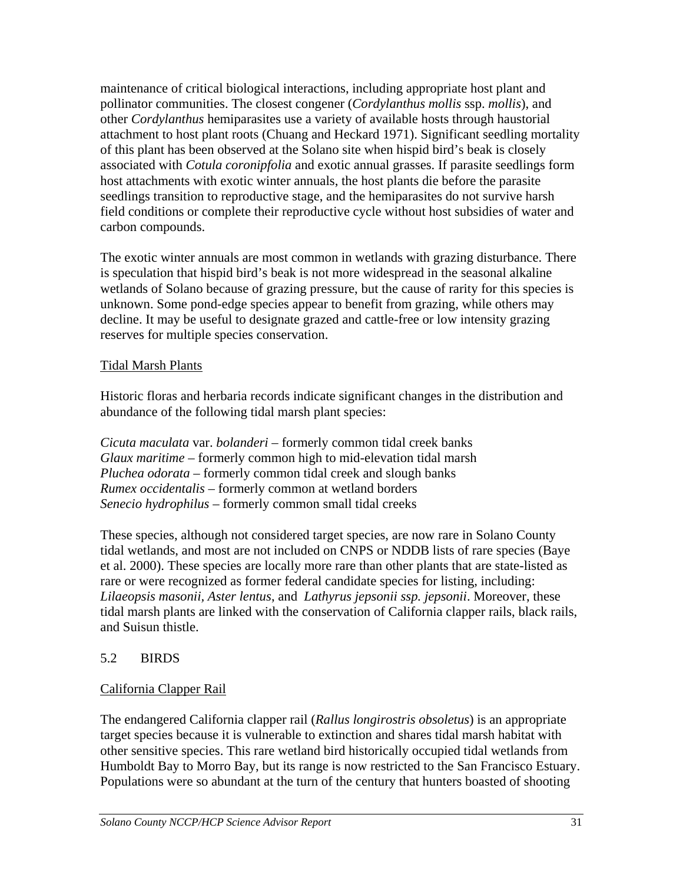maintenance of critical biological interactions, including appropriate host plant and pollinator communities. The closest congener (*Cordylanthus mollis* ssp. *mollis*), and other *Cordylanthus* hemiparasites use a variety of available hosts through haustorial attachment to host plant roots (Chuang and Heckard 1971). Significant seedling mortality of this plant has been observed at the Solano site when hispid bird's beak is closely associated with *Cotula coronipfolia* and exotic annual grasses. If parasite seedlings form host attachments with exotic winter annuals, the host plants die before the parasite seedlings transition to reproductive stage, and the hemiparasites do not survive harsh field conditions or complete their reproductive cycle without host subsidies of water and carbon compounds.

The exotic winter annuals are most common in wetlands with grazing disturbance. There is speculation that hispid bird's beak is not more widespread in the seasonal alkaline wetlands of Solano because of grazing pressure, but the cause of rarity for this species is unknown. Some pond-edge species appear to benefit from grazing, while others may decline. It may be useful to designate grazed and cattle-free or low intensity grazing reserves for multiple species conservation.

### Tidal Marsh Plants

Historic floras and herbaria records indicate significant changes in the distribution and abundance of the following tidal marsh plant species:

*Cicuta maculata* var. *bolanderi* – formerly common tidal creek banks  
*Glaux maritime* – formerly common high to mid-elevation tidal marsh  
*Pluchea odorata* – formerly common tidal creek and slough banks  
*Rumex occidentalis* – formerly common at wetland borders  
*Senecio hydrophilus* – formerly common small tidal creeks

These species, although not considered target species, are now rare in Solano County tidal wetlands, and most are not included on CNPS or NDDB lists of rare species (Baye et al. 2000). These species are locally more rare than other plants that are state-listed as rare or were recognized as former federal candidate species for listing, including: *Lilaeopsis masonii, Aster lentus*, and *Lathyrus jepsonii ssp. jepsonii*. Moreover, these tidal marsh plants are linked with the conservation of California clapper rails, black rails, and Suisun thistle.

## 5.2 BIRDS

### California Clapper Rail

The endangered California clapper rail (*Rallus longirostris obsoletus*) is an appropriate target species because it is vulnerable to extinction and shares tidal marsh habitat with other sensitive species. This rare wetland bird historically occupied tidal wetlands from Humboldt Bay to Morro Bay, but its range is now restricted to the San Francisco Estuary. Populations were so abundant at the turn of the century that hunters boasted of shooting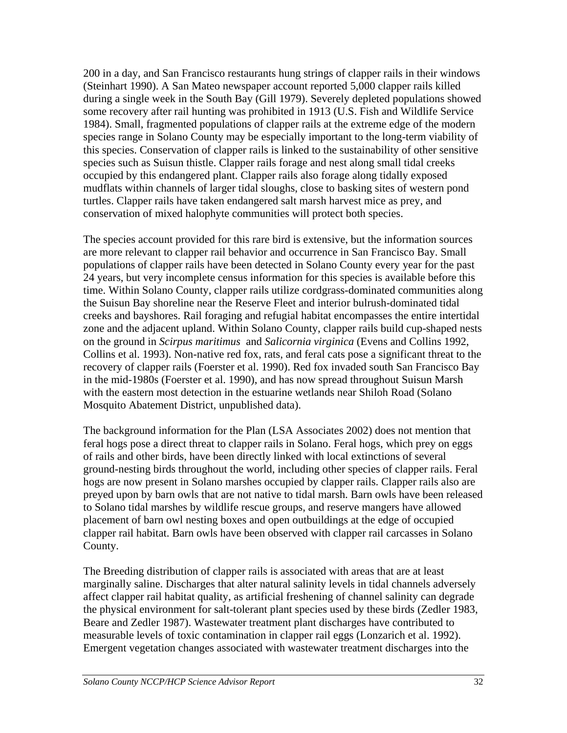200 in a day, and San Francisco restaurants hung strings of clapper rails in their windows (Steinhart 1990). A San Mateo newspaper account reported 5,000 clapper rails killed during a single week in the South Bay (Gill 1979). Severely depleted populations showed some recovery after rail hunting was prohibited in 1913 (U.S. Fish and Wildlife Service 1984). Small, fragmented populations of clapper rails at the extreme edge of the modern species range in Solano County may be especially important to the long-term viability of this species. Conservation of clapper rails is linked to the sustainability of other sensitive species such as Suisun thistle. Clapper rails forage and nest along small tidal creeks occupied by this endangered plant. Clapper rails also forage along tidally exposed mudflats within channels of larger tidal sloughs, close to basking sites of western pond turtles. Clapper rails have taken endangered salt marsh harvest mice as prey, and conservation of mixed halophyte communities will protect both species.

The species account provided for this rare bird is extensive, but the information sources are more relevant to clapper rail behavior and occurrence in San Francisco Bay. Small populations of clapper rails have been detected in Solano County every year for the past 24 years, but very incomplete census information for this species is available before this time. Within Solano County, clapper rails utilize cordgrass-dominated communities along the Suisun Bay shoreline near the Reserve Fleet and interior bulrush-dominated tidal creeks and bayshores. Rail foraging and refugial habitat encompasses the entire intertidal zone and the adjacent upland. Within Solano County, clapper rails build cup-shaped nests on the ground in *Scirpus maritimus* and *Salicornia virginica* (Evens and Collins 1992, Collins et al. 1993). Non-native red fox, rats, and feral cats pose a significant threat to the recovery of clapper rails (Foerster et al. 1990). Red fox invaded south San Francisco Bay in the mid-1980s (Foerster et al. 1990), and has now spread throughout Suisun Marsh with the eastern most detection in the estuarine wetlands near Shiloh Road (Solano Mosquito Abatement District, unpublished data).

The background information for the Plan (LSA Associates 2002) does not mention that feral hogs pose a direct threat to clapper rails in Solano. Feral hogs, which prey on eggs of rails and other birds, have been directly linked with local extinctions of several ground-nesting birds throughout the world, including other species of clapper rails. Feral hogs are now present in Solano marshes occupied by clapper rails. Clapper rails also are preyed upon by barn owls that are not native to tidal marsh. Barn owls have been released to Solano tidal marshes by wildlife rescue groups, and reserve mangers have allowed placement of barn owl nesting boxes and open outbuildings at the edge of occupied clapper rail habitat. Barn owls have been observed with clapper rail carcasses in Solano County.

The Breeding distribution of clapper rails is associated with areas that are at least marginally saline. Discharges that alter natural salinity levels in tidal channels adversely affect clapper rail habitat quality, as artificial freshening of channel salinity can degrade the physical environment for salt-tolerant plant species used by these birds (Zedler 1983, Beare and Zedler 1987). Wastewater treatment plant discharges have contributed to measurable levels of toxic contamination in clapper rail eggs (Lonzarich et al. 1992). Emergent vegetation changes associated with wastewater treatment discharges into the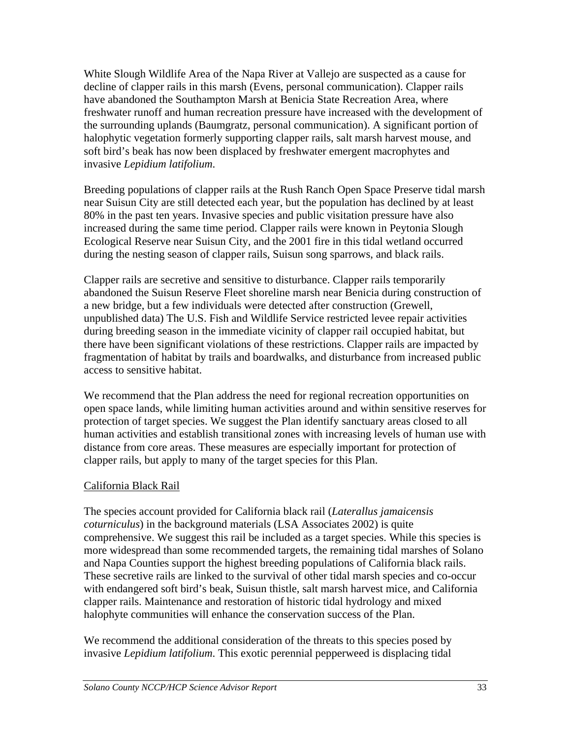White Slough Wildlife Area of the Napa River at Vallejo are suspected as a cause for decline of clapper rails in this marsh (Evens, personal communication). Clapper rails have abandoned the Southampton Marsh at Benicia State Recreation Area, where freshwater runoff and human recreation pressure have increased with the development of the surrounding uplands (Baumgratz, personal communication). A significant portion of halophytic vegetation formerly supporting clapper rails, salt marsh harvest mouse, and soft bird's beak has now been displaced by freshwater emergent macrophytes and invasive *Lepidium latifolium*.

Breeding populations of clapper rails at the Rush Ranch Open Space Preserve tidal marsh near Suisun City are still detected each year, but the population has declined by at least 80% in the past ten years. Invasive species and public visitation pressure have also increased during the same time period. Clapper rails were known in Peytonia Slough Ecological Reserve near Suisun City, and the 2001 fire in this tidal wetland occurred during the nesting season of clapper rails, Suisun song sparrows, and black rails.

Clapper rails are secretive and sensitive to disturbance. Clapper rails temporarily abandoned the Suisun Reserve Fleet shoreline marsh near Benicia during construction of a new bridge, but a few individuals were detected after construction (Grewell, unpublished data) The U.S. Fish and Wildlife Service restricted levee repair activities during breeding season in the immediate vicinity of clapper rail occupied habitat, but there have been significant violations of these restrictions. Clapper rails are impacted by fragmentation of habitat by trails and boardwalks, and disturbance from increased public access to sensitive habitat.

We recommend that the Plan address the need for regional recreation opportunities on open space lands, while limiting human activities around and within sensitive reserves for protection of target species. We suggest the Plan identify sanctuary areas closed to all human activities and establish transitional zones with increasing levels of human use with distance from core areas. These measures are especially important for protection of clapper rails, but apply to many of the target species for this Plan.

### California Black Rail

The species account provided for California black rail (*Laterallus jamaicensis coturniculus*) in the background materials (LSA Associates 2002) is quite comprehensive. We suggest this rail be included as a target species. While this species is more widespread than some recommended targets, the remaining tidal marshes of Solano and Napa Counties support the highest breeding populations of California black rails. These secretive rails are linked to the survival of other tidal marsh species and co-occur with endangered soft bird's beak, Suisun thistle, salt marsh harvest mice, and California clapper rails. Maintenance and restoration of historic tidal hydrology and mixed halophyte communities will enhance the conservation success of the Plan.

We recommend the additional consideration of the threats to this species posed by invasive *Lepidium latifolium*. This exotic perennial pepperweed is displacing tidal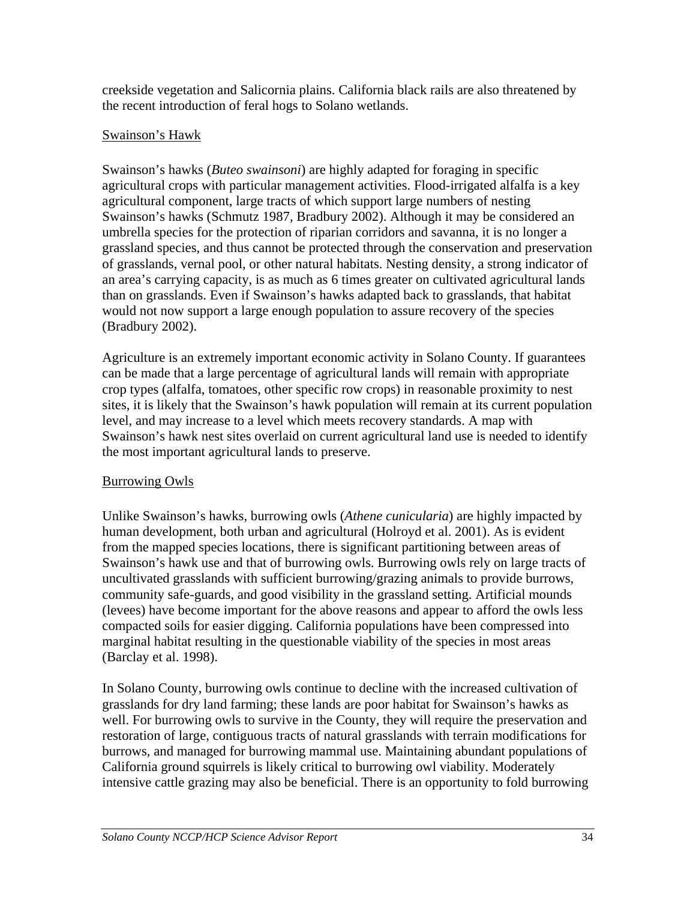creekside vegetation and Salicornia plains. California black rails are also threatened by the recent introduction of feral hogs to Solano wetlands.

### Swainson's Hawk

Swainson's hawks (*Buteo swainsoni*) are highly adapted for foraging in specific agricultural crops with particular management activities. Flood-irrigated alfalfa is a key agricultural component, large tracts of which support large numbers of nesting Swainson's hawks (Schmutz 1987, Bradbury 2002). Although it may be considered an umbrella species for the protection of riparian corridors and savanna, it is no longer a grassland species, and thus cannot be protected through the conservation and preservation of grasslands, vernal pool, or other natural habitats. Nesting density, a strong indicator of an area's carrying capacity, is as much as 6 times greater on cultivated agricultural lands than on grasslands. Even if Swainson's hawks adapted back to grasslands, that habitat would not now support a large enough population to assure recovery of the species (Bradbury 2002).

Agriculture is an extremely important economic activity in Solano County. If guarantees can be made that a large percentage of agricultural lands will remain with appropriate crop types (alfalfa, tomatoes, other specific row crops) in reasonable proximity to nest sites, it is likely that the Swainson's hawk population will remain at its current population level, and may increase to a level which meets recovery standards. A map with Swainson's hawk nest sites overlaid on current agricultural land use is needed to identify the most important agricultural lands to preserve.

### Burrowing Owls

Unlike Swainson's hawks, burrowing owls (*Athene cunicularia*) are highly impacted by human development, both urban and agricultural (Holroyd et al. 2001). As is evident from the mapped species locations, there is significant partitioning between areas of Swainson's hawk use and that of burrowing owls. Burrowing owls rely on large tracts of uncultivated grasslands with sufficient burrowing/grazing animals to provide burrows, community safe-guards, and good visibility in the grassland setting. Artificial mounds (levees) have become important for the above reasons and appear to afford the owls less compacted soils for easier digging. California populations have been compressed into marginal habitat resulting in the questionable viability of the species in most areas (Barclay et al. 1998).

In Solano County, burrowing owls continue to decline with the increased cultivation of grasslands for dry land farming; these lands are poor habitat for Swainson's hawks as well. For burrowing owls to survive in the County, they will require the preservation and restoration of large, contiguous tracts of natural grasslands with terrain modifications for burrows, and managed for burrowing mammal use. Maintaining abundant populations of California ground squirrels is likely critical to burrowing owl viability. Moderately intensive cattle grazing may also be beneficial. There is an opportunity to fold burrowing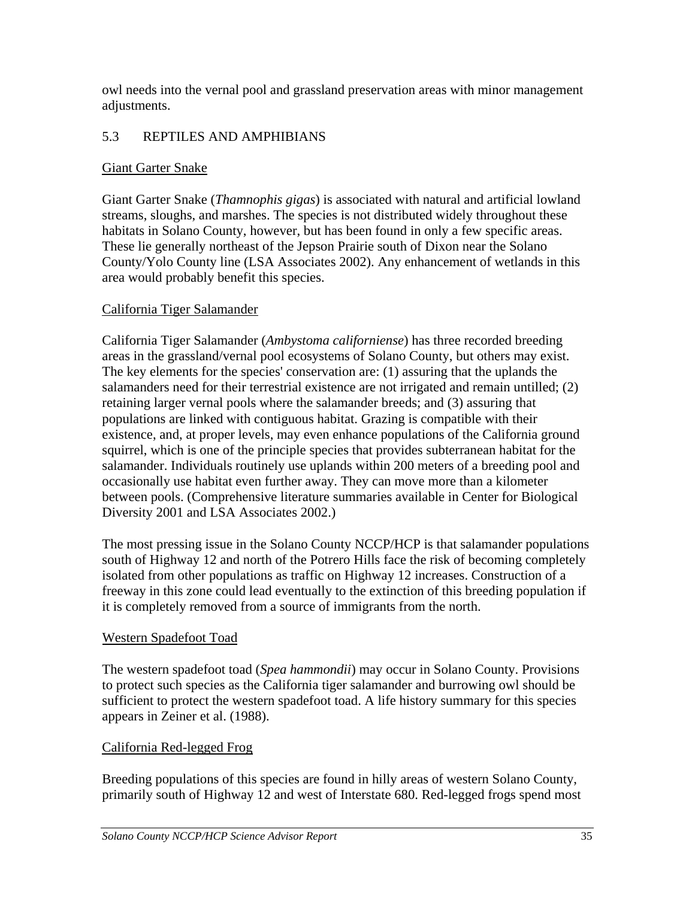owl needs into the vernal pool and grassland preservation areas with minor management adjustments.

## 5.3 REPTILES AND AMPHIBIANS

### Giant Garter Snake

Giant Garter Snake (*Thamnophis gigas*) is associated with natural and artificial lowland streams, sloughs, and marshes. The species is not distributed widely throughout these habitats in Solano County, however, but has been found in only a few specific areas. These lie generally northeast of the Jepson Prairie south of Dixon near the Solano County/Yolo County line (LSA Associates 2002). Any enhancement of wetlands in this area would probably benefit this species.

### California Tiger Salamander

California Tiger Salamander (*Ambystoma californiense*) has three recorded breeding areas in the grassland/vernal pool ecosystems of Solano County, but others may exist. The key elements for the species' conservation are: (1) assuring that the uplands the salamanders need for their terrestrial existence are not irrigated and remain untilled; (2) retaining larger vernal pools where the salamander breeds; and (3) assuring that populations are linked with contiguous habitat. Grazing is compatible with their existence, and, at proper levels, may even enhance populations of the California ground squirrel, which is one of the principle species that provides subterranean habitat for the salamander. Individuals routinely use uplands within 200 meters of a breeding pool and occasionally use habitat even further away. They can move more than a kilometer between pools. (Comprehensive literature summaries available in Center for Biological Diversity 2001 and LSA Associates 2002.)

The most pressing issue in the Solano County NCCP/HCP is that salamander populations south of Highway 12 and north of the Potrero Hills face the risk of becoming completely isolated from other populations as traffic on Highway 12 increases. Construction of a freeway in this zone could lead eventually to the extinction of this breeding population if it is completely removed from a source of immigrants from the north.

### Western Spadefoot Toad

The western spadefoot toad (*Spea hammondii*) may occur in Solano County. Provisions to protect such species as the California tiger salamander and burrowing owl should be sufficient to protect the western spadefoot toad. A life history summary for this species appears in Zeiner et al. (1988).

### California Red-legged Frog

Breeding populations of this species are found in hilly areas of western Solano County, primarily south of Highway 12 and west of Interstate 680. Red-legged frogs spend most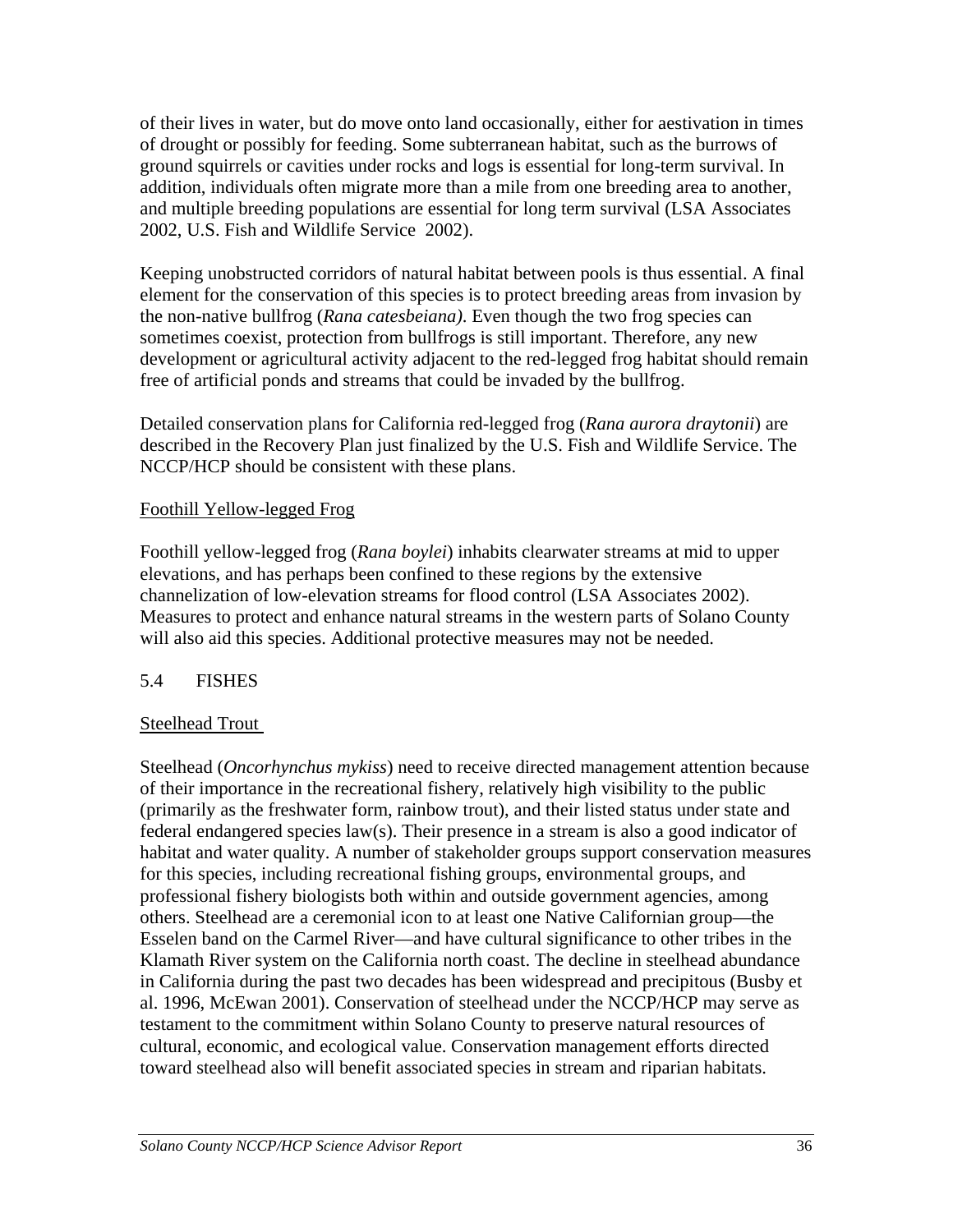of their lives in water, but do move onto land occasionally, either for aestivation in times of drought or possibly for feeding. Some subterranean habitat, such as the burrows of ground squirrels or cavities under rocks and logs is essential for long-term survival. In addition, individuals often migrate more than a mile from one breeding area to another, and multiple breeding populations are essential for long term survival (LSA Associates 2002, U.S. Fish and Wildlife Service 2002).

Keeping unobstructed corridors of natural habitat between pools is thus essential. A final element for the conservation of this species is to protect breeding areas from invasion by the non-native bullfrog (*Rana catesbeiana)*. Even though the two frog species can sometimes coexist, protection from bullfrogs is still important. Therefore, any new development or agricultural activity adjacent to the red-legged frog habitat should remain free of artificial ponds and streams that could be invaded by the bullfrog.

Detailed conservation plans for California red-legged frog (*Rana aurora draytonii*) are described in the Recovery Plan just finalized by the U.S. Fish and Wildlife Service. The NCCP/HCP should be consistent with these plans.

Foothill Yellow-legged Frog

Foothill yellow-legged frog (*Rana boylei*) inhabits clearwater streams at mid to upper elevations, and has perhaps been confined to these regions by the extensive channelization of low-elevation streams for flood control (LSA Associates 2002). Measures to protect and enhance natural streams in the western parts of Solano County will also aid this species. Additional protective measures may not be needed.

## 5.4 FISHES

Steelhead Trout

Steelhead (*Oncorhynchus mykiss*) need to receive directed management attention because of their importance in the recreational fishery, relatively high visibility to the public (primarily as the freshwater form, rainbow trout), and their listed status under state and federal endangered species law(s). Their presence in a stream is also a good indicator of habitat and water quality. A number of stakeholder groups support conservation measures for this species, including recreational fishing groups, environmental groups, and professional fishery biologists both within and outside government agencies, among others. Steelhead are a ceremonial icon to at least one Native Californian group—the Esselen band on the Carmel River—and have cultural significance to other tribes in the Klamath River system on the California north coast. The decline in steelhead abundance in California during the past two decades has been widespread and precipitous (Busby et al. 1996, McEwan 2001). Conservation of steelhead under the NCCP/HCP may serve as testament to the commitment within Solano County to preserve natural resources of cultural, economic, and ecological value. Conservation management efforts directed toward steelhead also will benefit associated species in stream and riparian habitats.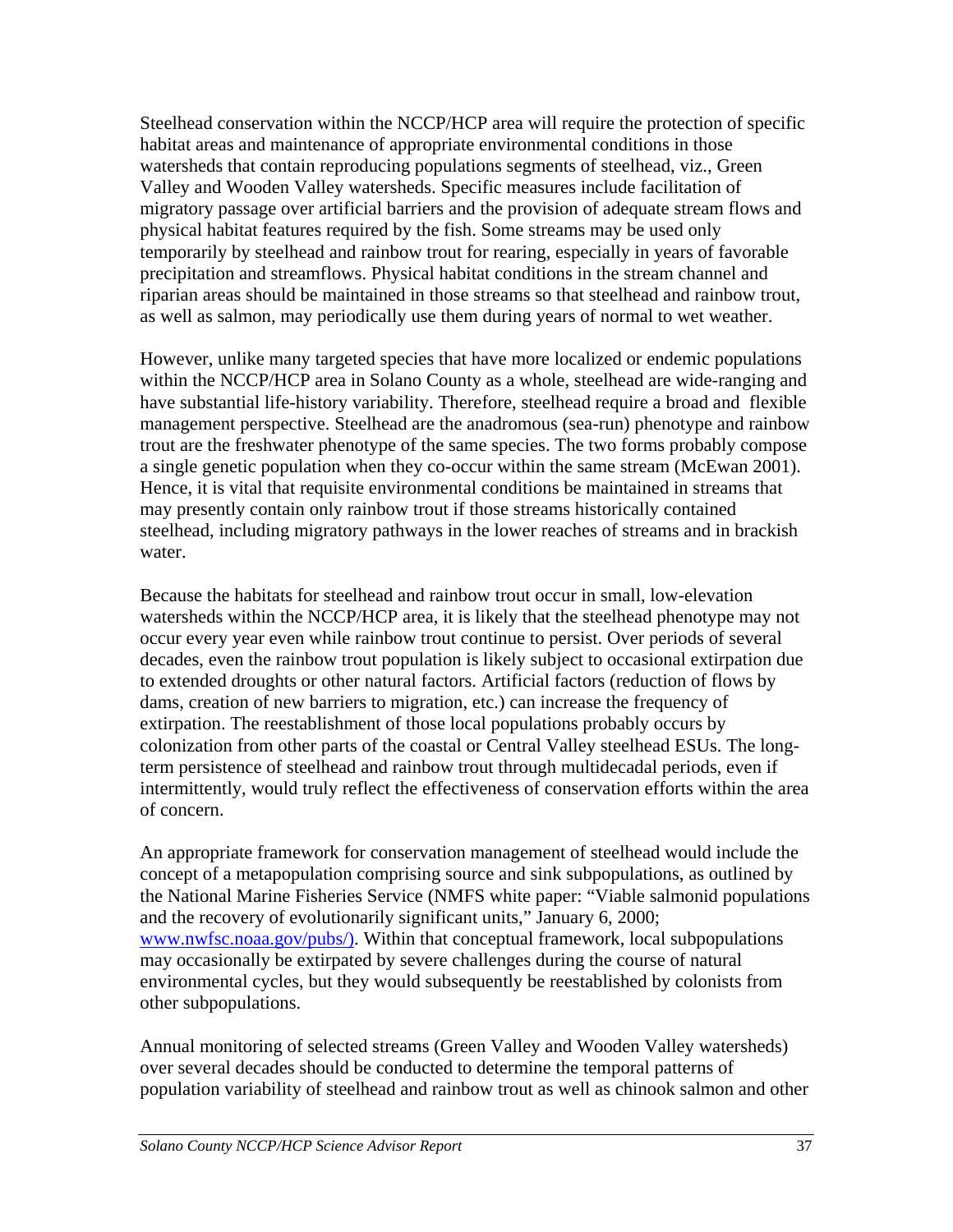Steelhead conservation within the NCCP/HCP area will require the protection of specific habitat areas and maintenance of appropriate environmental conditions in those watersheds that contain reproducing populations segments of steelhead, viz., Green Valley and Wooden Valley watersheds. Specific measures include facilitation of migratory passage over artificial barriers and the provision of adequate stream flows and physical habitat features required by the fish. Some streams may be used only temporarily by steelhead and rainbow trout for rearing, especially in years of favorable precipitation and streamflows. Physical habitat conditions in the stream channel and riparian areas should be maintained in those streams so that steelhead and rainbow trout, as well as salmon, may periodically use them during years of normal to wet weather.

However, unlike many targeted species that have more localized or endemic populations within the NCCP/HCP area in Solano County as a whole, steelhead are wide-ranging and have substantial life-history variability. Therefore, steelhead require a broad and flexible management perspective. Steelhead are the anadromous (sea-run) phenotype and rainbow trout are the freshwater phenotype of the same species. The two forms probably compose a single genetic population when they co-occur within the same stream (McEwan 2001). Hence, it is vital that requisite environmental conditions be maintained in streams that may presently contain only rainbow trout if those streams historically contained steelhead, including migratory pathways in the lower reaches of streams and in brackish water.

Because the habitats for steelhead and rainbow trout occur in small, low-elevation watersheds within the NCCP/HCP area, it is likely that the steelhead phenotype may not occur every year even while rainbow trout continue to persist. Over periods of several decades, even the rainbow trout population is likely subject to occasional extirpation due to extended droughts or other natural factors. Artificial factors (reduction of flows by dams, creation of new barriers to migration, etc.) can increase the frequency of extirpation. The reestablishment of those local populations probably occurs by colonization from other parts of the coastal or Central Valley steelhead ESUs. The long-term persistence of steelhead and rainbow trout through multidecadal periods, even if intermittently, would truly reflect the effectiveness of conservation efforts within the area of concern.

An appropriate framework for conservation management of steelhead would include the concept of a metapopulation comprising source and sink subpopulations, as outlined by the National Marine Fisheries Service (NMFS white paper: "Viable salmonid populations and the recovery of evolutionarily significant units," January 6, 2000; www.nwfsc.noaa.gov/pubs/). Within that conceptual framework, local subpopulations may occasionally be extirpated by severe challenges during the course of natural environmental cycles, but they would subsequently be reestablished by colonists from other subpopulations.

Annual monitoring of selected streams (Green Valley and Wooden Valley watersheds) over several decades should be conducted to determine the temporal patterns of population variability of steelhead and rainbow trout as well as chinook salmon and other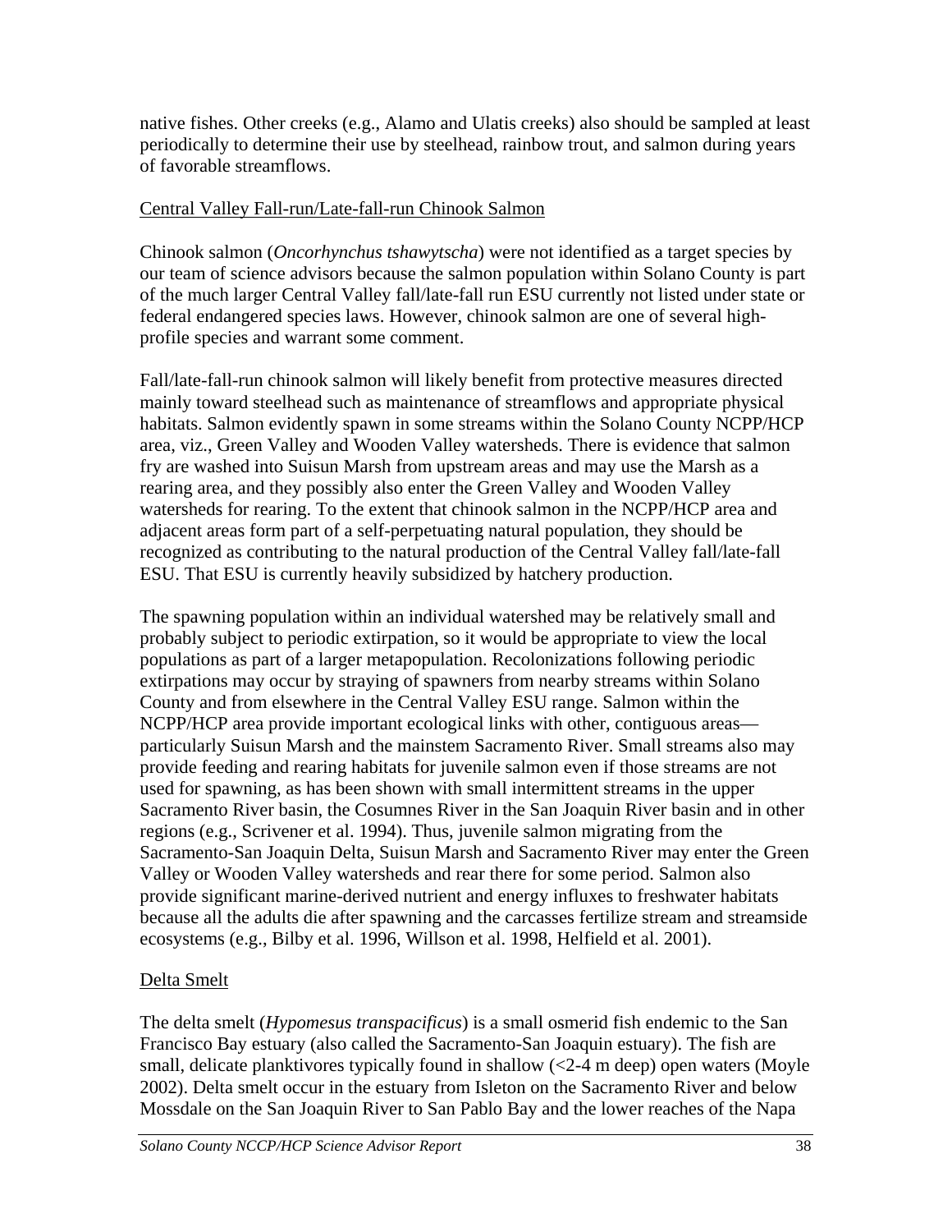native fishes. Other creeks (e.g., Alamo and Ulatis creeks) also should be sampled at least periodically to determine their use by steelhead, rainbow trout, and salmon during years of favorable streamflows.

### Central Valley Fall-run/Late-fall-run Chinook Salmon

Chinook salmon (*Oncorhynchus tshawytscha*) were not identified as a target species by our team of science advisors because the salmon population within Solano County is part of the much larger Central Valley fall/late-fall run ESU currently not listed under state or federal endangered species laws. However, chinook salmon are one of several high-profile species and warrant some comment.

Fall/late-fall-run chinook salmon will likely benefit from protective measures directed mainly toward steelhead such as maintenance of streamflows and appropriate physical habitats. Salmon evidently spawn in some streams within the Solano County NCPP/HCP area, viz., Green Valley and Wooden Valley watersheds. There is evidence that salmon fry are washed into Suisun Marsh from upstream areas and may use the Marsh as a rearing area, and they possibly also enter the Green Valley and Wooden Valley watersheds for rearing. To the extent that chinook salmon in the NCPP/HCP area and adjacent areas form part of a self-perpetuating natural population, they should be recognized as contributing to the natural production of the Central Valley fall/late-fall ESU. That ESU is currently heavily subsidized by hatchery production.

The spawning population within an individual watershed may be relatively small and probably subject to periodic extirpation, so it would be appropriate to view the local populations as part of a larger metapopulation. Recolonizations following periodic extirpations may occur by straying of spawners from nearby streams within Solano County and from elsewhere in the Central Valley ESU range. Salmon within the NCPP/HCP area provide important ecological links with other, contiguous areas—particularly Suisun Marsh and the mainstem Sacramento River. Small streams also may provide feeding and rearing habitats for juvenile salmon even if those streams are not used for spawning, as has been shown with small intermittent streams in the upper Sacramento River basin, the Cosumnes River in the San Joaquin River basin and in other regions (e.g., Scrivener et al. 1994). Thus, juvenile salmon migrating from the Sacramento-San Joaquin Delta, Suisun Marsh and Sacramento River may enter the Green Valley or Wooden Valley watersheds and rear there for some period. Salmon also provide significant marine-derived nutrient and energy influxes to freshwater habitats because all the adults die after spawning and the carcasses fertilize stream and streamside ecosystems (e.g., Bilby et al. 1996, Willson et al. 1998, Helfield et al. 2001).

### Delta Smelt

The delta smelt (*Hypomesus transpacificus*) is a small osmerid fish endemic to the San Francisco Bay estuary (also called the Sacramento-San Joaquin estuary). The fish are small, delicate planktivores typically found in shallow (<2-4 m deep) open waters (Moyle 2002). Delta smelt occur in the estuary from Isleton on the Sacramento River and below Mossdale on the San Joaquin River to San Pablo Bay and the lower reaches of the Napa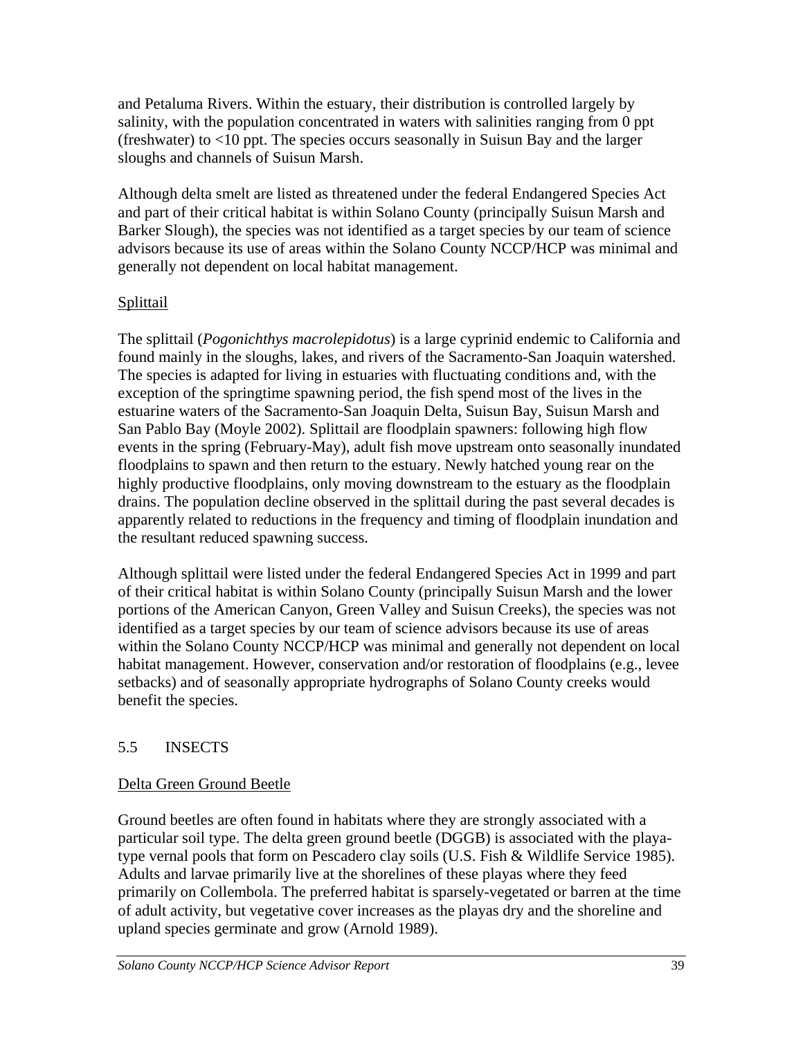and Petaluma Rivers. Within the estuary, their distribution is controlled largely by salinity, with the population concentrated in waters with salinities ranging from 0 ppt (freshwater) to <10 ppt. The species occurs seasonally in Suisun Bay and the larger sloughs and channels of Suisun Marsh.

Although delta smelt are listed as threatened under the federal Endangered Species Act and part of their critical habitat is within Solano County (principally Suisun Marsh and Barker Slough), the species was not identified as a target species by our team of science advisors because its use of areas within the Solano County NCCP/HCP was minimal and generally not dependent on local habitat management.

### Splittail

The splittail (*Pogonichthys macrolepidotus*) is a large cyprinid endemic to California and found mainly in the sloughs, lakes, and rivers of the Sacramento-San Joaquin watershed. The species is adapted for living in estuaries with fluctuating conditions and, with the exception of the springtime spawning period, the fish spend most of the lives in the estuarine waters of the Sacramento-San Joaquin Delta, Suisun Bay, Suisun Marsh and San Pablo Bay (Moyle 2002). Splittail are floodplain spawners: following high flow events in the spring (February-May), adult fish move upstream onto seasonally inundated floodplains to spawn and then return to the estuary. Newly hatched young rear on the highly productive floodplains, only moving downstream to the estuary as the floodplain drains. The population decline observed in the splittail during the past several decades is apparently related to reductions in the frequency and timing of floodplain inundation and the resultant reduced spawning success.

Although splittail were listed under the federal Endangered Species Act in 1999 and part of their critical habitat is within Solano County (principally Suisun Marsh and the lower portions of the American Canyon, Green Valley and Suisun Creeks), the species was not identified as a target species by our team of science advisors because its use of areas within the Solano County NCCP/HCP was minimal and generally not dependent on local habitat management. However, conservation and/or restoration of floodplains (e.g., levee setbacks) and of seasonally appropriate hydrographs of Solano County creeks would benefit the species.

## 5.5 INSECTS

### Delta Green Ground Beetle

Ground beetles are often found in habitats where they are strongly associated with a particular soil type. The delta green ground beetle (DGGB) is associated with the playa-type vernal pools that form on Pescadero clay soils (U.S. Fish & Wildlife Service 1985). Adults and larvae primarily live at the shorelines of these playas where they feed primarily on Collembola. The preferred habitat is sparsely-vegetated or barren at the time of adult activity, but vegetative cover increases as the playas dry and the shoreline and upland species germinate and grow (Arnold 1989).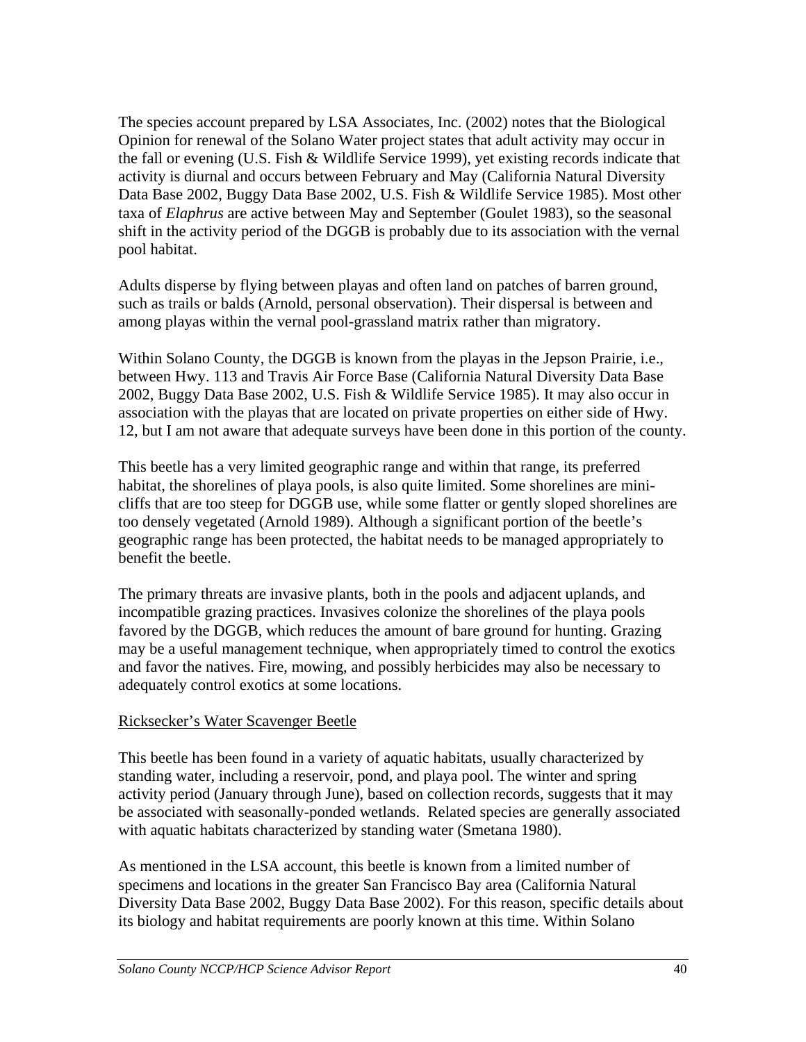The species account prepared by LSA Associates, Inc. (2002) notes that the Biological Opinion for renewal of the Solano Water project states that adult activity may occur in the fall or evening (U.S. Fish & Wildlife Service 1999), yet existing records indicate that activity is diurnal and occurs between February and May (California Natural Diversity Data Base 2002, Buggy Data Base 2002, U.S. Fish & Wildlife Service 1985). Most other taxa of *Elaphrus* are active between May and September (Goulet 1983), so the seasonal shift in the activity period of the DGGB is probably due to its association with the vernal pool habitat.

Adults disperse by flying between playas and often land on patches of barren ground, such as trails or balds (Arnold, personal observation). Their dispersal is between and among playas within the vernal pool-grassland matrix rather than migratory.

Within Solano County, the DGGB is known from the playas in the Jepson Prairie, i.e., between Hwy. 113 and Travis Air Force Base (California Natural Diversity Data Base 2002, Buggy Data Base 2002, U.S. Fish & Wildlife Service 1985). It may also occur in association with the playas that are located on private properties on either side of Hwy. 12, but I am not aware that adequate surveys have been done in this portion of the county.

This beetle has a very limited geographic range and within that range, its preferred habitat, the shorelines of playa pools, is also quite limited. Some shorelines are mini-cliffs that are too steep for DGGB use, while some flatter or gently sloped shorelines are too densely vegetated (Arnold 1989). Although a significant portion of the beetle's geographic range has been protected, the habitat needs to be managed appropriately to benefit the beetle.

The primary threats are invasive plants, both in the pools and adjacent uplands, and incompatible grazing practices. Invasives colonize the shorelines of the playa pools favored by the DGGB, which reduces the amount of bare ground for hunting. Grazing may be a useful management technique, when appropriately timed to control the exotics and favor the natives. Fire, mowing, and possibly herbicides may also be necessary to adequately control exotics at some locations.

<u>Ricksecker's Water Scavenger Beetle</u>

This beetle has been found in a variety of aquatic habitats, usually characterized by standing water, including a reservoir, pond, and playa pool. The winter and spring activity period (January through June), based on collection records, suggests that it may be associated with seasonally-ponded wetlands. Related species are generally associated with aquatic habitats characterized by standing water (Smetana 1980).

As mentioned in the LSA account, this beetle is known from a limited number of specimens and locations in the greater San Francisco Bay area (California Natural Diversity Data Base 2002, Buggy Data Base 2002). For this reason, specific details about its biology and habitat requirements are poorly known at this time. Within Solano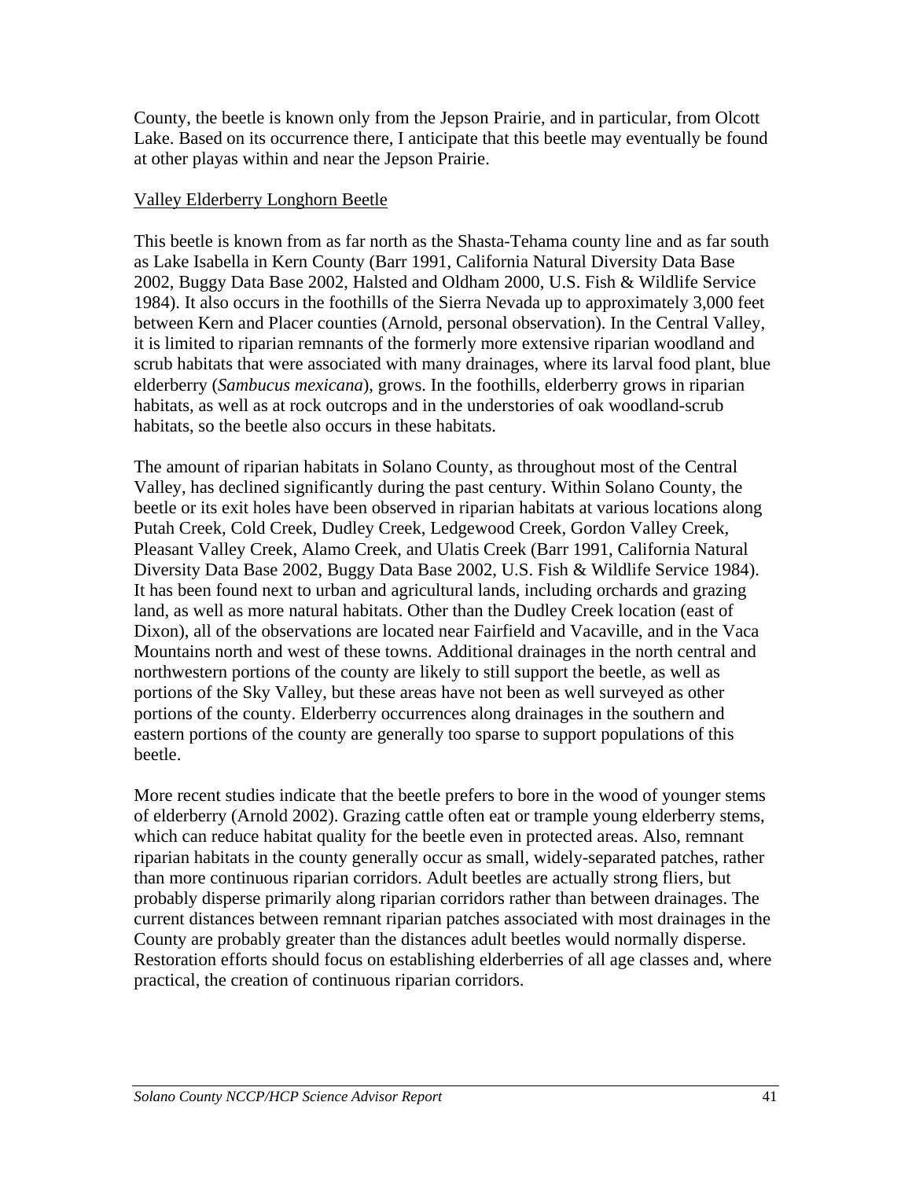County, the beetle is known only from the Jepson Prairie, and in particular, from Olcott Lake. Based on its occurrence there, I anticipate that this beetle may eventually be found at other playas within and near the Jepson Prairie.

### Valley Elderberry Longhorn Beetle

This beetle is known from as far north as the Shasta-Tehama county line and as far south as Lake Isabella in Kern County (Barr 1991, California Natural Diversity Data Base 2002, Buggy Data Base 2002, Halsted and Oldham 2000, U.S. Fish & Wildlife Service 1984). It also occurs in the foothills of the Sierra Nevada up to approximately 3,000 feet between Kern and Placer counties (Arnold, personal observation). In the Central Valley, it is limited to riparian remnants of the formerly more extensive riparian woodland and scrub habitats that were associated with many drainages, where its larval food plant, blue elderberry (*Sambucus mexicana*), grows. In the foothills, elderberry grows in riparian habitats, as well as at rock outcrops and in the understories of oak woodland-scrub habitats, so the beetle also occurs in these habitats.

The amount of riparian habitats in Solano County, as throughout most of the Central Valley, has declined significantly during the past century. Within Solano County, the beetle or its exit holes have been observed in riparian habitats at various locations along Putah Creek, Cold Creek, Dudley Creek, Ledgewood Creek, Gordon Valley Creek, Pleasant Valley Creek, Alamo Creek, and Ulatis Creek (Barr 1991, California Natural Diversity Data Base 2002, Buggy Data Base 2002, U.S. Fish & Wildlife Service 1984). It has been found next to urban and agricultural lands, including orchards and grazing land, as well as more natural habitats. Other than the Dudley Creek location (east of Dixon), all of the observations are located near Fairfield and Vacaville, and in the Vaca Mountains north and west of these towns. Additional drainages in the north central and northwestern portions of the county are likely to still support the beetle, as well as portions of the Sky Valley, but these areas have not been as well surveyed as other portions of the county. Elderberry occurrences along drainages in the southern and eastern portions of the county are generally too sparse to support populations of this beetle.

More recent studies indicate that the beetle prefers to bore in the wood of younger stems of elderberry (Arnold 2002). Grazing cattle often eat or trample young elderberry stems, which can reduce habitat quality for the beetle even in protected areas. Also, remnant riparian habitats in the county generally occur as small, widely-separated patches, rather than more continuous riparian corridors. Adult beetles are actually strong fliers, but probably disperse primarily along riparian corridors rather than between drainages. The current distances between remnant riparian patches associated with most drainages in the County are probably greater than the distances adult beetles would normally disperse. Restoration efforts should focus on establishing elderberries of all age classes and, where practical, the creation of continuous riparian corridors.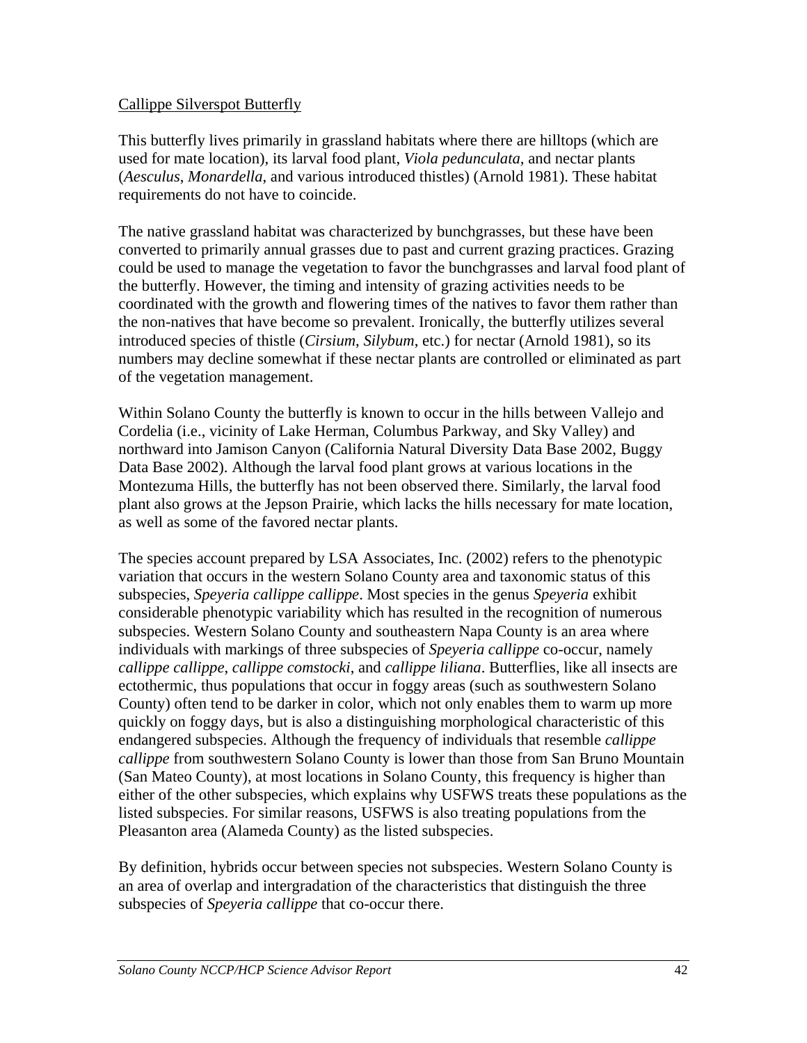Callippe Silverspot Butterfly

This butterfly lives primarily in grassland habitats where there are hilltops (which are used for mate location), its larval food plant, *Viola pedunculata,* and nectar plants (*Aesculus*, *Monardella*, and various introduced thistles) (Arnold 1981). These habitat requirements do not have to coincide.

The native grassland habitat was characterized by bunchgrasses, but these have been converted to primarily annual grasses due to past and current grazing practices. Grazing could be used to manage the vegetation to favor the bunchgrasses and larval food plant of the butterfly. However, the timing and intensity of grazing activities needs to be coordinated with the growth and flowering times of the natives to favor them rather than the non-natives that have become so prevalent. Ironically, the butterfly utilizes several introduced species of thistle (*Cirsium*, *Silybum*, etc.) for nectar (Arnold 1981), so its numbers may decline somewhat if these nectar plants are controlled or eliminated as part of the vegetation management.

Within Solano County the butterfly is known to occur in the hills between Vallejo and Cordelia (i.e., vicinity of Lake Herman, Columbus Parkway, and Sky Valley) and northward into Jamison Canyon (California Natural Diversity Data Base 2002, Buggy Data Base 2002). Although the larval food plant grows at various locations in the Montezuma Hills, the butterfly has not been observed there. Similarly, the larval food plant also grows at the Jepson Prairie, which lacks the hills necessary for mate location, as well as some of the favored nectar plants.

The species account prepared by LSA Associates, Inc. (2002) refers to the phenotypic variation that occurs in the western Solano County area and taxonomic status of this subspecies, *Speyeria callippe callippe*. Most species in the genus *Speyeria* exhibit considerable phenotypic variability which has resulted in the recognition of numerous subspecies. Western Solano County and southeastern Napa County is an area where individuals with markings of three subspecies of *Speyeria callippe* co-occur, namely *callippe callippe*, *callippe comstocki*, and *callippe liliana*. Butterflies, like all insects are ectothermic, thus populations that occur in foggy areas (such as southwestern Solano County) often tend to be darker in color, which not only enables them to warm up more quickly on foggy days, but is also a distinguishing morphological characteristic of this endangered subspecies. Although the frequency of individuals that resemble *callippe callippe* from southwestern Solano County is lower than those from San Bruno Mountain (San Mateo County), at most locations in Solano County, this frequency is higher than either of the other subspecies, which explains why USFWS treats these populations as the listed subspecies. For similar reasons, USFWS is also treating populations from the Pleasanton area (Alameda County) as the listed subspecies.

By definition, hybrids occur between species not subspecies. Western Solano County is an area of overlap and intergradation of the characteristics that distinguish the three subspecies of *Speyeria callippe* that co-occur there.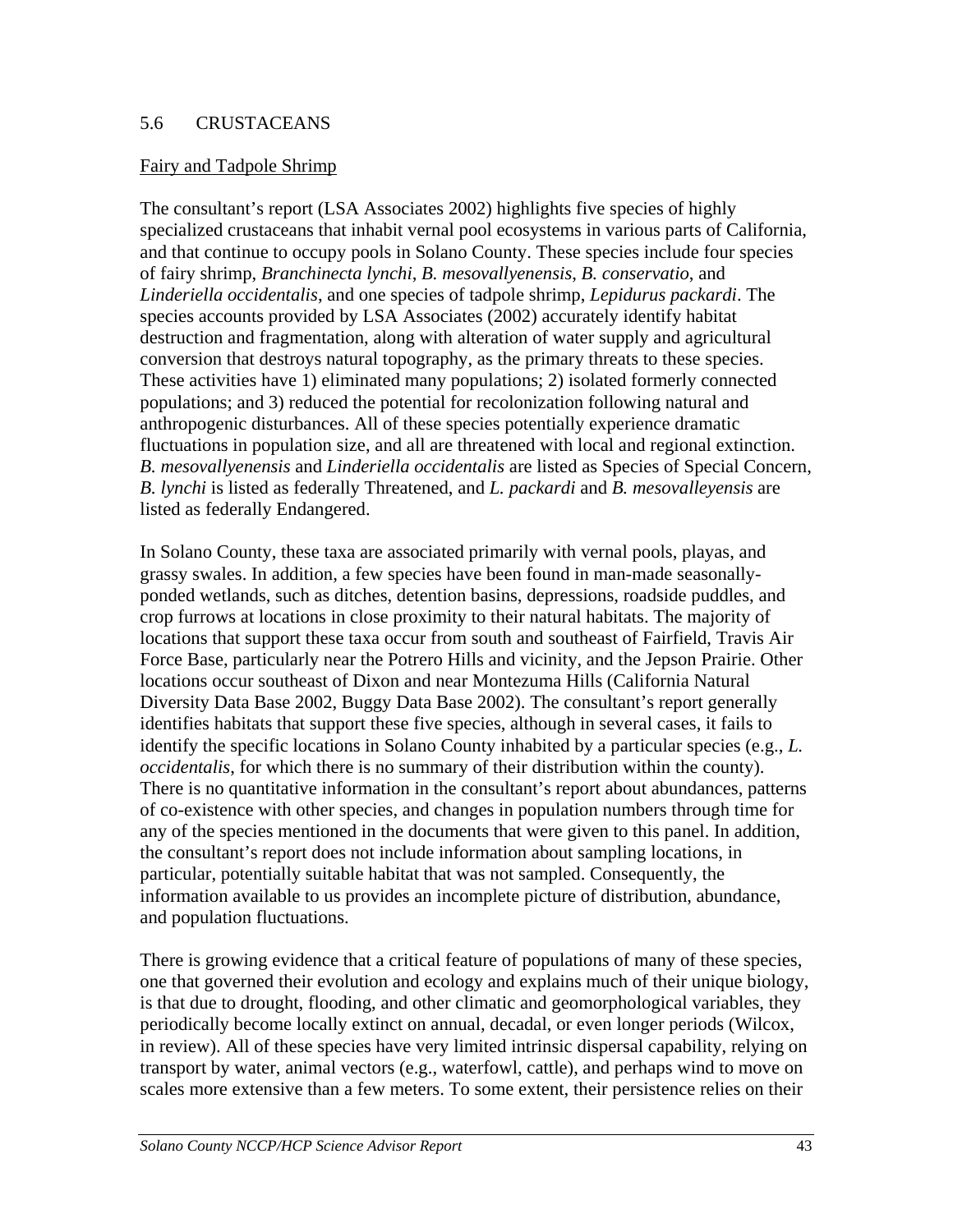## 5.6 CRUSTACEANS

### Fairy and Tadpole Shrimp

The consultant's report (LSA Associates 2002) highlights five species of highly specialized crustaceans that inhabit vernal pool ecosystems in various parts of California, and that continue to occupy pools in Solano County. These species include four species of fairy shrimp, *Branchinecta lynchi*, *B. mesovallyenensis*, *B. conservatio*, and *Linderiella occidentalis*, and one species of tadpole shrimp, *Lepidurus packardi*. The species accounts provided by LSA Associates (2002) accurately identify habitat destruction and fragmentation, along with alteration of water supply and agricultural conversion that destroys natural topography, as the primary threats to these species. These activities have 1) eliminated many populations; 2) isolated formerly connected populations; and 3) reduced the potential for recolonization following natural and anthropogenic disturbances. All of these species potentially experience dramatic fluctuations in population size, and all are threatened with local and regional extinction. *B. mesovallyenensis* and *Linderiella occidentalis* are listed as Species of Special Concern, *B. lynchi* is listed as federally Threatened, and *L. packardi* and *B. mesovalleyensis* are listed as federally Endangered.

In Solano County, these taxa are associated primarily with vernal pools, playas, and grassy swales. In addition, a few species have been found in man-made seasonally-ponded wetlands, such as ditches, detention basins, depressions, roadside puddles, and crop furrows at locations in close proximity to their natural habitats. The majority of locations that support these taxa occur from south and southeast of Fairfield, Travis Air Force Base, particularly near the Potrero Hills and vicinity, and the Jepson Prairie. Other locations occur southeast of Dixon and near Montezuma Hills (California Natural Diversity Data Base 2002, Buggy Data Base 2002). The consultant's report generally identifies habitats that support these five species, although in several cases, it fails to identify the specific locations in Solano County inhabited by a particular species (e.g., *L. occidentalis*, for which there is no summary of their distribution within the county). There is no quantitative information in the consultant's report about abundances, patterns of co-existence with other species, and changes in population numbers through time for any of the species mentioned in the documents that were given to this panel. In addition, the consultant's report does not include information about sampling locations, in particular, potentially suitable habitat that was not sampled. Consequently, the information available to us provides an incomplete picture of distribution, abundance, and population fluctuations.

There is growing evidence that a critical feature of populations of many of these species, one that governed their evolution and ecology and explains much of their unique biology, is that due to drought, flooding, and other climatic and geomorphological variables, they periodically become locally extinct on annual, decadal, or even longer periods (Wilcox, in review). All of these species have very limited intrinsic dispersal capability, relying on transport by water, animal vectors (e.g., waterfowl, cattle), and perhaps wind to move on scales more extensive than a few meters. To some extent, their persistence relies on their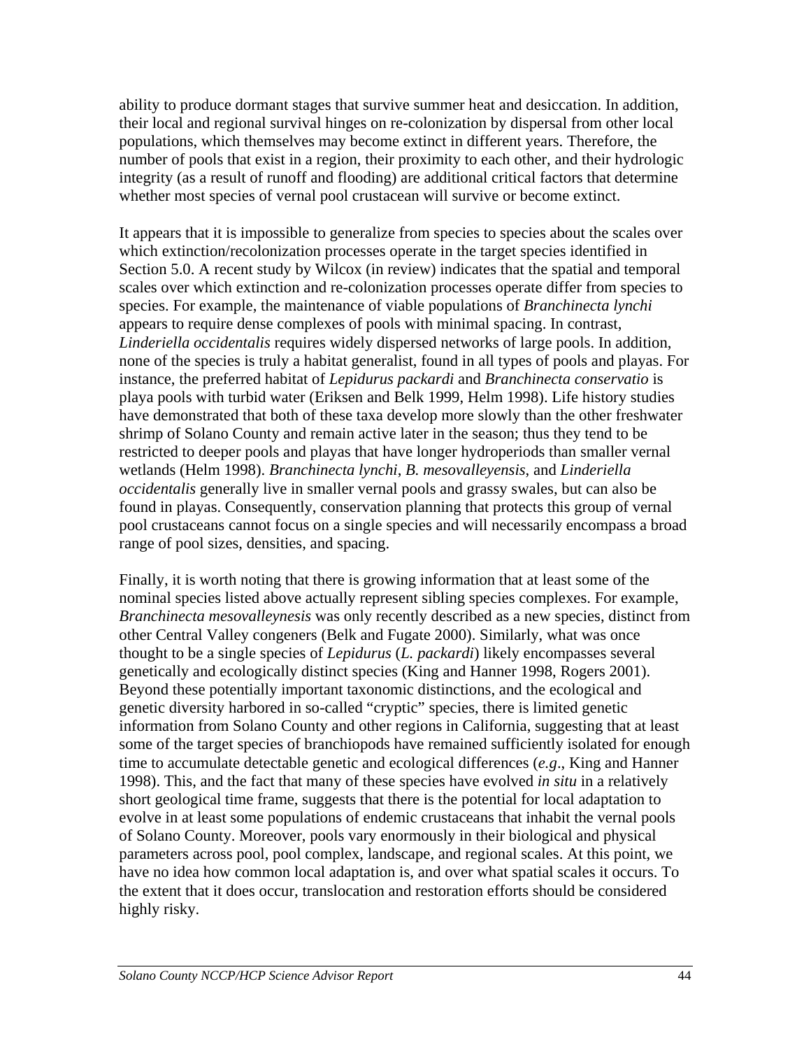ability to produce dormant stages that survive summer heat and desiccation. In addition, their local and regional survival hinges on re-colonization by dispersal from other local populations, which themselves may become extinct in different years. Therefore, the number of pools that exist in a region, their proximity to each other, and their hydrologic integrity (as a result of runoff and flooding) are additional critical factors that determine whether most species of vernal pool crustacean will survive or become extinct.

It appears that it is impossible to generalize from species to species about the scales over which extinction/recolonization processes operate in the target species identified in Section 5.0. A recent study by Wilcox (in review) indicates that the spatial and temporal scales over which extinction and re-colonization processes operate differ from species to species. For example, the maintenance of viable populations of *Branchinecta lynchi* appears to require dense complexes of pools with minimal spacing. In contrast, *Linderiella occidentalis* requires widely dispersed networks of large pools. In addition, none of the species is truly a habitat generalist, found in all types of pools and playas. For instance, the preferred habitat of *Lepidurus packardi* and *Branchinecta conservatio* is playa pools with turbid water (Eriksen and Belk 1999, Helm 1998). Life history studies have demonstrated that both of these taxa develop more slowly than the other freshwater shrimp of Solano County and remain active later in the season; thus they tend to be restricted to deeper pools and playas that have longer hydroperiods than smaller vernal wetlands (Helm 1998). *Branchinecta lynchi*, *B. mesovalleyensis*, and *Linderiella occidentalis* generally live in smaller vernal pools and grassy swales, but can also be found in playas. Consequently, conservation planning that protects this group of vernal pool crustaceans cannot focus on a single species and will necessarily encompass a broad range of pool sizes, densities, and spacing.

Finally, it is worth noting that there is growing information that at least some of the nominal species listed above actually represent sibling species complexes. For example, *Branchinecta mesovalleynesis* was only recently described as a new species, distinct from other Central Valley congeners (Belk and Fugate 2000). Similarly, what was once thought to be a single species of *Lepidurus* (*L. packardi*) likely encompasses several genetically and ecologically distinct species (King and Hanner 1998, Rogers 2001). Beyond these potentially important taxonomic distinctions, and the ecological and genetic diversity harbored in so-called "cryptic" species, there is limited genetic information from Solano County and other regions in California, suggesting that at least some of the target species of branchiopods have remained sufficiently isolated for enough time to accumulate detectable genetic and ecological differences (*e.g*., King and Hanner 1998). This, and the fact that many of these species have evolved *in situ* in a relatively short geological time frame, suggests that there is the potential for local adaptation to evolve in at least some populations of endemic crustaceans that inhabit the vernal pools of Solano County. Moreover, pools vary enormously in their biological and physical parameters across pool, pool complex, landscape, and regional scales. At this point, we have no idea how common local adaptation is, and over what spatial scales it occurs. To the extent that it does occur, translocation and restoration efforts should be considered highly risky.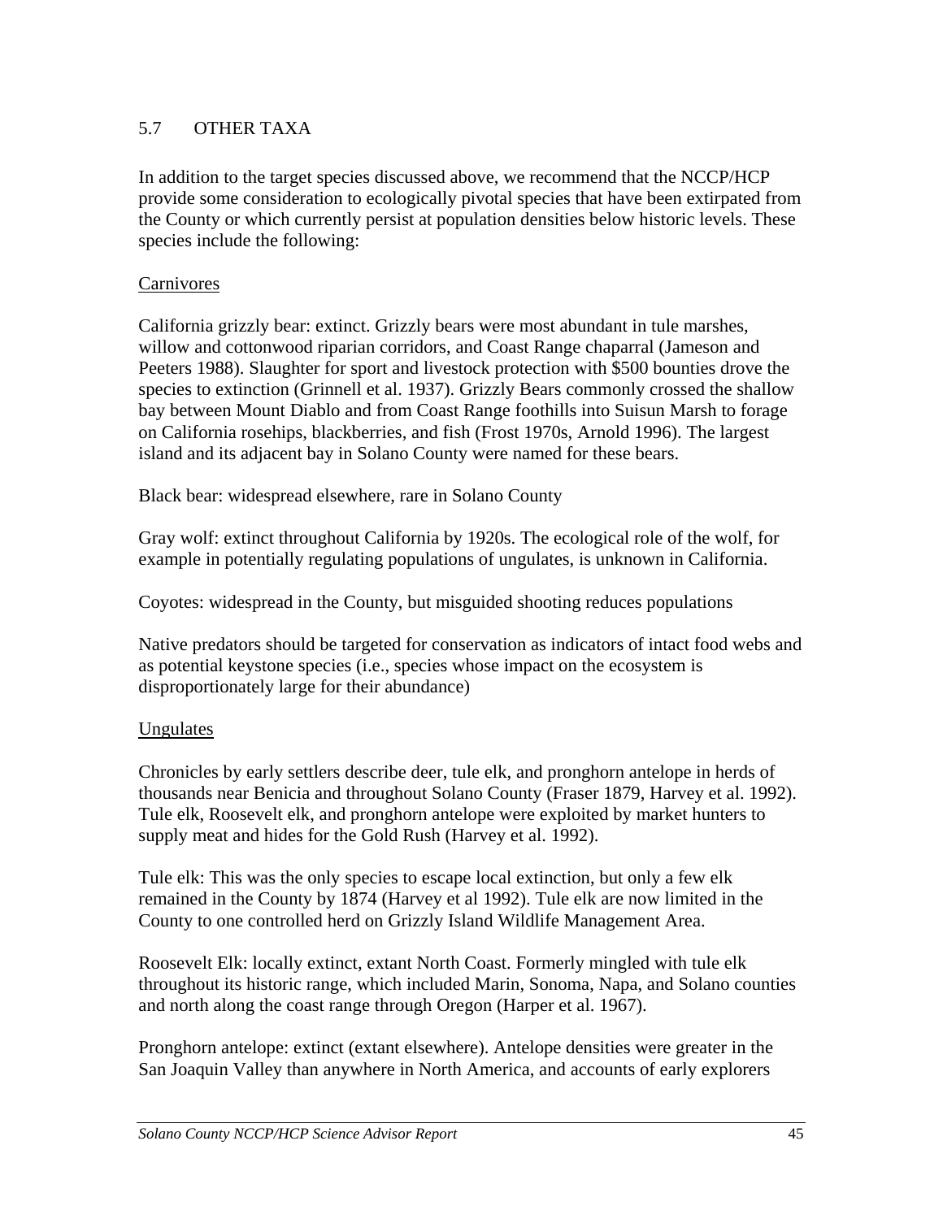## 5.7 OTHER TAXA

In addition to the target species discussed above, we recommend that the NCCP/HCP provide some consideration to ecologically pivotal species that have been extirpated from the County or which currently persist at population densities below historic levels. These species include the following:

### Carnivores

California grizzly bear: extinct. Grizzly bears were most abundant in tule marshes, willow and cottonwood riparian corridors, and Coast Range chaparral (Jameson and Peeters 1988). Slaughter for sport and livestock protection with $500 bounties drove the species to extinction (Grinnell et al. 1937). Grizzly Bears commonly crossed the shallow bay between Mount Diablo and from Coast Range foothills into Suisun Marsh to forage on California rosehips, blackberries, and fish (Frost 1970s, Arnold 1996). The largest island and its adjacent bay in Solano County were named for these bears.

Black bear: widespread elsewhere, rare in Solano County

Gray wolf: extinct throughout California by 1920s. The ecological role of the wolf, for example in potentially regulating populations of ungulates, is unknown in California.

Coyotes: widespread in the County, but misguided shooting reduces populations

Native predators should be targeted for conservation as indicators of intact food webs and as potential keystone species (i.e., species whose impact on the ecosystem is disproportionately large for their abundance)

### Ungulates

Chronicles by early settlers describe deer, tule elk, and pronghorn antelope in herds of thousands near Benicia and throughout Solano County (Fraser 1879, Harvey et al. 1992). Tule elk, Roosevelt elk, and pronghorn antelope were exploited by market hunters to supply meat and hides for the Gold Rush (Harvey et al. 1992).

Tule elk: This was the only species to escape local extinction, but only a few elk remained in the County by 1874 (Harvey et al 1992). Tule elk are now limited in the County to one controlled herd on Grizzly Island Wildlife Management Area.

Roosevelt Elk: locally extinct, extant North Coast. Formerly mingled with tule elk throughout its historic range, which included Marin, Sonoma, Napa, and Solano counties and north along the coast range through Oregon (Harper et al. 1967).

Pronghorn antelope: extinct (extant elsewhere). Antelope densities were greater in the San Joaquin Valley than anywhere in North America, and accounts of early explorers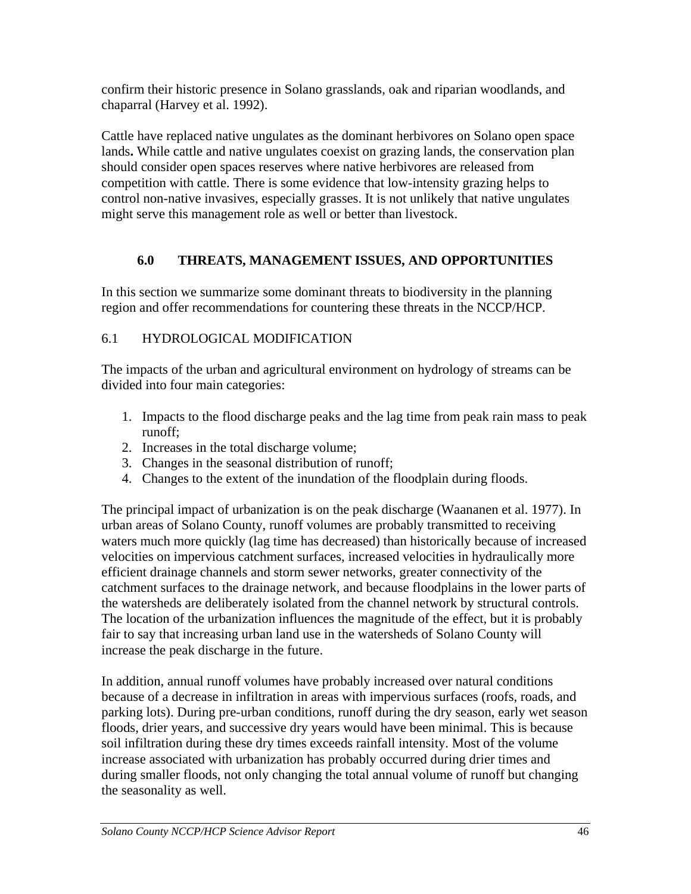confirm their historic presence in Solano grasslands, oak and riparian woodlands, and chaparral (Harvey et al. 1992).

Cattle have replaced native ungulates as the dominant herbivores on Solano open space lands**.** While cattle and native ungulates coexist on grazing lands, the conservation plan should consider open spaces reserves where native herbivores are released from competition with cattle. There is some evidence that low-intensity grazing helps to control non-native invasives, especially grasses. It is not unlikely that native ungulates might serve this management role as well or better than livestock.

## 6.0 THREATS, MANAGEMENT ISSUES, AND OPPORTUNITIES

In this section we summarize some dominant threats to biodiversity in the planning region and offer recommendations for countering these threats in the NCCP/HCP.

### 6.1 HYDROLOGICAL MODIFICATION

The impacts of the urban and agricultural environment on hydrology of streams can be divided into four main categories:

1. Impacts to the flood discharge peaks and the lag time from peak rain mass to peak runoff;
2. Increases in the total discharge volume;
3. Changes in the seasonal distribution of runoff;
4. Changes to the extent of the inundation of the floodplain during floods.

The principal impact of urbanization is on the peak discharge (Waananen et al. 1977). In urban areas of Solano County, runoff volumes are probably transmitted to receiving waters much more quickly (lag time has decreased) than historically because of increased velocities on impervious catchment surfaces, increased velocities in hydraulically more efficient drainage channels and storm sewer networks, greater connectivity of the catchment surfaces to the drainage network, and because floodplains in the lower parts of the watersheds are deliberately isolated from the channel network by structural controls. The location of the urbanization influences the magnitude of the effect, but it is probably fair to say that increasing urban land use in the watersheds of Solano County will increase the peak discharge in the future.

In addition, annual runoff volumes have probably increased over natural conditions because of a decrease in infiltration in areas with impervious surfaces (roofs, roads, and parking lots). During pre-urban conditions, runoff during the dry season, early wet season floods, drier years, and successive dry years would have been minimal. This is because soil infiltration during these dry times exceeds rainfall intensity. Most of the volume increase associated with urbanization has probably occurred during drier times and during smaller floods, not only changing the total annual volume of runoff but changing the seasonality as well.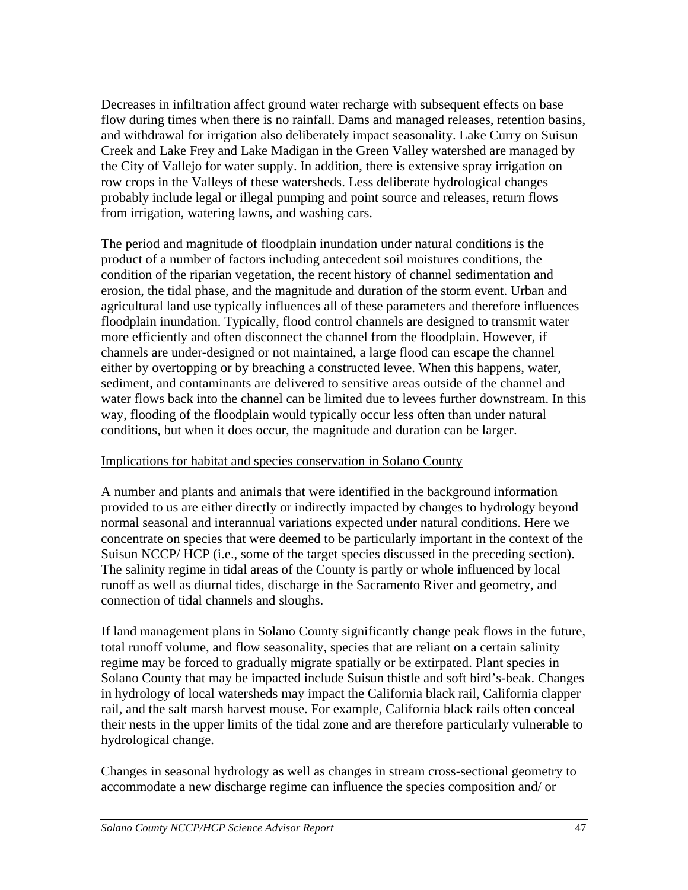Decreases in infiltration affect ground water recharge with subsequent effects on base flow during times when there is no rainfall. Dams and managed releases, retention basins, and withdrawal for irrigation also deliberately impact seasonality. Lake Curry on Suisun Creek and Lake Frey and Lake Madigan in the Green Valley watershed are managed by the City of Vallejo for water supply. In addition, there is extensive spray irrigation on row crops in the Valleys of these watersheds. Less deliberate hydrological changes probably include legal or illegal pumping and point source and releases, return flows from irrigation, watering lawns, and washing cars.

The period and magnitude of floodplain inundation under natural conditions is the product of a number of factors including antecedent soil moistures conditions, the condition of the riparian vegetation, the recent history of channel sedimentation and erosion, the tidal phase, and the magnitude and duration of the storm event. Urban and agricultural land use typically influences all of these parameters and therefore influences floodplain inundation. Typically, flood control channels are designed to transmit water more efficiently and often disconnect the channel from the floodplain. However, if channels are under-designed or not maintained, a large flood can escape the channel either by overtopping or by breaching a constructed levee. When this happens, water, sediment, and contaminants are delivered to sensitive areas outside of the channel and water flows back into the channel can be limited due to levees further downstream. In this way, flooding of the floodplain would typically occur less often than under natural conditions, but when it does occur, the magnitude and duration can be larger.

Implications for habitat and species conservation in Solano County

A number and plants and animals that were identified in the background information provided to us are either directly or indirectly impacted by changes to hydrology beyond normal seasonal and interannual variations expected under natural conditions. Here we concentrate on species that were deemed to be particularly important in the context of the Suisun NCCP/ HCP (i.e., some of the target species discussed in the preceding section). The salinity regime in tidal areas of the County is partly or whole influenced by local runoff as well as diurnal tides, discharge in the Sacramento River and geometry, and connection of tidal channels and sloughs.

If land management plans in Solano County significantly change peak flows in the future, total runoff volume, and flow seasonality, species that are reliant on a certain salinity regime may be forced to gradually migrate spatially or be extirpated. Plant species in Solano County that may be impacted include Suisun thistle and soft bird's-beak. Changes in hydrology of local watersheds may impact the California black rail, California clapper rail, and the salt marsh harvest mouse. For example, California black rails often conceal their nests in the upper limits of the tidal zone and are therefore particularly vulnerable to hydrological change.

Changes in seasonal hydrology as well as changes in stream cross-sectional geometry to accommodate a new discharge regime can influence the species composition and/ or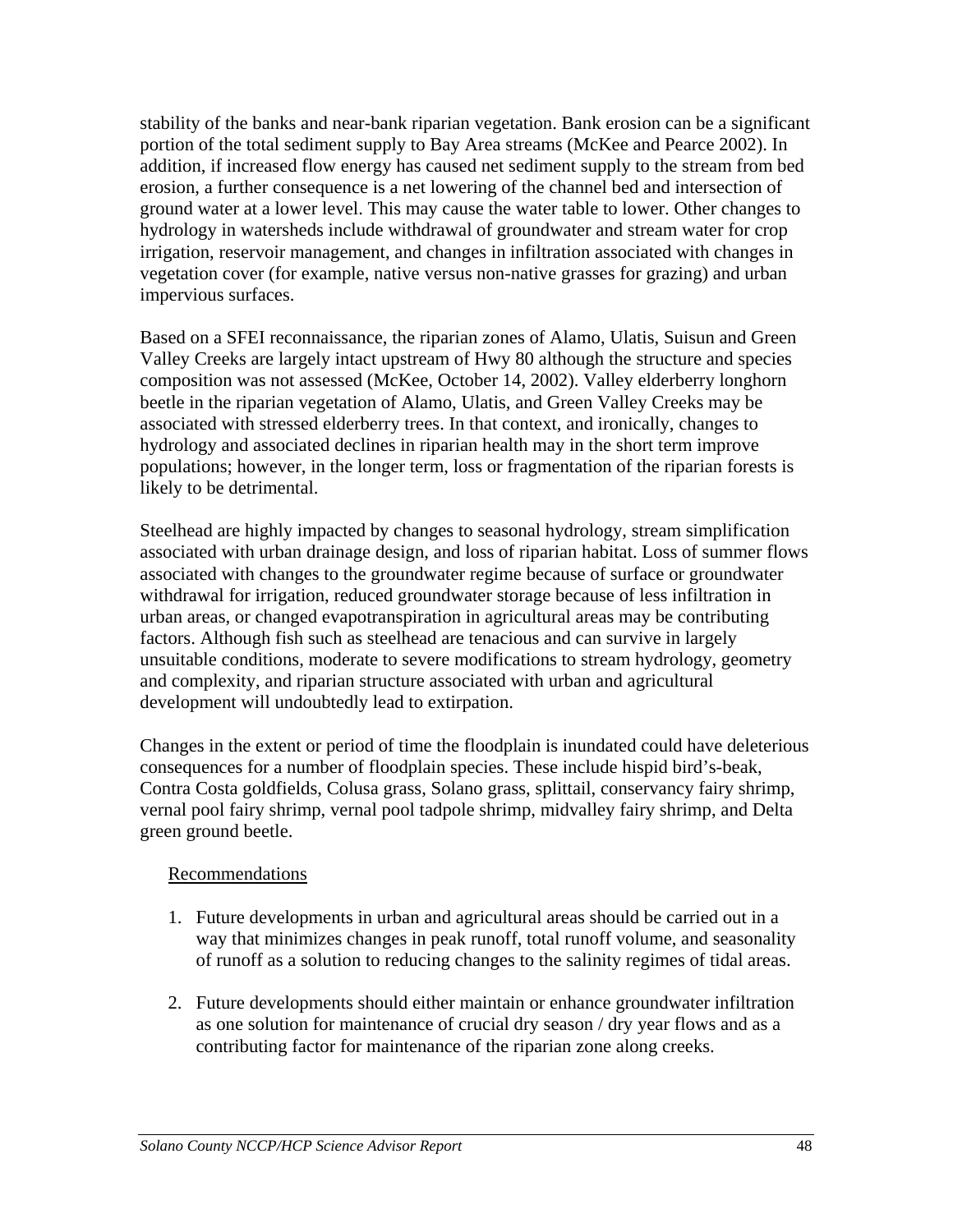stability of the banks and near-bank riparian vegetation. Bank erosion can be a significant portion of the total sediment supply to Bay Area streams (McKee and Pearce 2002). In addition, if increased flow energy has caused net sediment supply to the stream from bed erosion, a further consequence is a net lowering of the channel bed and intersection of ground water at a lower level. This may cause the water table to lower. Other changes to hydrology in watersheds include withdrawal of groundwater and stream water for crop irrigation, reservoir management, and changes in infiltration associated with changes in vegetation cover (for example, native versus non-native grasses for grazing) and urban impervious surfaces.

Based on a SFEI reconnaissance, the riparian zones of Alamo, Ulatis, Suisun and Green Valley Creeks are largely intact upstream of Hwy 80 although the structure and species composition was not assessed (McKee, October 14, 2002). Valley elderberry longhorn beetle in the riparian vegetation of Alamo, Ulatis, and Green Valley Creeks may be associated with stressed elderberry trees. In that context, and ironically, changes to hydrology and associated declines in riparian health may in the short term improve populations; however, in the longer term, loss or fragmentation of the riparian forests is likely to be detrimental.

Steelhead are highly impacted by changes to seasonal hydrology, stream simplification associated with urban drainage design, and loss of riparian habitat. Loss of summer flows associated with changes to the groundwater regime because of surface or groundwater withdrawal for irrigation, reduced groundwater storage because of less infiltration in urban areas, or changed evapotranspiration in agricultural areas may be contributing factors. Although fish such as steelhead are tenacious and can survive in largely unsuitable conditions, moderate to severe modifications to stream hydrology, geometry and complexity, and riparian structure associated with urban and agricultural development will undoubtedly lead to extirpation.

Changes in the extent or period of time the floodplain is inundated could have deleterious consequences for a number of floodplain species. These include hispid bird's-beak, Contra Costa goldfields, Colusa grass, Solano grass, splittail, conservancy fairy shrimp, vernal pool fairy shrimp, vernal pool tadpole shrimp, midvalley fairy shrimp, and Delta green ground beetle.

Recommendations

1. Future developments in urban and agricultural areas should be carried out in a way that minimizes changes in peak runoff, total runoff volume, and seasonality of runoff as a solution to reducing changes to the salinity regimes of tidal areas.

2. Future developments should either maintain or enhance groundwater infiltration as one solution for maintenance of crucial dry season / dry year flows and as a contributing factor for maintenance of the riparian zone along creeks.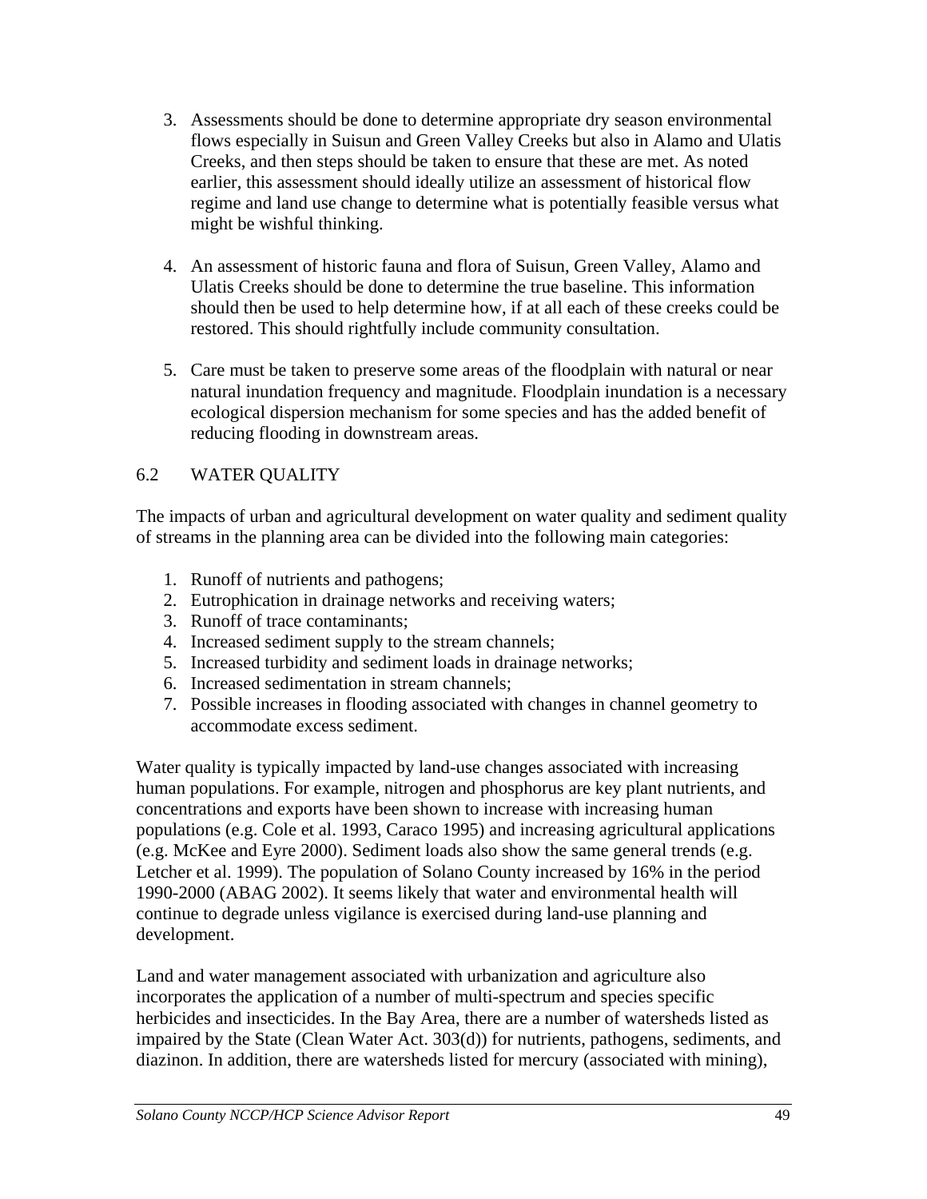3. Assessments should be done to determine appropriate dry season environmental flows especially in Suisun and Green Valley Creeks but also in Alamo and Ulatis Creeks, and then steps should be taken to ensure that these are met. As noted earlier, this assessment should ideally utilize an assessment of historical flow regime and land use change to determine what is potentially feasible versus what might be wishful thinking.

4. An assessment of historic fauna and flora of Suisun, Green Valley, Alamo and Ulatis Creeks should be done to determine the true baseline. This information should then be used to help determine how, if at all each of these creeks could be restored. This should rightfully include community consultation.

5. Care must be taken to preserve some areas of the floodplain with natural or near natural inundation frequency and magnitude. Floodplain inundation is a necessary ecological dispersion mechanism for some species and has the added benefit of reducing flooding in downstream areas.

## 6.2 WATER QUALITY

The impacts of urban and agricultural development on water quality and sediment quality of streams in the planning area can be divided into the following main categories:

1. Runoff of nutrients and pathogens;
2. Eutrophication in drainage networks and receiving waters;
3. Runoff of trace contaminants;
4. Increased sediment supply to the stream channels;
5. Increased turbidity and sediment loads in drainage networks;
6. Increased sedimentation in stream channels;
7. Possible increases in flooding associated with changes in channel geometry to accommodate excess sediment.

Water quality is typically impacted by land-use changes associated with increasing human populations. For example, nitrogen and phosphorus are key plant nutrients, and concentrations and exports have been shown to increase with increasing human populations (e.g. Cole et al. 1993, Caraco 1995) and increasing agricultural applications (e.g. McKee and Eyre 2000). Sediment loads also show the same general trends (e.g. Letcher et al. 1999). The population of Solano County increased by 16% in the period 1990-2000 (ABAG 2002). It seems likely that water and environmental health will continue to degrade unless vigilance is exercised during land-use planning and development.

Land and water management associated with urbanization and agriculture also incorporates the application of a number of multi-spectrum and species specific herbicides and insecticides. In the Bay Area, there are a number of watersheds listed as impaired by the State (Clean Water Act. 303(d)) for nutrients, pathogens, sediments, and diazinon. In addition, there are watersheds listed for mercury (associated with mining),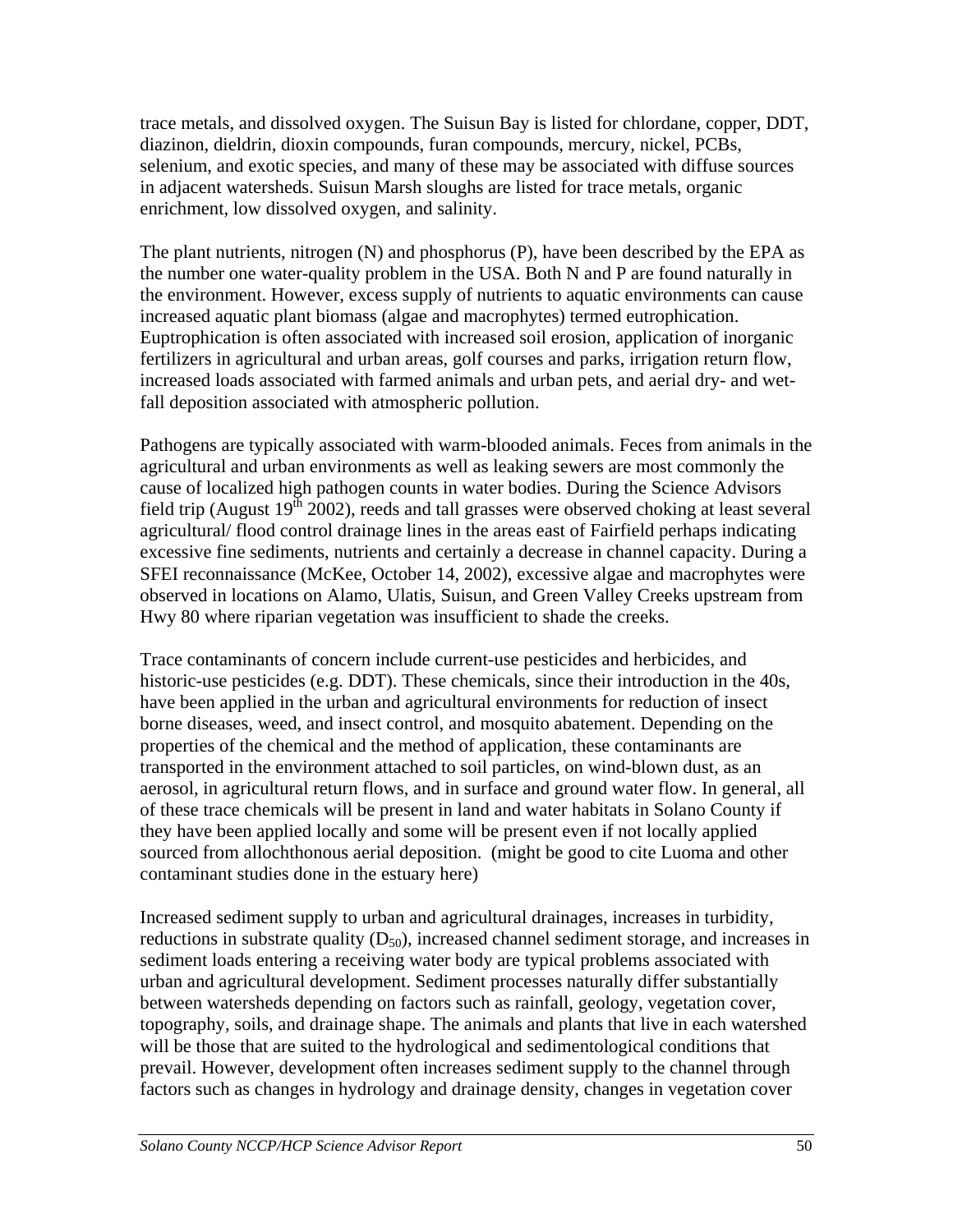trace metals, and dissolved oxygen. The Suisun Bay is listed for chlordane, copper, DDT, diazinon, dieldrin, dioxin compounds, furan compounds, mercury, nickel, PCBs, selenium, and exotic species, and many of these may be associated with diffuse sources in adjacent watersheds. Suisun Marsh sloughs are listed for trace metals, organic enrichment, low dissolved oxygen, and salinity.

The plant nutrients, nitrogen (N) and phosphorus (P), have been described by the EPA as the number one water-quality problem in the USA. Both N and P are found naturally in the environment. However, excess supply of nutrients to aquatic environments can cause increased aquatic plant biomass (algae and macrophytes) termed eutrophication. Euptrophication is often associated with increased soil erosion, application of inorganic fertilizers in agricultural and urban areas, golf courses and parks, irrigation return flow, increased loads associated with farmed animals and urban pets, and aerial dry- and wet-fall deposition associated with atmospheric pollution.

Pathogens are typically associated with warm-blooded animals. Feces from animals in the agricultural and urban environments as well as leaking sewers are most commonly the cause of localized high pathogen counts in water bodies. During the Science Advisors field trip (August 19th 2002), reeds and tall grasses were observed choking at least several agricultural/ flood control drainage lines in the areas east of Fairfield perhaps indicating excessive fine sediments, nutrients and certainly a decrease in channel capacity. During a SFEI reconnaissance (McKee, October 14, 2002), excessive algae and macrophytes were observed in locations on Alamo, Ulatis, Suisun, and Green Valley Creeks upstream from Hwy 80 where riparian vegetation was insufficient to shade the creeks.

Trace contaminants of concern include current-use pesticides and herbicides, and historic-use pesticides (e.g. DDT). These chemicals, since their introduction in the 40s, have been applied in the urban and agricultural environments for reduction of insect borne diseases, weed, and insect control, and mosquito abatement. Depending on the properties of the chemical and the method of application, these contaminants are transported in the environment attached to soil particles, on wind-blown dust, as an aerosol, in agricultural return flows, and in surface and ground water flow. In general, all of these trace chemicals will be present in land and water habitats in Solano County if they have been applied locally and some will be present even if not locally applied sourced from allochthonous aerial deposition. (might be good to cite Luoma and other contaminant studies done in the estuary here)

Increased sediment supply to urban and agricultural drainages, increases in turbidity, reductions in substrate quality ($D_{50}$), increased channel sediment storage, and increases in sediment loads entering a receiving water body are typical problems associated with urban and agricultural development. Sediment processes naturally differ substantially between watersheds depending on factors such as rainfall, geology, vegetation cover, topography, soils, and drainage shape. The animals and plants that live in each watershed will be those that are suited to the hydrological and sedimentological conditions that prevail. However, development often increases sediment supply to the channel through factors such as changes in hydrology and drainage density, changes in vegetation cover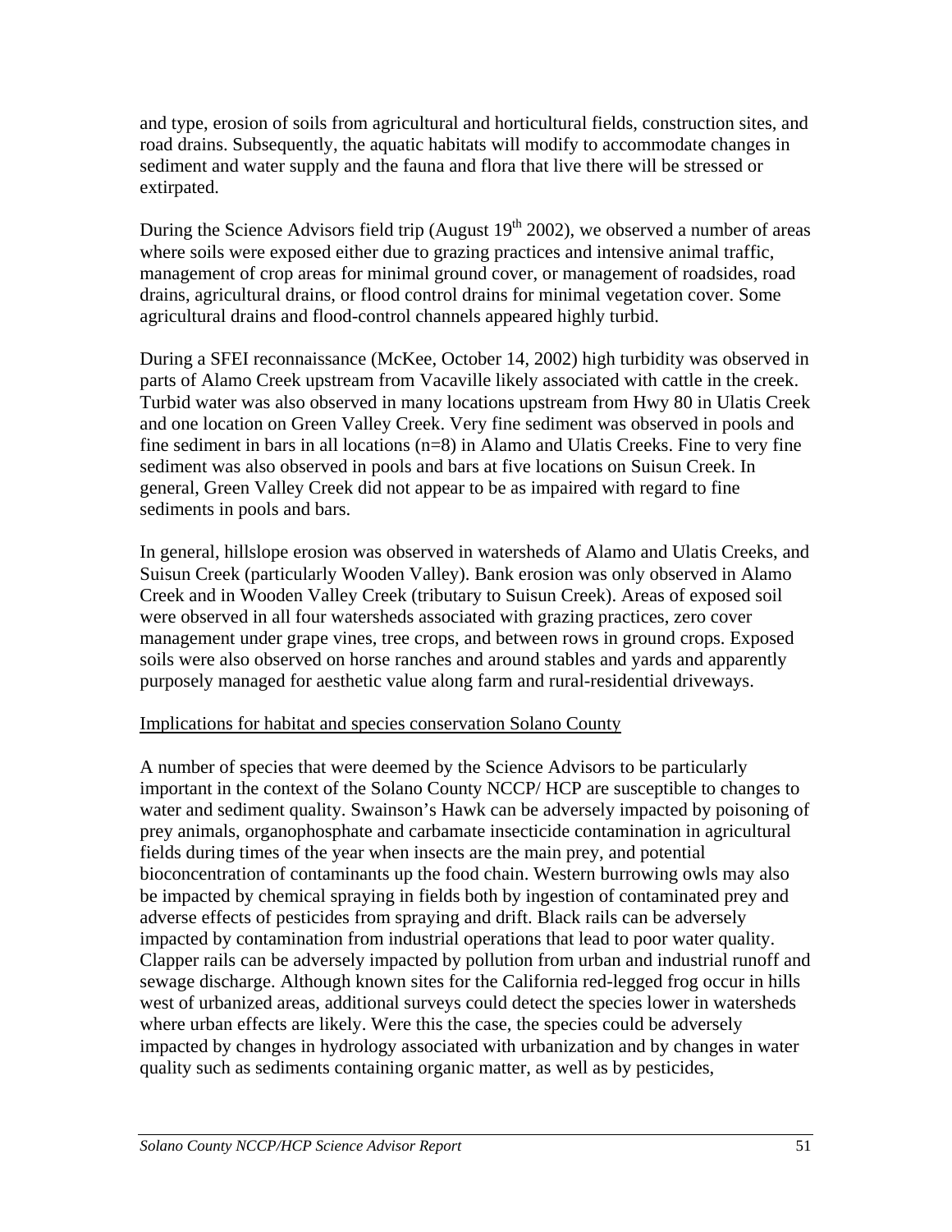and type, erosion of soils from agricultural and horticultural fields, construction sites, and road drains. Subsequently, the aquatic habitats will modify to accommodate changes in sediment and water supply and the fauna and flora that live there will be stressed or extirpated.

During the Science Advisors field trip (August 19th 2002), we observed a number of areas where soils were exposed either due to grazing practices and intensive animal traffic, management of crop areas for minimal ground cover, or management of roadsides, road drains, agricultural drains, or flood control drains for minimal vegetation cover. Some agricultural drains and flood-control channels appeared highly turbid.

During a SFEI reconnaissance (McKee, October 14, 2002) high turbidity was observed in parts of Alamo Creek upstream from Vacaville likely associated with cattle in the creek. Turbid water was also observed in many locations upstream from Hwy 80 in Ulatis Creek and one location on Green Valley Creek. Very fine sediment was observed in pools and fine sediment in bars in all locations (n=8) in Alamo and Ulatis Creeks. Fine to very fine sediment was also observed in pools and bars at five locations on Suisun Creek. In general, Green Valley Creek did not appear to be as impaired with regard to fine sediments in pools and bars.

In general, hillslope erosion was observed in watersheds of Alamo and Ulatis Creeks, and Suisun Creek (particularly Wooden Valley). Bank erosion was only observed in Alamo Creek and in Wooden Valley Creek (tributary to Suisun Creek). Areas of exposed soil were observed in all four watersheds associated with grazing practices, zero cover management under grape vines, tree crops, and between rows in ground crops. Exposed soils were also observed on horse ranches and around stables and yards and apparently purposely managed for aesthetic value along farm and rural-residential driveways.

Implications for habitat and species conservation Solano County

A number of species that were deemed by the Science Advisors to be particularly important in the context of the Solano County NCCP/ HCP are susceptible to changes to water and sediment quality. Swainson's Hawk can be adversely impacted by poisoning of prey animals, organophosphate and carbamate insecticide contamination in agricultural fields during times of the year when insects are the main prey, and potential bioconcentration of contaminants up the food chain. Western burrowing owls may also be impacted by chemical spraying in fields both by ingestion of contaminated prey and adverse effects of pesticides from spraying and drift. Black rails can be adversely impacted by contamination from industrial operations that lead to poor water quality. Clapper rails can be adversely impacted by pollution from urban and industrial runoff and sewage discharge. Although known sites for the California red-legged frog occur in hills west of urbanized areas, additional surveys could detect the species lower in watersheds where urban effects are likely. Were this the case, the species could be adversely impacted by changes in hydrology associated with urbanization and by changes in water quality such as sediments containing organic matter, as well as by pesticides,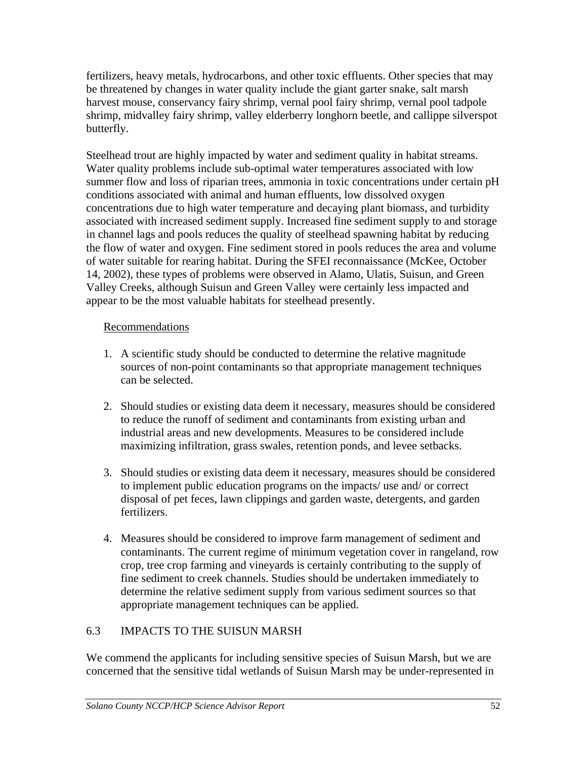fertilizers, heavy metals, hydrocarbons, and other toxic effluents. Other species that may be threatened by changes in water quality include the giant garter snake, salt marsh harvest mouse, conservancy fairy shrimp, vernal pool fairy shrimp, vernal pool tadpole shrimp, midvalley fairy shrimp, valley elderberry longhorn beetle, and callippe silverspot butterfly.

Steelhead trout are highly impacted by water and sediment quality in habitat streams. Water quality problems include sub-optimal water temperatures associated with low summer flow and loss of riparian trees, ammonia in toxic concentrations under certain pH conditions associated with animal and human effluents, low dissolved oxygen concentrations due to high water temperature and decaying plant biomass, and turbidity associated with increased sediment supply. Increased fine sediment supply to and storage in channel lags and pools reduces the quality of steelhead spawning habitat by reducing the flow of water and oxygen. Fine sediment stored in pools reduces the area and volume of water suitable for rearing habitat. During the SFEI reconnaissance (McKee, October 14, 2002), these types of problems were observed in Alamo, Ulatis, Suisun, and Green Valley Creeks, although Suisun and Green Valley were certainly less impacted and appear to be the most valuable habitats for steelhead presently.

Recommendations

1. A scientific study should be conducted to determine the relative magnitude sources of non-point contaminants so that appropriate management techniques can be selected.

2. Should studies or existing data deem it necessary, measures should be considered to reduce the runoff of sediment and contaminants from existing urban and industrial areas and new developments. Measures to be considered include maximizing infiltration, grass swales, retention ponds, and levee setbacks.

3. Should studies or existing data deem it necessary, measures should be considered to implement public education programs on the impacts/ use and/ or correct disposal of pet feces, lawn clippings and garden waste, detergents, and garden fertilizers.

4. Measures should be considered to improve farm management of sediment and contaminants. The current regime of minimum vegetation cover in rangeland, row crop, tree crop farming and vineyards is certainly contributing to the supply of fine sediment to creek channels. Studies should be undertaken immediately to determine the relative sediment supply from various sediment sources so that appropriate management techniques can be applied.

## 6.3 IMPACTS TO THE SUISUN MARSH

We commend the applicants for including sensitive species of Suisun Marsh, but we are concerned that the sensitive tidal wetlands of Suisun Marsh may be under-represented in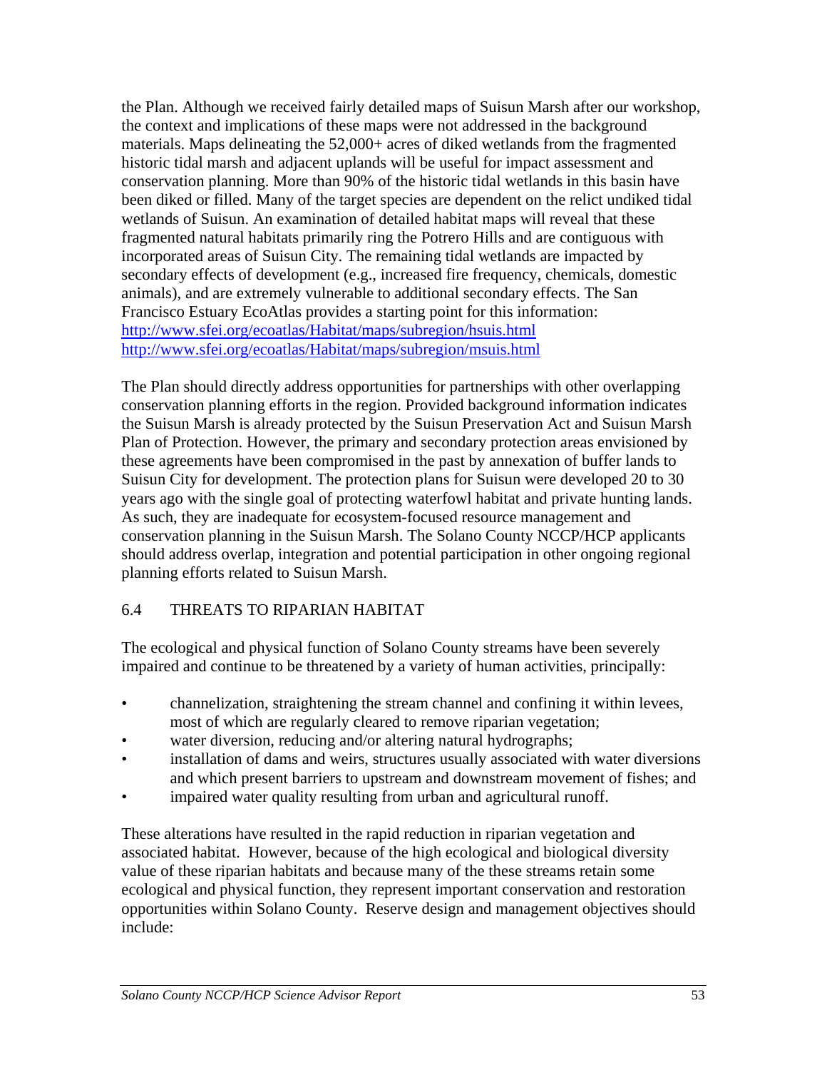the Plan. Although we received fairly detailed maps of Suisun Marsh after our workshop, the context and implications of these maps were not addressed in the background materials. Maps delineating the 52,000+ acres of diked wetlands from the fragmented historic tidal marsh and adjacent uplands will be useful for impact assessment and conservation planning. More than 90% of the historic tidal wetlands in this basin have been diked or filled. Many of the target species are dependent on the relict undiked tidal wetlands of Suisun. An examination of detailed habitat maps will reveal that these fragmented natural habitats primarily ring the Potrero Hills and are contiguous with incorporated areas of Suisun City. The remaining tidal wetlands are impacted by secondary effects of development (e.g., increased fire frequency, chemicals, domestic animals), and are extremely vulnerable to additional secondary effects. The San Francisco Estuary EcoAtlas provides a starting point for this information:
http://www.sfei.org/ecoatlas/Habitat/maps/subregion/hsuis.html
http://www.sfei.org/ecoatlas/Habitat/maps/subregion/msuis.html

The Plan should directly address opportunities for partnerships with other overlapping conservation planning efforts in the region. Provided background information indicates the Suisun Marsh is already protected by the Suisun Preservation Act and Suisun Marsh Plan of Protection. However, the primary and secondary protection areas envisioned by these agreements have been compromised in the past by annexation of buffer lands to Suisun City for development. The protection plans for Suisun were developed 20 to 30 years ago with the single goal of protecting waterfowl habitat and private hunting lands. As such, they are inadequate for ecosystem-focused resource management and conservation planning in the Suisun Marsh. The Solano County NCCP/HCP applicants should address overlap, integration and potential participation in other ongoing regional planning efforts related to Suisun Marsh.

## 6.4 THREATS TO RIPARIAN HABITAT

The ecological and physical function of Solano County streams have been severely impaired and continue to be threatened by a variety of human activities, principally:

- channelization, straightening the stream channel and confining it within levees, most of which are regularly cleared to remove riparian vegetation;
- water diversion, reducing and/or altering natural hydrographs;
- installation of dams and weirs, structures usually associated with water diversions and which present barriers to upstream and downstream movement of fishes; and
- impaired water quality resulting from urban and agricultural runoff.

These alterations have resulted in the rapid reduction in riparian vegetation and associated habitat. However, because of the high ecological and biological diversity value of these riparian habitats and because many of the these streams retain some ecological and physical function, they represent important conservation and restoration opportunities within Solano County. Reserve design and management objectives should include: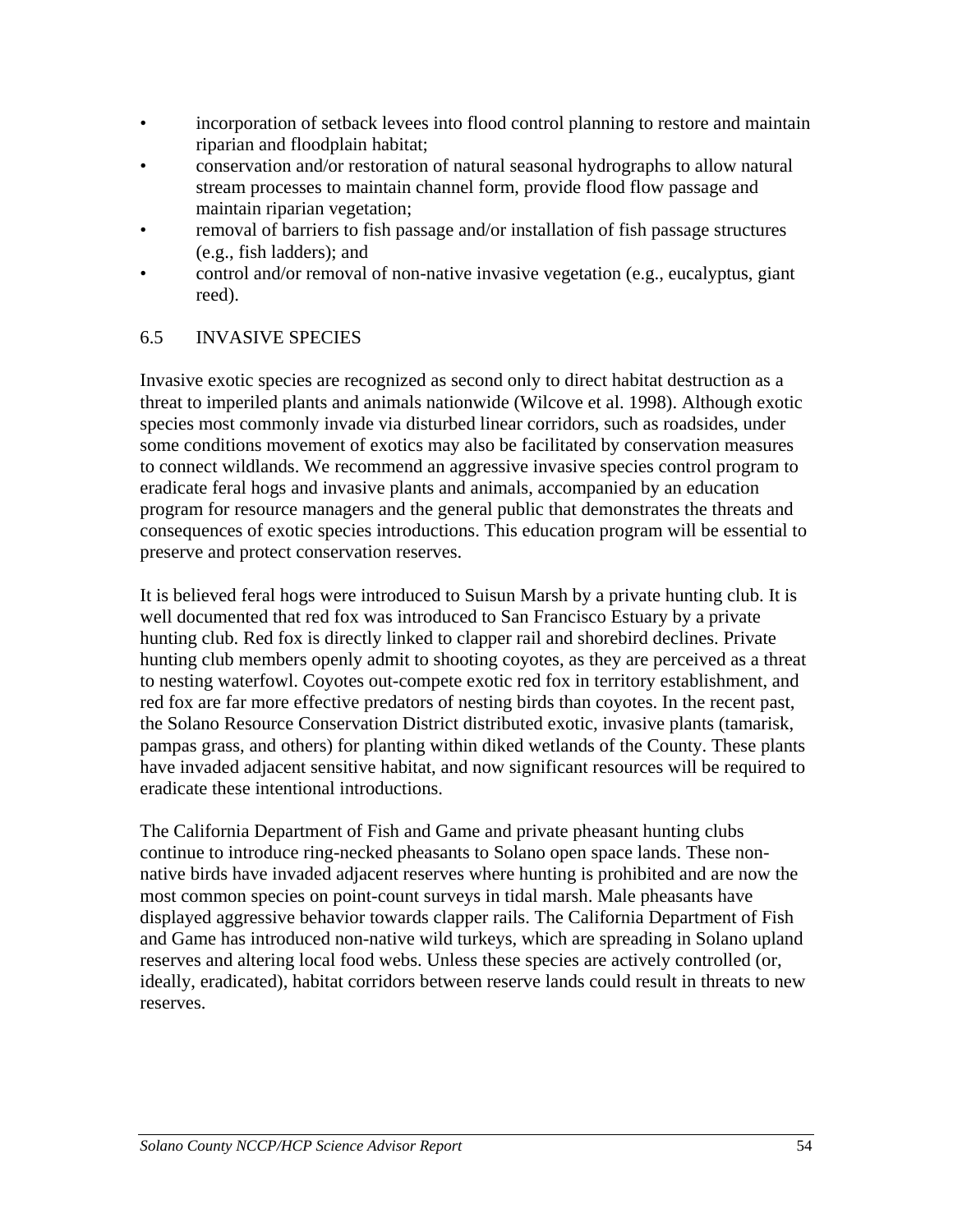- incorporation of setback levees into flood control planning to restore and maintain riparian and floodplain habitat;
- conservation and/or restoration of natural seasonal hydrographs to allow natural stream processes to maintain channel form, provide flood flow passage and maintain riparian vegetation;
- removal of barriers to fish passage and/or installation of fish passage structures (e.g., fish ladders); and
- control and/or removal of non-native invasive vegetation (e.g., eucalyptus, giant reed).

## 6.5 INVASIVE SPECIES

Invasive exotic species are recognized as second only to direct habitat destruction as a threat to imperiled plants and animals nationwide (Wilcove et al. 1998). Although exotic species most commonly invade via disturbed linear corridors, such as roadsides, under some conditions movement of exotics may also be facilitated by conservation measures to connect wildlands. We recommend an aggressive invasive species control program to eradicate feral hogs and invasive plants and animals, accompanied by an education program for resource managers and the general public that demonstrates the threats and consequences of exotic species introductions. This education program will be essential to preserve and protect conservation reserves.

It is believed feral hogs were introduced to Suisun Marsh by a private hunting club. It is well documented that red fox was introduced to San Francisco Estuary by a private hunting club. Red fox is directly linked to clapper rail and shorebird declines. Private hunting club members openly admit to shooting coyotes, as they are perceived as a threat to nesting waterfowl. Coyotes out-compete exotic red fox in territory establishment, and red fox are far more effective predators of nesting birds than coyotes. In the recent past, the Solano Resource Conservation District distributed exotic, invasive plants (tamarisk, pampas grass, and others) for planting within diked wetlands of the County. These plants have invaded adjacent sensitive habitat, and now significant resources will be required to eradicate these intentional introductions.

The California Department of Fish and Game and private pheasant hunting clubs continue to introduce ring-necked pheasants to Solano open space lands. These non-native birds have invaded adjacent reserves where hunting is prohibited and are now the most common species on point-count surveys in tidal marsh. Male pheasants have displayed aggressive behavior towards clapper rails. The California Department of Fish and Game has introduced non-native wild turkeys, which are spreading in Solano upland reserves and altering local food webs. Unless these species are actively controlled (or, ideally, eradicated), habitat corridors between reserve lands could result in threats to new reserves.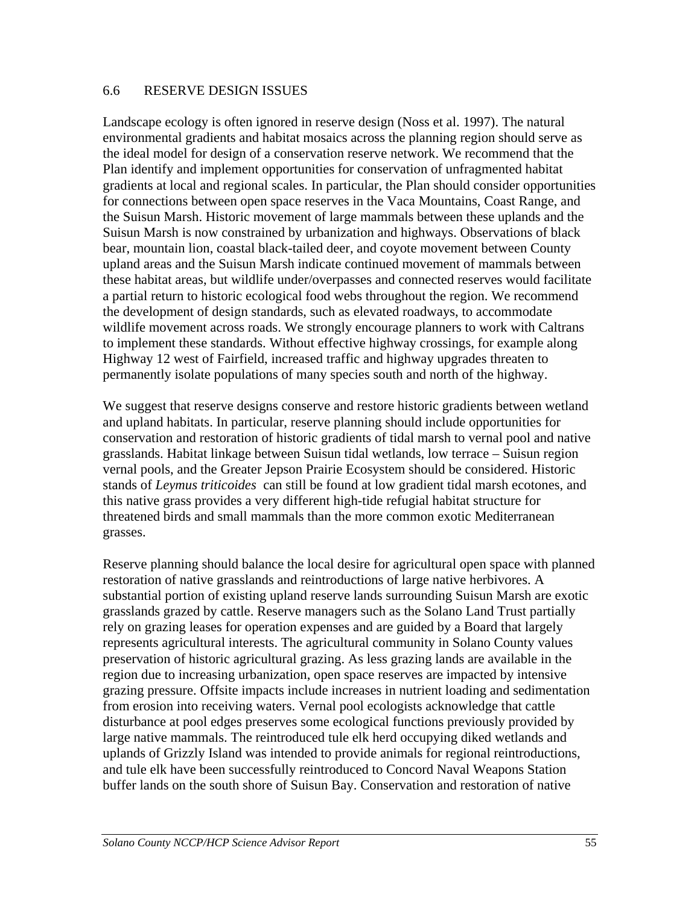## 6.6 RESERVE DESIGN ISSUES

Landscape ecology is often ignored in reserve design (Noss et al. 1997). The natural environmental gradients and habitat mosaics across the planning region should serve as the ideal model for design of a conservation reserve network. We recommend that the Plan identify and implement opportunities for conservation of unfragmented habitat gradients at local and regional scales. In particular, the Plan should consider opportunities for connections between open space reserves in the Vaca Mountains, Coast Range, and the Suisun Marsh. Historic movement of large mammals between these uplands and the Suisun Marsh is now constrained by urbanization and highways. Observations of black bear, mountain lion, coastal black-tailed deer, and coyote movement between County upland areas and the Suisun Marsh indicate continued movement of mammals between these habitat areas, but wildlife under/overpasses and connected reserves would facilitate a partial return to historic ecological food webs throughout the region. We recommend the development of design standards, such as elevated roadways, to accommodate wildlife movement across roads. We strongly encourage planners to work with Caltrans to implement these standards. Without effective highway crossings, for example along Highway 12 west of Fairfield, increased traffic and highway upgrades threaten to permanently isolate populations of many species south and north of the highway.

We suggest that reserve designs conserve and restore historic gradients between wetland and upland habitats. In particular, reserve planning should include opportunities for conservation and restoration of historic gradients of tidal marsh to vernal pool and native grasslands. Habitat linkage between Suisun tidal wetlands, low terrace – Suisun region vernal pools, and the Greater Jepson Prairie Ecosystem should be considered. Historic stands of *Leymus triticoides* can still be found at low gradient tidal marsh ecotones, and this native grass provides a very different high-tide refugial habitat structure for threatened birds and small mammals than the more common exotic Mediterranean grasses.

Reserve planning should balance the local desire for agricultural open space with planned restoration of native grasslands and reintroductions of large native herbivores. A substantial portion of existing upland reserve lands surrounding Suisun Marsh are exotic grasslands grazed by cattle. Reserve managers such as the Solano Land Trust partially rely on grazing leases for operation expenses and are guided by a Board that largely represents agricultural interests. The agricultural community in Solano County values preservation of historic agricultural grazing. As less grazing lands are available in the region due to increasing urbanization, open space reserves are impacted by intensive grazing pressure. Offsite impacts include increases in nutrient loading and sedimentation from erosion into receiving waters. Vernal pool ecologists acknowledge that cattle disturbance at pool edges preserves some ecological functions previously provided by large native mammals. The reintroduced tule elk herd occupying diked wetlands and uplands of Grizzly Island was intended to provide animals for regional reintroductions, and tule elk have been successfully reintroduced to Concord Naval Weapons Station buffer lands on the south shore of Suisun Bay. Conservation and restoration of native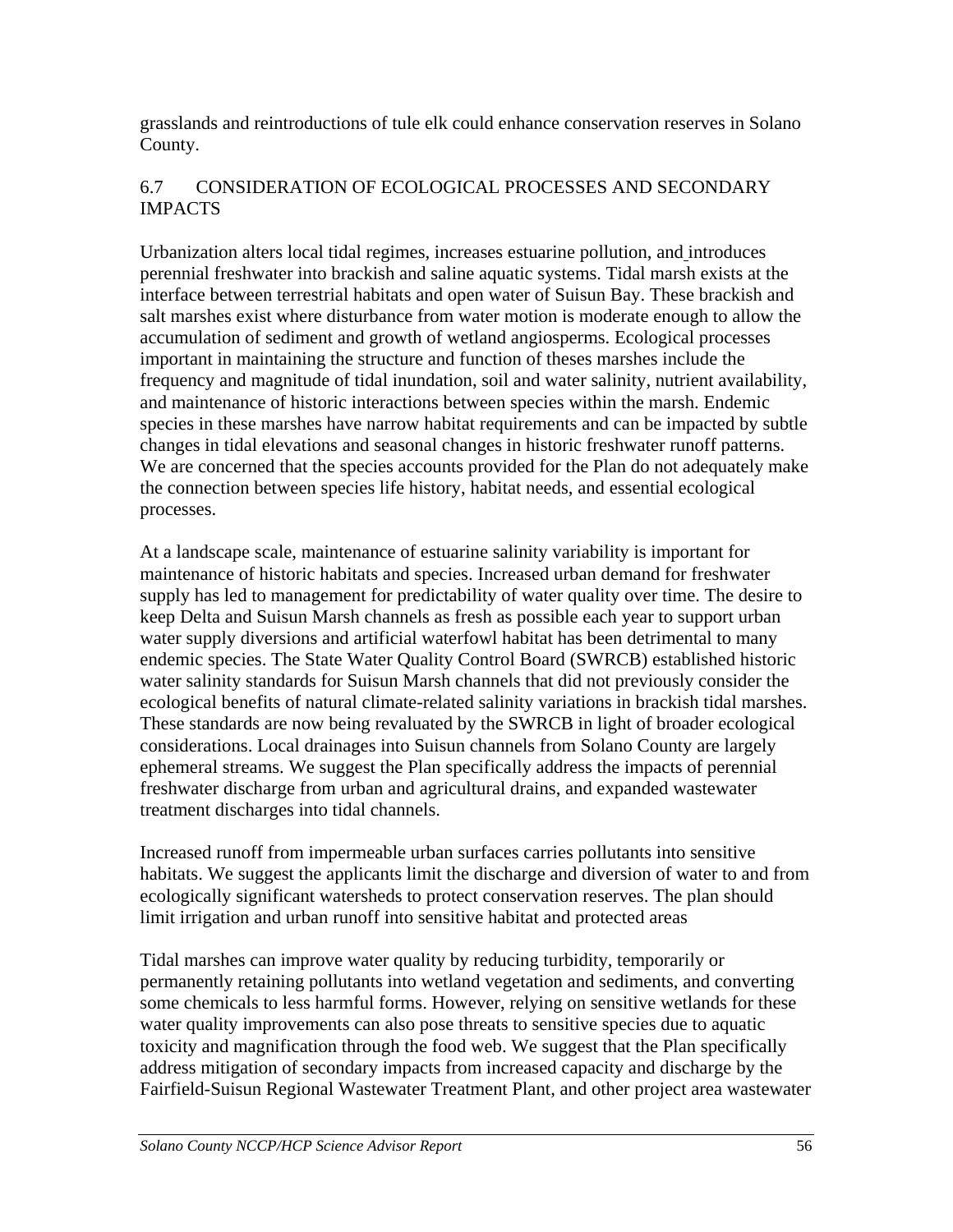grasslands and reintroductions of tule elk could enhance conservation reserves in Solano County.

## 6.7 CONSIDERATION OF ECOLOGICAL PROCESSES AND SECONDARY IMPACTS

Urbanization alters local tidal regimes, increases estuarine pollution, and introduces perennial freshwater into brackish and saline aquatic systems. Tidal marsh exists at the interface between terrestrial habitats and open water of Suisun Bay. These brackish and salt marshes exist where disturbance from water motion is moderate enough to allow the accumulation of sediment and growth of wetland angiosperms. Ecological processes important in maintaining the structure and function of theses marshes include the frequency and magnitude of tidal inundation, soil and water salinity, nutrient availability, and maintenance of historic interactions between species within the marsh. Endemic species in these marshes have narrow habitat requirements and can be impacted by subtle changes in tidal elevations and seasonal changes in historic freshwater runoff patterns. We are concerned that the species accounts provided for the Plan do not adequately make the connection between species life history, habitat needs, and essential ecological processes.

At a landscape scale, maintenance of estuarine salinity variability is important for maintenance of historic habitats and species. Increased urban demand for freshwater supply has led to management for predictability of water quality over time. The desire to keep Delta and Suisun Marsh channels as fresh as possible each year to support urban water supply diversions and artificial waterfowl habitat has been detrimental to many endemic species. The State Water Quality Control Board (SWRCB) established historic water salinity standards for Suisun Marsh channels that did not previously consider the ecological benefits of natural climate-related salinity variations in brackish tidal marshes. These standards are now being revaluated by the SWRCB in light of broader ecological considerations. Local drainages into Suisun channels from Solano County are largely ephemeral streams. We suggest the Plan specifically address the impacts of perennial freshwater discharge from urban and agricultural drains, and expanded wastewater treatment discharges into tidal channels.

Increased runoff from impermeable urban surfaces carries pollutants into sensitive habitats. We suggest the applicants limit the discharge and diversion of water to and from ecologically significant watersheds to protect conservation reserves. The plan should limit irrigation and urban runoff into sensitive habitat and protected areas

Tidal marshes can improve water quality by reducing turbidity, temporarily or permanently retaining pollutants into wetland vegetation and sediments, and converting some chemicals to less harmful forms. However, relying on sensitive wetlands for these water quality improvements can also pose threats to sensitive species due to aquatic toxicity and magnification through the food web. We suggest that the Plan specifically address mitigation of secondary impacts from increased capacity and discharge by the Fairfield-Suisun Regional Wastewater Treatment Plant, and other project area wastewater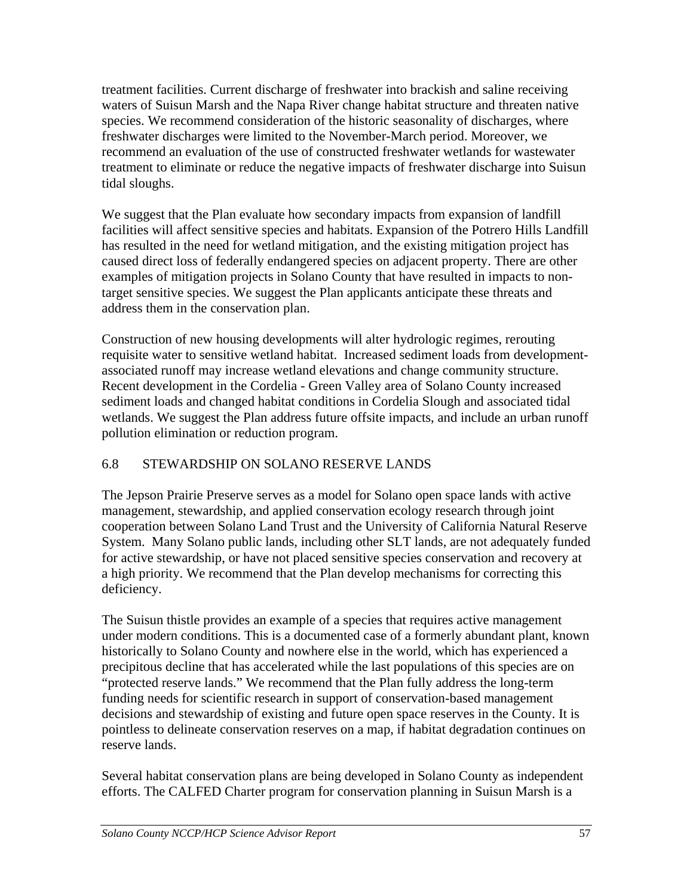treatment facilities. Current discharge of freshwater into brackish and saline receiving waters of Suisun Marsh and the Napa River change habitat structure and threaten native species. We recommend consideration of the historic seasonality of discharges, where freshwater discharges were limited to the November-March period. Moreover, we recommend an evaluation of the use of constructed freshwater wetlands for wastewater treatment to eliminate or reduce the negative impacts of freshwater discharge into Suisun tidal sloughs.

We suggest that the Plan evaluate how secondary impacts from expansion of landfill facilities will affect sensitive species and habitats. Expansion of the Potrero Hills Landfill has resulted in the need for wetland mitigation, and the existing mitigation project has caused direct loss of federally endangered species on adjacent property. There are other examples of mitigation projects in Solano County that have resulted in impacts to non-target sensitive species. We suggest the Plan applicants anticipate these threats and address them in the conservation plan.

Construction of new housing developments will alter hydrologic regimes, rerouting requisite water to sensitive wetland habitat. Increased sediment loads from development-associated runoff may increase wetland elevations and change community structure. Recent development in the Cordelia - Green Valley area of Solano County increased sediment loads and changed habitat conditions in Cordelia Slough and associated tidal wetlands. We suggest the Plan address future offsite impacts, and include an urban runoff pollution elimination or reduction program.

## 6.8 STEWARDSHIP ON SOLANO RESERVE LANDS

The Jepson Prairie Preserve serves as a model for Solano open space lands with active management, stewardship, and applied conservation ecology research through joint cooperation between Solano Land Trust and the University of California Natural Reserve System. Many Solano public lands, including other SLT lands, are not adequately funded for active stewardship, or have not placed sensitive species conservation and recovery at a high priority. We recommend that the Plan develop mechanisms for correcting this deficiency.

The Suisun thistle provides an example of a species that requires active management under modern conditions. This is a documented case of a formerly abundant plant, known historically to Solano County and nowhere else in the world, which has experienced a precipitous decline that has accelerated while the last populations of this species are on "protected reserve lands." We recommend that the Plan fully address the long-term funding needs for scientific research in support of conservation-based management decisions and stewardship of existing and future open space reserves in the County. It is pointless to delineate conservation reserves on a map, if habitat degradation continues on reserve lands.

Several habitat conservation plans are being developed in Solano County as independent efforts. The CALFED Charter program for conservation planning in Suisun Marsh is a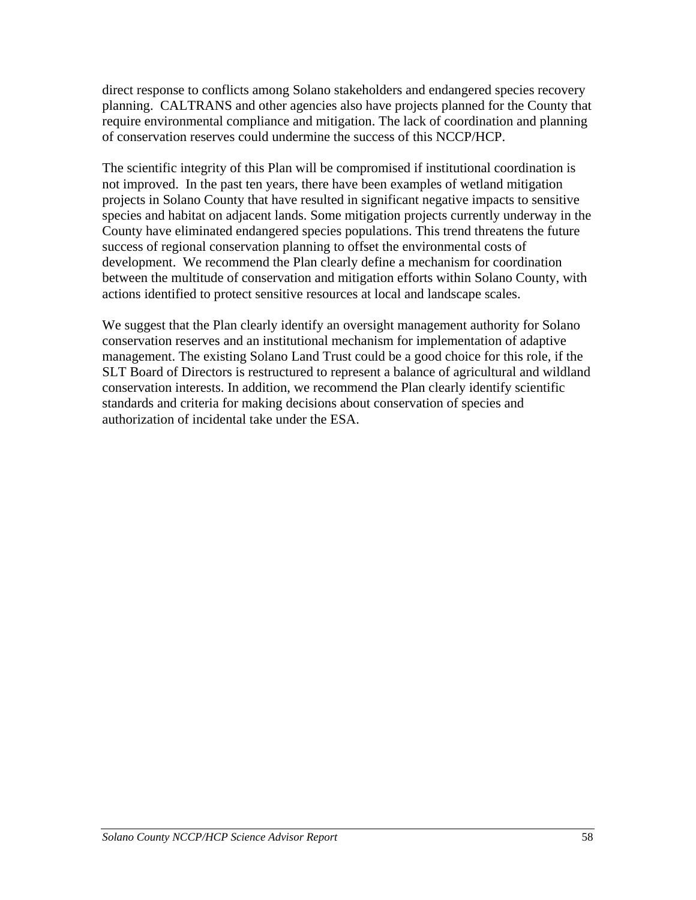direct response to conflicts among Solano stakeholders and endangered species recovery planning. CALTRANS and other agencies also have projects planned for the County that require environmental compliance and mitigation. The lack of coordination and planning of conservation reserves could undermine the success of this NCCP/HCP.

The scientific integrity of this Plan will be compromised if institutional coordination is not improved. In the past ten years, there have been examples of wetland mitigation projects in Solano County that have resulted in significant negative impacts to sensitive species and habitat on adjacent lands. Some mitigation projects currently underway in the County have eliminated endangered species populations. This trend threatens the future success of regional conservation planning to offset the environmental costs of development. We recommend the Plan clearly define a mechanism for coordination between the multitude of conservation and mitigation efforts within Solano County, with actions identified to protect sensitive resources at local and landscape scales.

We suggest that the Plan clearly identify an oversight management authority for Solano conservation reserves and an institutional mechanism for implementation of adaptive management. The existing Solano Land Trust could be a good choice for this role, if the SLT Board of Directors is restructured to represent a balance of agricultural and wildland conservation interests. In addition, we recommend the Plan clearly identify scientific standards and criteria for making decisions about conservation of species and authorization of incidental take under the ESA.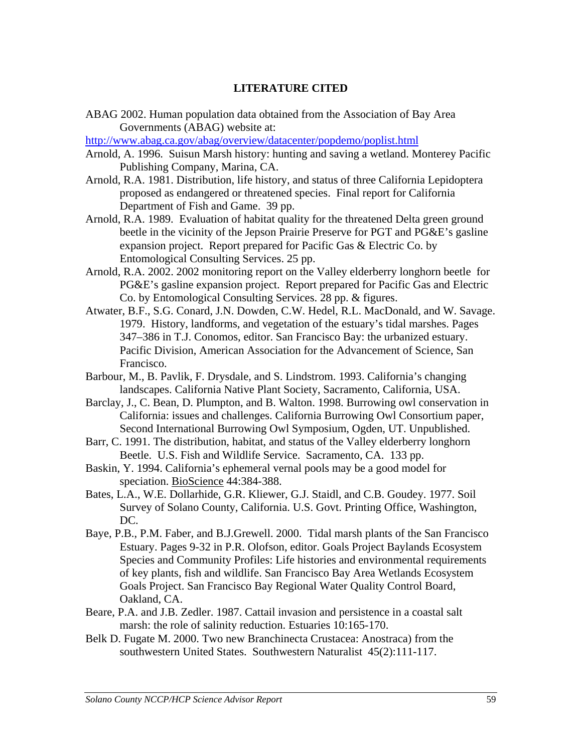## LITERATURE CITED

ABAG 2002. Human population data obtained from the Association of Bay Area Governments (ABAG) website at:
http://www.abag.ca.gov/abag/overview/datacenter/popdemo/poplist.html

Arnold, A. 1996. Suisun Marsh history: hunting and saving a wetland. Monterey Pacific Publishing Company, Marina, CA.

Arnold, R.A. 1981. Distribution, life history, and status of three California Lepidoptera proposed as endangered or threatened species. Final report for California Department of Fish and Game. 39 pp.

Arnold, R.A. 1989. Evaluation of habitat quality for the threatened Delta green ground beetle in the vicinity of the Jepson Prairie Preserve for PGT and PG&E's gasline expansion project. Report prepared for Pacific Gas & Electric Co. by Entomological Consulting Services. 25 pp.

Arnold, R.A. 2002. 2002 monitoring report on the Valley elderberry longhorn beetle for PG&E's gasline expansion project. Report prepared for Pacific Gas and Electric Co. by Entomological Consulting Services. 28 pp. & figures.

Atwater, B.F., S.G. Conard, J.N. Dowden, C.W. Hedel, R.L. MacDonald, and W. Savage. 1979. History, landforms, and vegetation of the estuary's tidal marshes. Pages 347–386 in T.J. Conomos, editor. San Francisco Bay: the urbanized estuary. Pacific Division, American Association for the Advancement of Science, San Francisco.

Barbour, M., B. Pavlik, F. Drysdale, and S. Lindstrom. 1993. California's changing landscapes. California Native Plant Society, Sacramento, California, USA.

Barclay, J., C. Bean, D. Plumpton, and B. Walton. 1998. Burrowing owl conservation in California: issues and challenges. California Burrowing Owl Consortium paper, Second International Burrowing Owl Symposium, Ogden, UT. Unpublished.

Barr, C. 1991. The distribution, habitat, and status of the Valley elderberry longhorn Beetle. U.S. Fish and Wildlife Service. Sacramento, CA. 133 pp.

Baskin, Y. 1994. California's ephemeral vernal pools may be a good model for speciation. BioScience 44:384-388.

Bates, L.A., W.E. Dollarhide, G.R. Kliewer, G.J. Staidl, and C.B. Goudey. 1977. Soil Survey of Solano County, California. U.S. Govt. Printing Office, Washington, DC.

Baye, P.B., P.M. Faber, and B.J.Grewell. 2000. Tidal marsh plants of the San Francisco Estuary. Pages 9-32 in P.R. Olofson, editor. Goals Project Baylands Ecosystem Species and Community Profiles: Life histories and environmental requirements of key plants, fish and wildlife. San Francisco Bay Area Wetlands Ecosystem Goals Project. San Francisco Bay Regional Water Quality Control Board, Oakland, CA.

Beare, P.A. and J.B. Zedler. 1987. Cattail invasion and persistence in a coastal salt marsh: the role of salinity reduction. Estuaries 10:165-170.

Belk D. Fugate M. 2000. Two new Branchinecta Crustacea: Anostraca) from the southwestern United States. Southwestern Naturalist 45(2):111-117.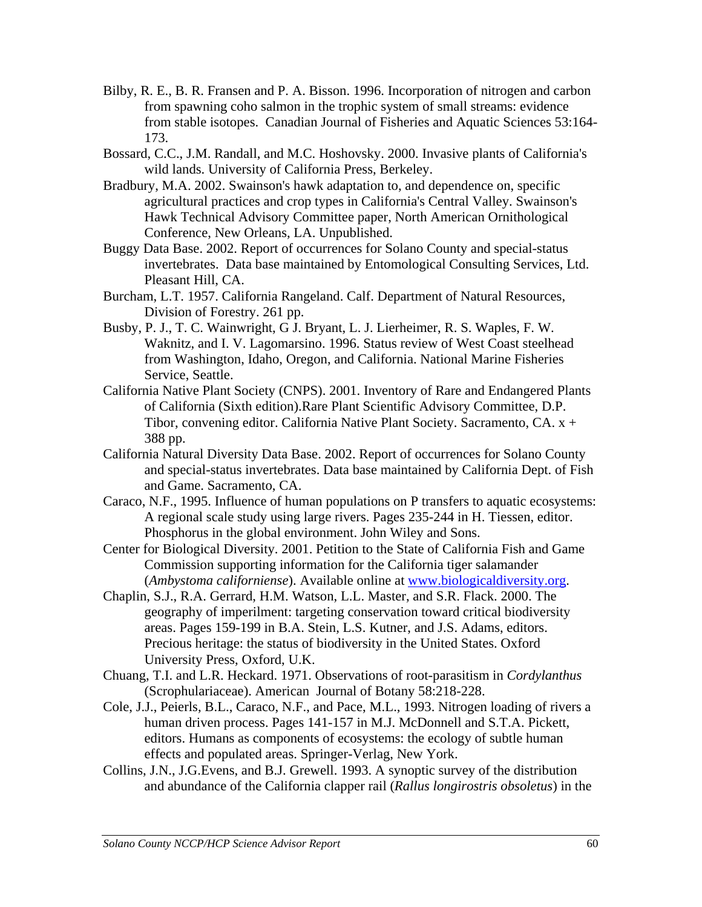Bilby, R. E., B. R. Fransen and P. A. Bisson. 1996. Incorporation of nitrogen and carbon from spawning coho salmon in the trophic system of small streams: evidence from stable isotopes. Canadian Journal of Fisheries and Aquatic Sciences 53:164-173.

Bossard, C.C., J.M. Randall, and M.C. Hoshovsky. 2000. Invasive plants of California's wild lands. University of California Press, Berkeley.

Bradbury, M.A. 2002. Swainson's hawk adaptation to, and dependence on, specific agricultural practices and crop types in California's Central Valley. Swainson's Hawk Technical Advisory Committee paper, North American Ornithological Conference, New Orleans, LA. Unpublished.

Buggy Data Base. 2002. Report of occurrences for Solano County and special-status invertebrates. Data base maintained by Entomological Consulting Services, Ltd. Pleasant Hill, CA.

Burcham, L.T. 1957. California Rangeland. Calf. Department of Natural Resources, Division of Forestry. 261 pp.

Busby, P. J., T. C. Wainwright, G J. Bryant, L. J. Lierheimer, R. S. Waples, F. W. Waknitz, and I. V. Lagomarsino. 1996. Status review of West Coast steelhead from Washington, Idaho, Oregon, and California. National Marine Fisheries Service, Seattle.

California Native Plant Society (CNPS). 2001. Inventory of Rare and Endangered Plants of California (Sixth edition).Rare Plant Scientific Advisory Committee, D.P. Tibor, convening editor. California Native Plant Society. Sacramento, CA. x + 388 pp.

California Natural Diversity Data Base. 2002. Report of occurrences for Solano County and special-status invertebrates. Data base maintained by California Dept. of Fish and Game. Sacramento, CA.

Caraco, N.F., 1995. Influence of human populations on P transfers to aquatic ecosystems: A regional scale study using large rivers. Pages 235-244 in H. Tiessen, editor. Phosphorus in the global environment. John Wiley and Sons.

Center for Biological Diversity. 2001. Petition to the State of California Fish and Game Commission supporting information for the California tiger salamander (*Ambystoma californiense*). Available online at www.biologicaldiversity.org.

Chaplin, S.J., R.A. Gerrard, H.M. Watson, L.L. Master, and S.R. Flack. 2000. The geography of imperilment: targeting conservation toward critical biodiversity areas. Pages 159-199 in B.A. Stein, L.S. Kutner, and J.S. Adams, editors. Precious heritage: the status of biodiversity in the United States. Oxford University Press, Oxford, U.K.

Chuang, T.I. and L.R. Heckard. 1971. Observations of root-parasitism in *Cordylanthus* (Scrophulariaceae). American Journal of Botany 58:218-228.

Cole, J.J., Peierls, B.L., Caraco, N.F., and Pace, M.L., 1993. Nitrogen loading of rivers a human driven process. Pages 141-157 in M.J. McDonnell and S.T.A. Pickett, editors. Humans as components of ecosystems: the ecology of subtle human effects and populated areas. Springer-Verlag, New York.

Collins, J.N., J.G.Evens, and B.J. Grewell. 1993. A synoptic survey of the distribution and abundance of the California clapper rail (*Rallus longirostris obsoletus*) in the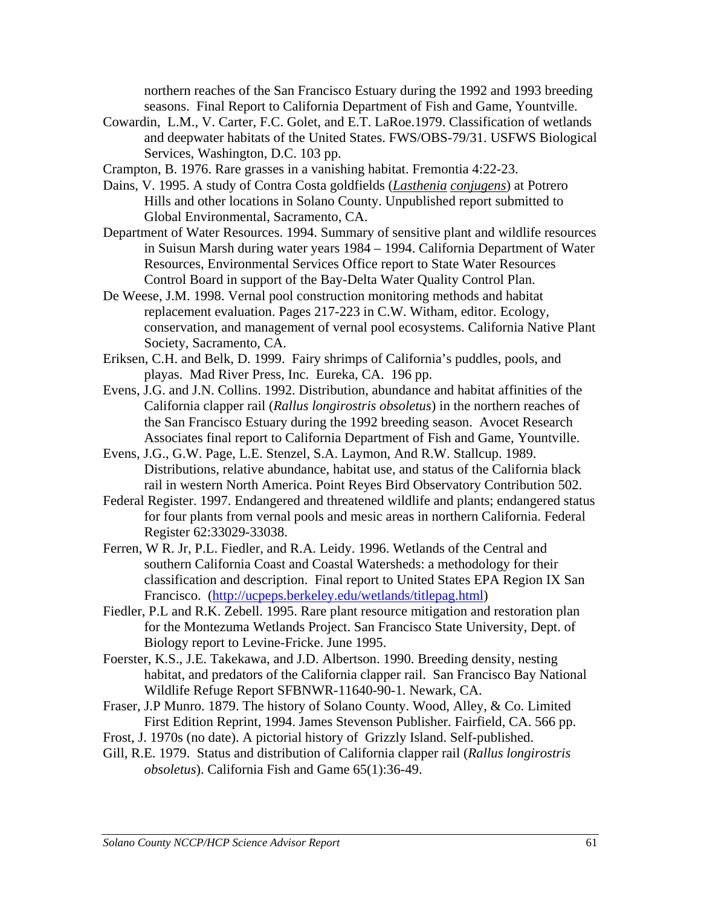northern reaches of the San Francisco Estuary during the 1992 and 1993 breeding seasons. Final Report to California Department of Fish and Game, Yountville.

Cowardin, L.M., V. Carter, F.C. Golet, and E.T. LaRoe.1979. Classification of wetlands and deepwater habitats of the United States. FWS/OBS-79/31. USFWS Biological Services, Washington, D.C. 103 pp.

Crampton, B. 1976. Rare grasses in a vanishing habitat. Fremontia 4:22-23.

Dains, V. 1995. A study of Contra Costa goldfields (*Lasthenia conjugens*) at Potrero Hills and other locations in Solano County. Unpublished report submitted to Global Environmental, Sacramento, CA.

Department of Water Resources. 1994. Summary of sensitive plant and wildlife resources in Suisun Marsh during water years 1984 – 1994. California Department of Water Resources, Environmental Services Office report to State Water Resources Control Board in support of the Bay-Delta Water Quality Control Plan.

De Weese, J.M. 1998. Vernal pool construction monitoring methods and habitat replacement evaluation. Pages 217-223 in C.W. Witham, editor. Ecology, conservation, and management of vernal pool ecosystems. California Native Plant Society, Sacramento, CA.

Eriksen, C.H. and Belk, D. 1999. Fairy shrimps of California's puddles, pools, and playas. Mad River Press, Inc. Eureka, CA. 196 pp.

Evens, J.G. and J.N. Collins. 1992. Distribution, abundance and habitat affinities of the California clapper rail (*Rallus longirostris obsoletus*) in the northern reaches of the San Francisco Estuary during the 1992 breeding season. Avocet Research Associates final report to California Department of Fish and Game, Yountville.

Evens, J.G., G.W. Page, L.E. Stenzel, S.A. Laymon, And R.W. Stallcup. 1989. Distributions, relative abundance, habitat use, and status of the California black rail in western North America. Point Reyes Bird Observatory Contribution 502.

Federal Register. 1997. Endangered and threatened wildlife and plants; endangered status for four plants from vernal pools and mesic areas in northern California. Federal Register 62:33029-33038.

Ferren, W R. Jr, P.L. Fiedler, and R.A. Leidy. 1996. Wetlands of the Central and southern California Coast and Coastal Watersheds: a methodology for their classification and description. Final report to United States EPA Region IX San Francisco. (http://ucpeps.berkeley.edu/wetlands/titlepag.html)

Fiedler, P.L and R.K. Zebell. 1995. Rare plant resource mitigation and restoration plan for the Montezuma Wetlands Project. San Francisco State University, Dept. of Biology report to Levine-Fricke. June 1995.

Foerster, K.S., J.E. Takekawa, and J.D. Albertson. 1990. Breeding density, nesting habitat, and predators of the California clapper rail. San Francisco Bay National Wildlife Refuge Report SFBNWR-11640-90-1. Newark, CA.

Fraser, J.P Munro. 1879. The history of Solano County. Wood, Alley, & Co. Limited First Edition Reprint, 1994. James Stevenson Publisher. Fairfield, CA. 566 pp.

Frost, J. 1970s (no date). A pictorial history of Grizzly Island. Self-published.

Gill, R.E. 1979. Status and distribution of California clapper rail (*Rallus longirostris obsoletus*). California Fish and Game 65(1):36-49.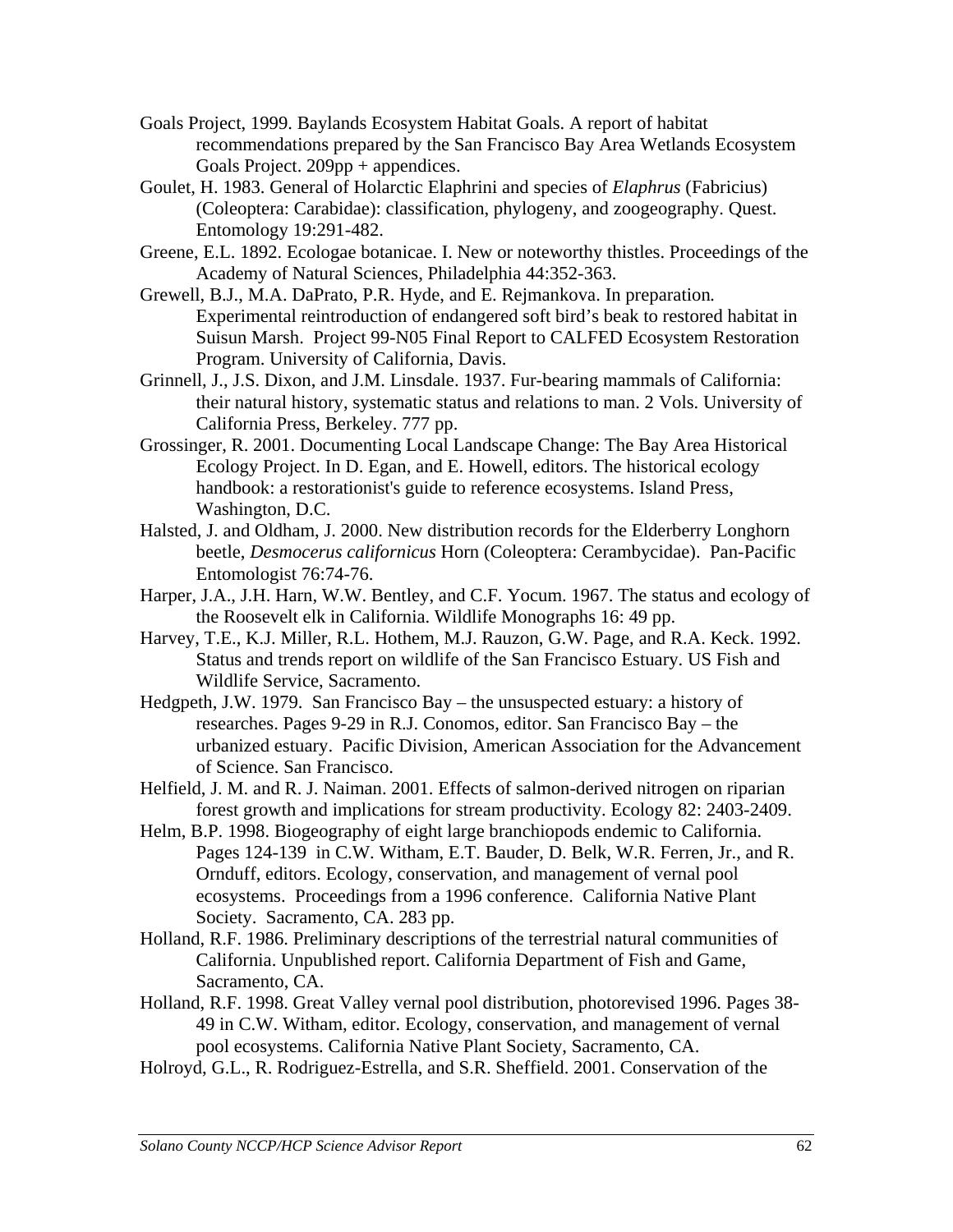Goals Project, 1999. Baylands Ecosystem Habitat Goals. A report of habitat recommendations prepared by the San Francisco Bay Area Wetlands Ecosystem Goals Project. 209pp + appendices.

Goulet, H. 1983. General of Holarctic Elaphrini and species of *Elaphrus* (Fabricius) (Coleoptera: Carabidae): classification, phylogeny, and zoogeography. Quest. Entomology 19:291-482.

Greene, E.L. 1892. Ecologae botanicae. I. New or noteworthy thistles. Proceedings of the Academy of Natural Sciences, Philadelphia 44:352-363.

Grewell, B.J., M.A. DaPrato, P.R. Hyde, and E. Rejmankova. In preparation. Experimental reintroduction of endangered soft bird's beak to restored habitat in Suisun Marsh. Project 99-N05 Final Report to CALFED Ecosystem Restoration Program. University of California, Davis.

Grinnell, J., J.S. Dixon, and J.M. Linsdale. 1937. Fur-bearing mammals of California: their natural history, systematic status and relations to man. 2 Vols. University of California Press, Berkeley. 777 pp.

Grossinger, R. 2001. Documenting Local Landscape Change: The Bay Area Historical Ecology Project. In D. Egan, and E. Howell, editors. The historical ecology handbook: a restorationist's guide to reference ecosystems. Island Press, Washington, D.C.

Halsted, J. and Oldham, J. 2000. New distribution records for the Elderberry Longhorn beetle, *Desmocerus californicus* Horn (Coleoptera: Cerambycidae). Pan-Pacific Entomologist 76:74-76.

Harper, J.A., J.H. Harn, W.W. Bentley, and C.F. Yocum. 1967. The status and ecology of the Roosevelt elk in California. Wildlife Monographs 16: 49 pp.

Harvey, T.E., K.J. Miller, R.L. Hothem, M.J. Rauzon, G.W. Page, and R.A. Keck. 1992. Status and trends report on wildlife of the San Francisco Estuary. US Fish and Wildlife Service, Sacramento.

Hedgpeth, J.W. 1979. San Francisco Bay – the unsuspected estuary: a history of researches. Pages 9-29 in R.J. Conomos, editor. San Francisco Bay – the urbanized estuary. Pacific Division, American Association for the Advancement of Science. San Francisco.

Helfield, J. M. and R. J. Naiman. 2001. Effects of salmon-derived nitrogen on riparian forest growth and implications for stream productivity. Ecology 82: 2403-2409.

Helm, B.P. 1998. Biogeography of eight large branchiopods endemic to California. Pages 124-139 in C.W. Witham, E.T. Bauder, D. Belk, W.R. Ferren, Jr., and R. Ornduff, editors. Ecology, conservation, and management of vernal pool ecosystems. Proceedings from a 1996 conference. California Native Plant Society. Sacramento, CA. 283 pp.

Holland, R.F. 1986. Preliminary descriptions of the terrestrial natural communities of California. Unpublished report. California Department of Fish and Game, Sacramento, CA.

Holland, R.F. 1998. Great Valley vernal pool distribution, photorevised 1996. Pages 38-49 in C.W. Witham, editor. Ecology, conservation, and management of vernal pool ecosystems. California Native Plant Society, Sacramento, CA.

Holroyd, G.L., R. Rodriguez-Estrella, and S.R. Sheffield. 2001. Conservation of the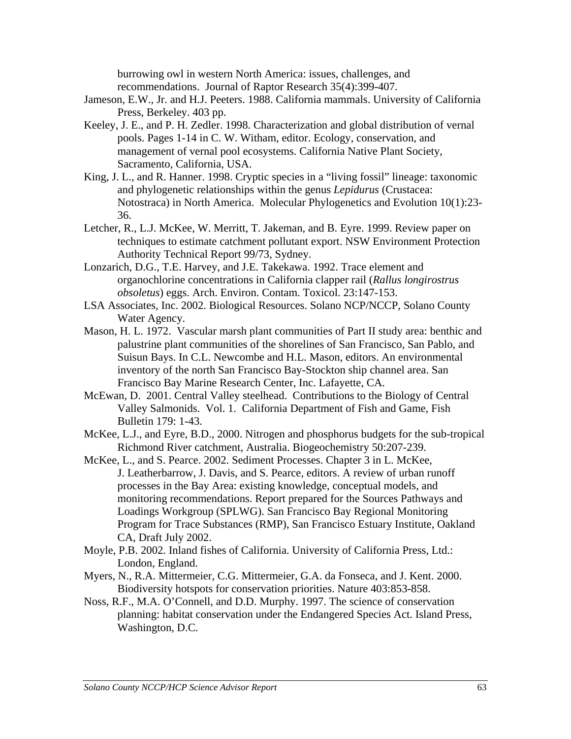burrowing owl in western North America: issues, challenges, and recommendations. Journal of Raptor Research 35(4):399-407.

Jameson, E.W., Jr. and H.J. Peeters. 1988. California mammals. University of California Press, Berkeley. 403 pp.

Keeley, J. E., and P. H. Zedler. 1998. Characterization and global distribution of vernal pools. Pages 1-14 in C. W. Witham, editor. Ecology, conservation, and management of vernal pool ecosystems. California Native Plant Society, Sacramento, California, USA.

King, J. L., and R. Hanner. 1998. Cryptic species in a "living fossil" lineage: taxonomic and phylogenetic relationships within the genus *Lepidurus* (Crustacea: Notostraca) in North America. Molecular Phylogenetics and Evolution 10(1):23-36.

Letcher, R., L.J. McKee, W. Merritt, T. Jakeman, and B. Eyre. 1999. Review paper on techniques to estimate catchment pollutant export. NSW Environment Protection Authority Technical Report 99/73, Sydney.

Lonzarich, D.G., T.E. Harvey, and J.E. Takekawa. 1992. Trace element and organochlorine concentrations in California clapper rail (*Rallus longirostrus obsoletus*) eggs. Arch. Environ. Contam. Toxicol. 23:147-153.

LSA Associates, Inc. 2002. Biological Resources. Solano NCP/NCCP, Solano County Water Agency.

Mason, H. L. 1972. Vascular marsh plant communities of Part II study area: benthic and palustrine plant communities of the shorelines of San Francisco, San Pablo, and Suisun Bays. In C.L. Newcombe and H.L. Mason, editors. An environmental inventory of the north San Francisco Bay-Stockton ship channel area. San Francisco Bay Marine Research Center, Inc. Lafayette, CA.

McEwan, D. 2001. Central Valley steelhead. Contributions to the Biology of Central Valley Salmonids. Vol. 1. California Department of Fish and Game, Fish Bulletin 179: 1-43.

McKee, L.J., and Eyre, B.D., 2000. Nitrogen and phosphorus budgets for the sub-tropical Richmond River catchment, Australia. Biogeochemistry 50:207-239.

McKee, L., and S. Pearce. 2002. Sediment Processes. Chapter 3 in L. McKee, J. Leatherbarrow, J. Davis, and S. Pearce, editors. A review of urban runoff processes in the Bay Area: existing knowledge, conceptual models, and monitoring recommendations. Report prepared for the Sources Pathways and Loadings Workgroup (SPLWG). San Francisco Bay Regional Monitoring Program for Trace Substances (RMP), San Francisco Estuary Institute, Oakland CA, Draft July 2002.

Moyle, P.B. 2002. Inland fishes of California. University of California Press, Ltd.: London, England.

Myers, N., R.A. Mittermeier, C.G. Mittermeier, G.A. da Fonseca, and J. Kent. 2000. Biodiversity hotspots for conservation priorities. Nature 403:853-858.

Noss, R.F., M.A. O'Connell, and D.D. Murphy. 1997. The science of conservation planning: habitat conservation under the Endangered Species Act. Island Press, Washington, D.C.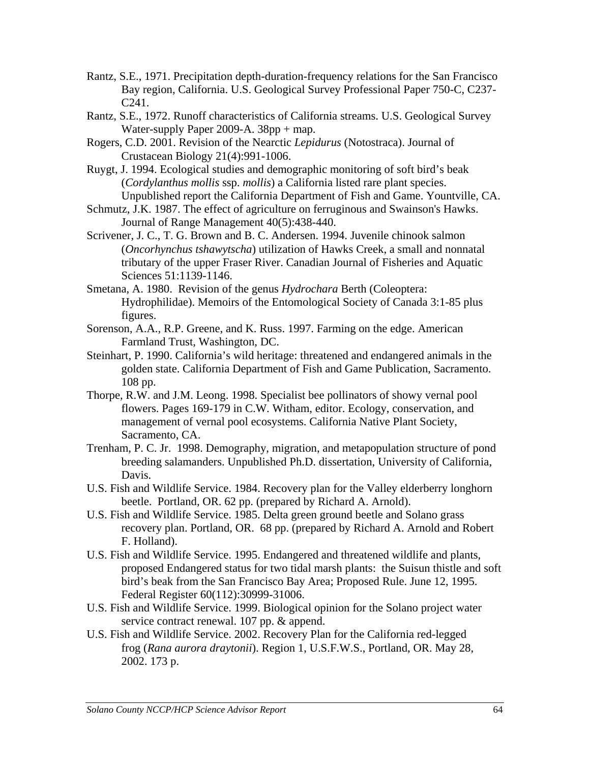Rantz, S.E., 1971. Precipitation depth-duration-frequency relations for the San Francisco Bay region, California. U.S. Geological Survey Professional Paper 750-C, C237-C241.

Rantz, S.E., 1972. Runoff characteristics of California streams. U.S. Geological Survey Water-supply Paper 2009-A. 38pp + map.

Rogers, C.D. 2001. Revision of the Nearctic *Lepidurus* (Notostraca). Journal of Crustacean Biology 21(4):991-1006.

Ruygt, J. 1994. Ecological studies and demographic monitoring of soft bird's beak (*Cordylanthus mollis* ssp. *mollis*) a California listed rare plant species. Unpublished report the California Department of Fish and Game. Yountville, CA.

Schmutz, J.K. 1987. The effect of agriculture on ferruginous and Swainson's Hawks. Journal of Range Management 40(5):438-440.

Scrivener, J. C., T. G. Brown and B. C. Andersen. 1994. Juvenile chinook salmon (*Oncorhynchus tshawytscha*) utilization of Hawks Creek, a small and nonnatal tributary of the upper Fraser River. Canadian Journal of Fisheries and Aquatic Sciences 51:1139-1146.

Smetana, A. 1980. Revision of the genus *Hydrochara* Berth (Coleoptera: Hydrophilidae). Memoirs of the Entomological Society of Canada 3:1-85 plus figures.

Sorenson, A.A., R.P. Greene, and K. Russ. 1997. Farming on the edge. American Farmland Trust, Washington, DC.

Steinhart, P. 1990. California's wild heritage: threatened and endangered animals in the golden state. California Department of Fish and Game Publication, Sacramento. 108 pp.

Thorpe, R.W. and J.M. Leong. 1998. Specialist bee pollinators of showy vernal pool flowers. Pages 169-179 in C.W. Witham, editor. Ecology, conservation, and management of vernal pool ecosystems. California Native Plant Society, Sacramento, CA.

Trenham, P. C. Jr. 1998. Demography, migration, and metapopulation structure of pond breeding salamanders. Unpublished Ph.D. dissertation, University of California, Davis.

U.S. Fish and Wildlife Service. 1984. Recovery plan for the Valley elderberry longhorn beetle. Portland, OR. 62 pp. (prepared by Richard A. Arnold).

U.S. Fish and Wildlife Service. 1985. Delta green ground beetle and Solano grass recovery plan. Portland, OR. 68 pp. (prepared by Richard A. Arnold and Robert F. Holland).

U.S. Fish and Wildlife Service. 1995. Endangered and threatened wildlife and plants, proposed Endangered status for two tidal marsh plants: the Suisun thistle and soft bird's beak from the San Francisco Bay Area; Proposed Rule. June 12, 1995. Federal Register 60(112):30999-31006.

U.S. Fish and Wildlife Service. 1999. Biological opinion for the Solano project water service contract renewal. 107 pp. & append.

U.S. Fish and Wildlife Service. 2002. Recovery Plan for the California red-legged frog (*Rana aurora draytonii*). Region 1, U.S.F.W.S., Portland, OR. May 28, 2002. 173 p.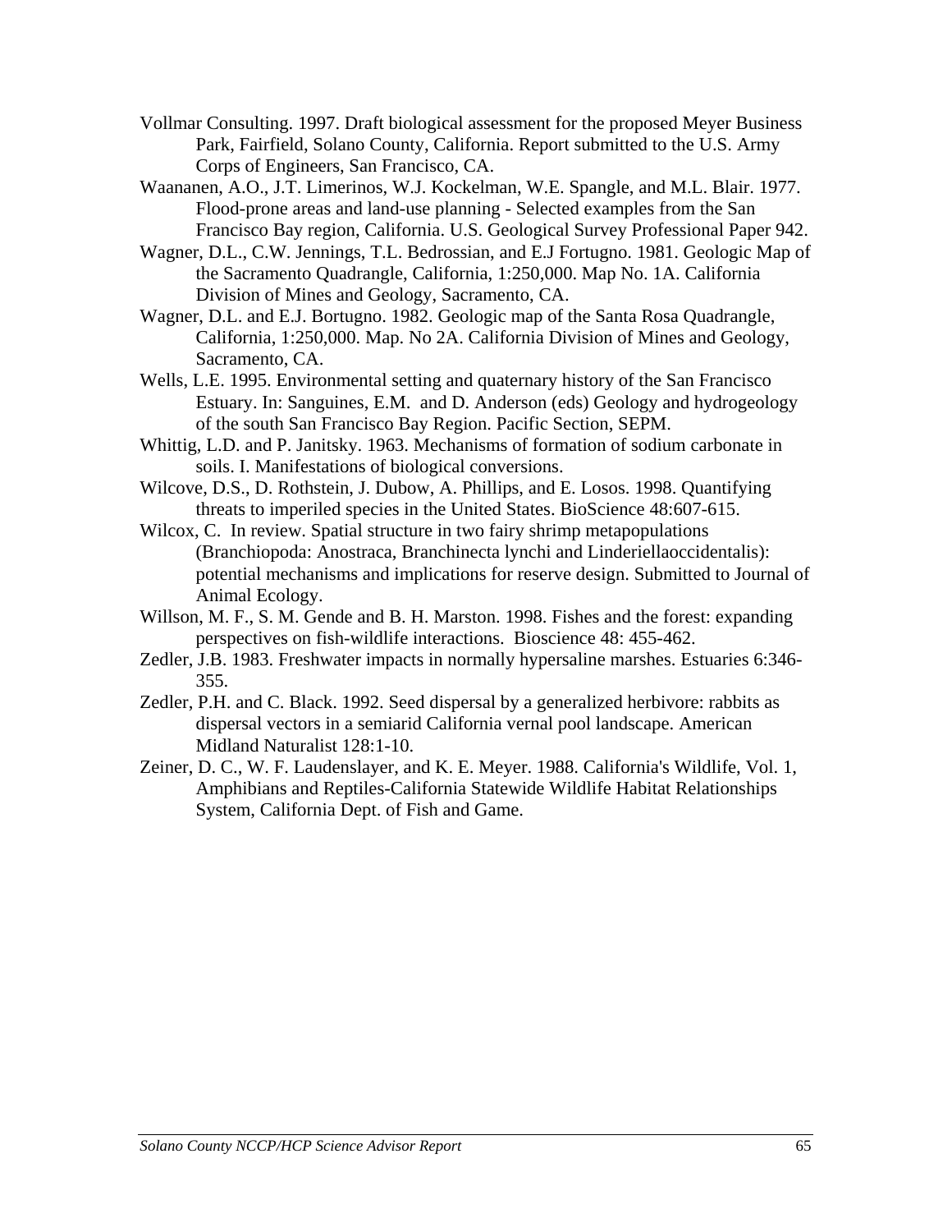Vollmar Consulting. 1997. Draft biological assessment for the proposed Meyer Business Park, Fairfield, Solano County, California. Report submitted to the U.S. Army Corps of Engineers, San Francisco, CA.

Waananen, A.O., J.T. Limerinos, W.J. Kockelman, W.E. Spangle, and M.L. Blair. 1977. Flood-prone areas and land-use planning - Selected examples from the San Francisco Bay region, California. U.S. Geological Survey Professional Paper 942.

Wagner, D.L., C.W. Jennings, T.L. Bedrossian, and E.J Fortugno. 1981. Geologic Map of the Sacramento Quadrangle, California, 1:250,000. Map No. 1A. California Division of Mines and Geology, Sacramento, CA.

Wagner, D.L. and E.J. Bortugno. 1982. Geologic map of the Santa Rosa Quadrangle, California, 1:250,000. Map. No 2A. California Division of Mines and Geology, Sacramento, CA.

Wells, L.E. 1995. Environmental setting and quaternary history of the San Francisco Estuary. In: Sanguines, E.M. and D. Anderson (eds) Geology and hydrogeology of the south San Francisco Bay Region. Pacific Section, SEPM.

Whittig, L.D. and P. Janitsky. 1963. Mechanisms of formation of sodium carbonate in soils. I. Manifestations of biological conversions.

Wilcove, D.S., D. Rothstein, J. Dubow, A. Phillips, and E. Losos. 1998. Quantifying threats to imperiled species in the United States. BioScience 48:607-615.

Wilcox, C. In review. Spatial structure in two fairy shrimp metapopulations (Branchiopoda: Anostraca, Branchinecta lynchi and Linderiellaoccidentalis): potential mechanisms and implications for reserve design. Submitted to Journal of Animal Ecology.

Willson, M. F., S. M. Gende and B. H. Marston. 1998. Fishes and the forest: expanding perspectives on fish-wildlife interactions. Bioscience 48: 455-462.

Zedler, J.B. 1983. Freshwater impacts in normally hypersaline marshes. Estuaries 6:346-355.

Zedler, P.H. and C. Black. 1992. Seed dispersal by a generalized herbivore: rabbits as dispersal vectors in a semiarid California vernal pool landscape. American Midland Naturalist 128:1-10.

Zeiner, D. C., W. F. Laudenslayer, and K. E. Meyer. 1988. California's Wildlife, Vol. 1, Amphibians and Reptiles-California Statewide Wildlife Habitat Relationships System, California Dept. of Fish and Game.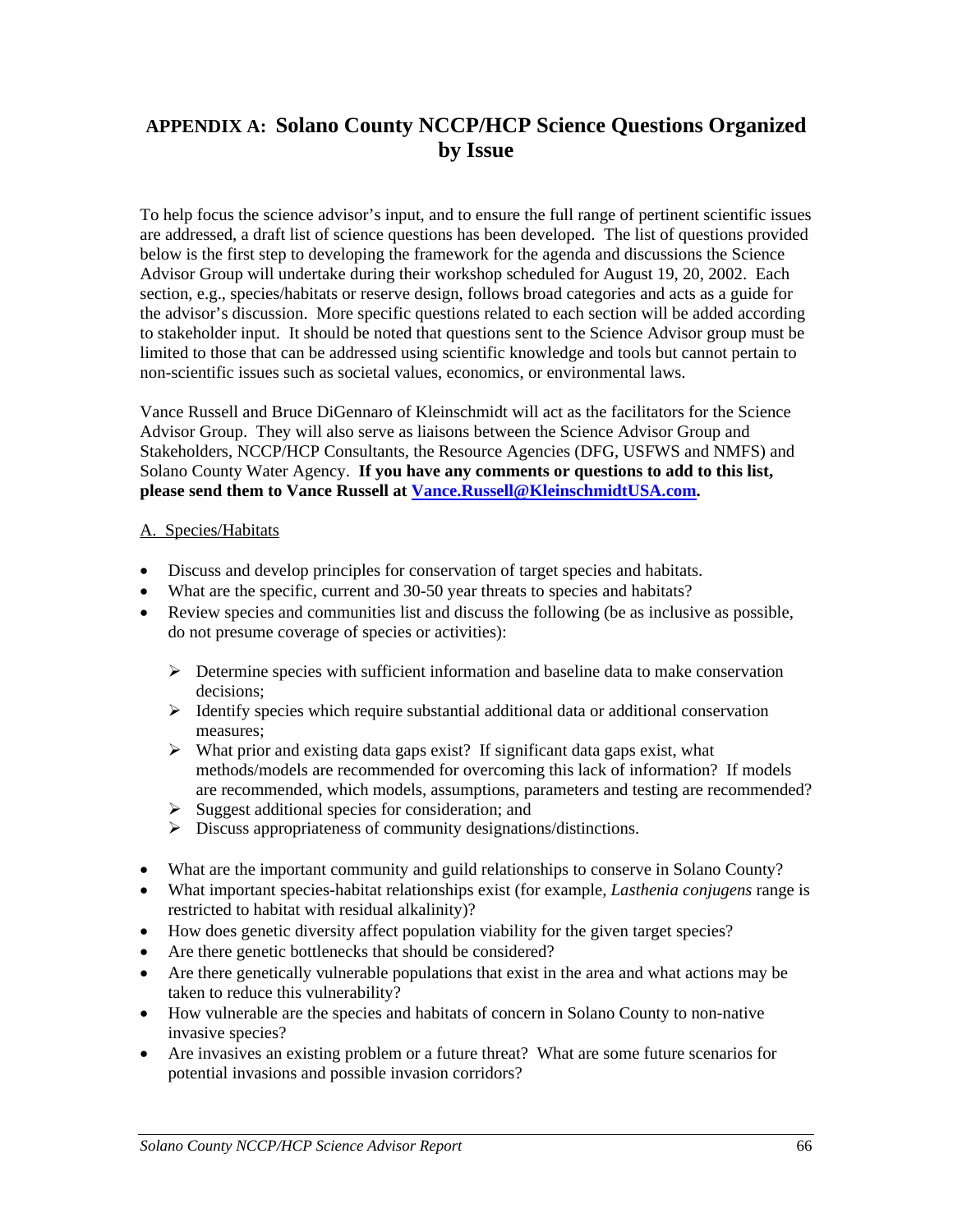# APPENDIX A: Solano County NCCP/HCP Science Questions Organized by Issue

To help focus the science advisor's input, and to ensure the full range of pertinent scientific issues are addressed, a draft list of science questions has been developed. The list of questions provided below is the first step to developing the framework for the agenda and discussions the Science Advisor Group will undertake during their workshop scheduled for August 19, 20, 2002. Each section, e.g., species/habitats or reserve design, follows broad categories and acts as a guide for the advisor's discussion. More specific questions related to each section will be added according to stakeholder input. It should be noted that questions sent to the Science Advisor group must be limited to those that can be addressed using scientific knowledge and tools but cannot pertain to non-scientific issues such as societal values, economics, or environmental laws.

Vance Russell and Bruce DiGennaro of Kleinschmidt will act as the facilitators for the Science Advisor Group. They will also serve as liaisons between the Science Advisor Group and Stakeholders, NCCP/HCP Consultants, the Resource Agencies (DFG, USFWS and NMFS) and Solano County Water Agency. **If you have any comments or questions to add to this list, please send them to Vance Russell at Vance.Russell@KleinschmidtUSA.com.**

A. Species/Habitats

- Discuss and develop principles for conservation of target species and habitats.
- What are the specific, current and 30-50 year threats to species and habitats?
- Review species and communities list and discuss the following (be as inclusive as possible, do not presume coverage of species or activities):
  - Determine species with sufficient information and baseline data to make conservation decisions;
  - Identify species which require substantial additional data or additional conservation measures;
  - What prior and existing data gaps exist? If significant data gaps exist, what methods/models are recommended for overcoming this lack of information? If models are recommended, which models, assumptions, parameters and testing are recommended?
  - Suggest additional species for consideration; and
  - Discuss appropriateness of community designations/distinctions.
- What are the important community and guild relationships to conserve in Solano County?
- What important species-habitat relationships exist (for example, *Lasthenia conjugens* range is restricted to habitat with residual alkalinity)?
- How does genetic diversity affect population viability for the given target species?
- Are there genetic bottlenecks that should be considered?
- Are there genetically vulnerable populations that exist in the area and what actions may be taken to reduce this vulnerability?
- How vulnerable are the species and habitats of concern in Solano County to non-native invasive species?
- Are invasives an existing problem or a future threat? What are some future scenarios for potential invasions and possible invasion corridors?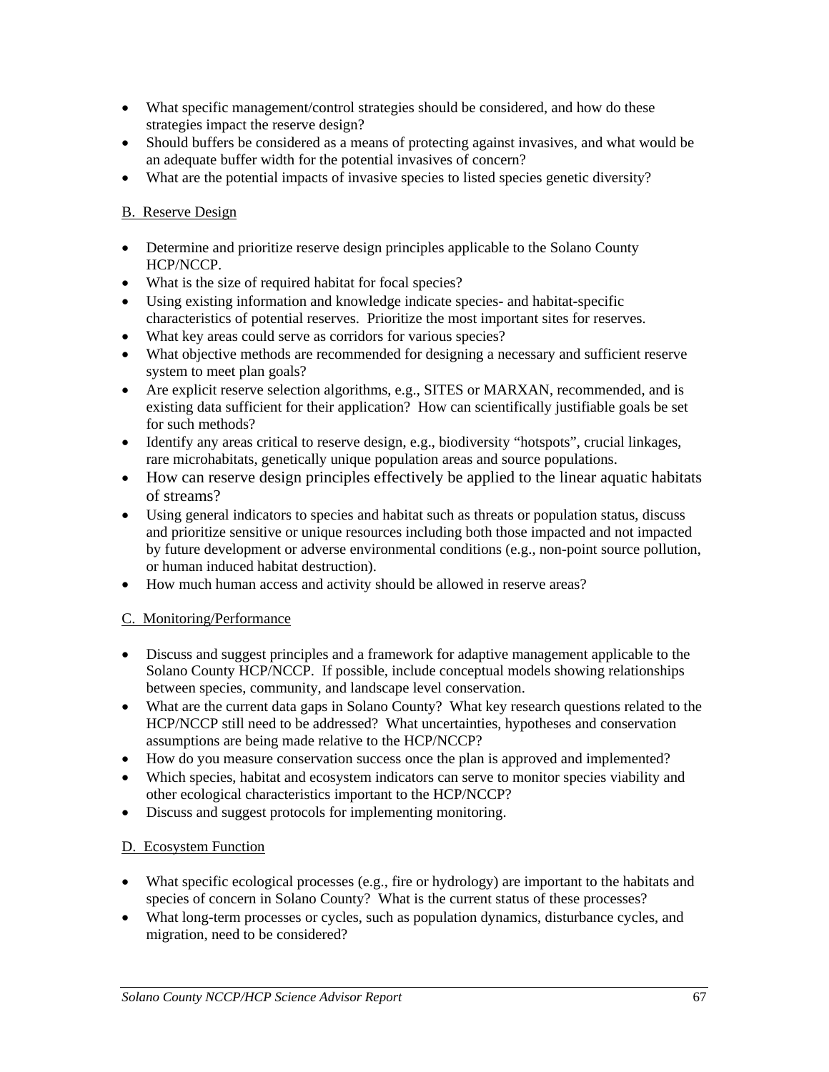- What specific management/control strategies should be considered, and how do these strategies impact the reserve design?
- Should buffers be considered as a means of protecting against invasives, and what would be an adequate buffer width for the potential invasives of concern?
- What are the potential impacts of invasive species to listed species genetic diversity?

B. Reserve Design

- Determine and prioritize reserve design principles applicable to the Solano County HCP/NCCP.
- What is the size of required habitat for focal species?
- Using existing information and knowledge indicate species- and habitat-specific characteristics of potential reserves. Prioritize the most important sites for reserves.
- What key areas could serve as corridors for various species?
- What objective methods are recommended for designing a necessary and sufficient reserve system to meet plan goals?
- Are explicit reserve selection algorithms, e.g., SITES or MARXAN, recommended, and is existing data sufficient for their application? How can scientifically justifiable goals be set for such methods?
- Identify any areas critical to reserve design, e.g., biodiversity "hotspots", crucial linkages, rare microhabitats, genetically unique population areas and source populations.
- How can reserve design principles effectively be applied to the linear aquatic habitats of streams?
- Using general indicators to species and habitat such as threats or population status, discuss and prioritize sensitive or unique resources including both those impacted and not impacted by future development or adverse environmental conditions (e.g., non-point source pollution, or human induced habitat destruction).
- How much human access and activity should be allowed in reserve areas?

C. Monitoring/Performance

- Discuss and suggest principles and a framework for adaptive management applicable to the Solano County HCP/NCCP. If possible, include conceptual models showing relationships between species, community, and landscape level conservation.
- What are the current data gaps in Solano County? What key research questions related to the HCP/NCCP still need to be addressed? What uncertainties, hypotheses and conservation assumptions are being made relative to the HCP/NCCP?
- How do you measure conservation success once the plan is approved and implemented?
- Which species, habitat and ecosystem indicators can serve to monitor species viability and other ecological characteristics important to the HCP/NCCP?
- Discuss and suggest protocols for implementing monitoring.

D. Ecosystem Function

- What specific ecological processes (e.g., fire or hydrology) are important to the habitats and species of concern in Solano County? What is the current status of these processes?
- What long-term processes or cycles, such as population dynamics, disturbance cycles, and migration, need to be considered?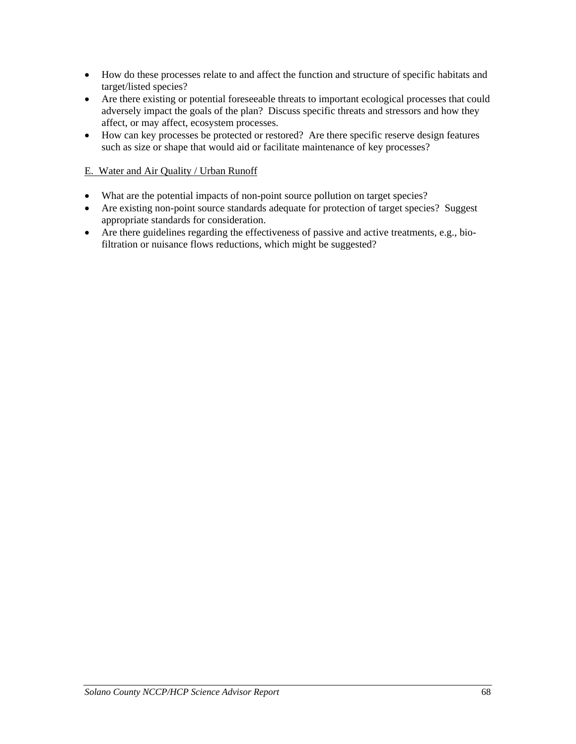- How do these processes relate to and affect the function and structure of specific habitats and target/listed species?
- Are there existing or potential foreseeable threats to important ecological processes that could adversely impact the goals of the plan? Discuss specific threats and stressors and how they affect, or may affect, ecosystem processes.
- How can key processes be protected or restored? Are there specific reserve design features such as size or shape that would aid or facilitate maintenance of key processes?

E. Water and Air Quality / Urban Runoff

- What are the potential impacts of non-point source pollution on target species?
- Are existing non-point source standards adequate for protection of target species? Suggest appropriate standards for consideration.
- Are there guidelines regarding the effectiveness of passive and active treatments, e.g., bio-filtration or nuisance flows reductions, which might be suggested?